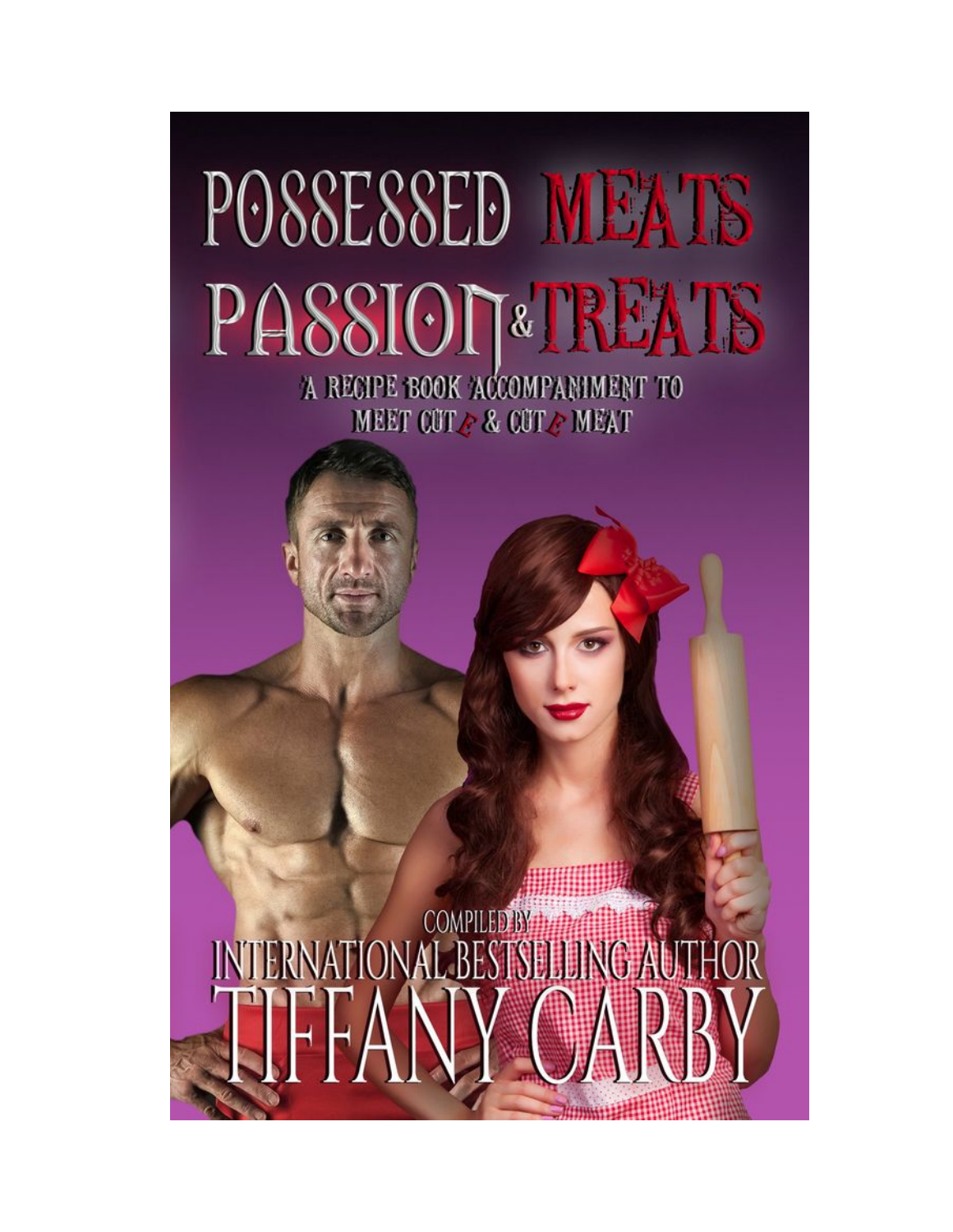# POSSESSED MEATS PASSION & TREATS

A RECIPE BOOK ACCOMPANIMENT TO
MEET CUTE & CUTE MEAT

COMPILED BY
INTERNATIONAL BESTSELLING AUTHOR
TIFFANY CARBY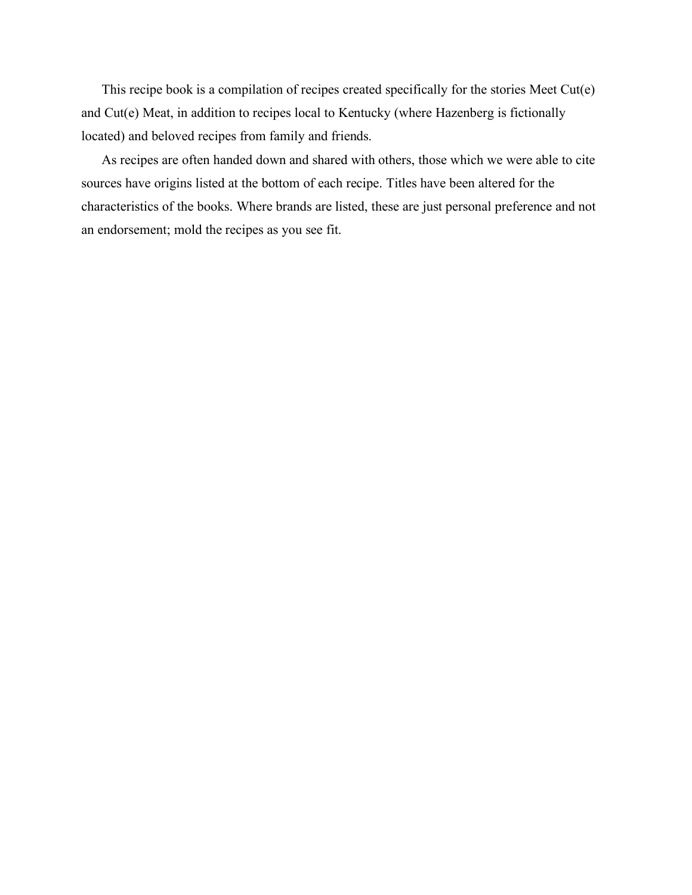This recipe book is a compilation of recipes created specifically for the stories Meet Cut(e) and Cut(e) Meat, in addition to recipes local to Kentucky (where Hazenberg is fictionally located) and beloved recipes from family and friends.

As recipes are often handed down and shared with others, those which we were able to cite sources have origins listed at the bottom of each recipe. Titles have been altered for the characteristics of the books. Where brands are listed, these are just personal preference and not an endorsement; mold the recipes as you see fit.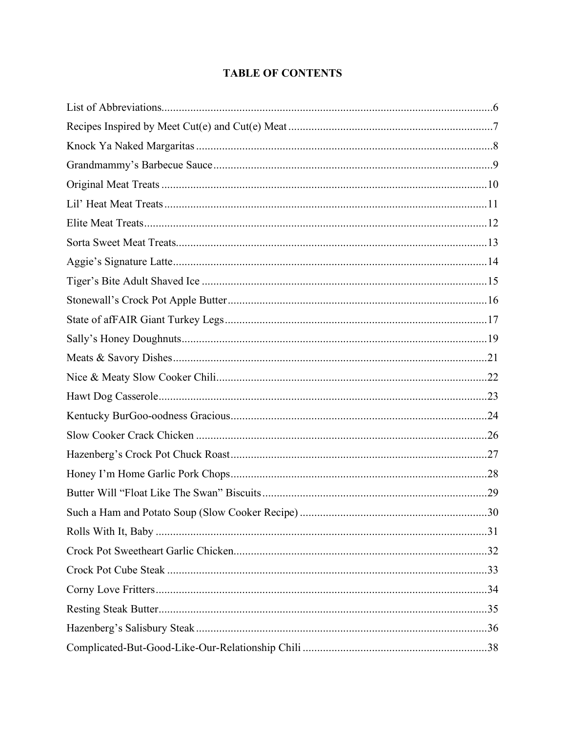# TABLE OF CONTENTS

List of Abbreviations....6

Recipes Inspired by Meet Cut(e) and Cut(e) Meat....7

Knock Ya Naked Margaritas....8

Grandmammy's Barbecue Sauce....9

Original Meat Treats....10

Lil' Heat Meat Treats....11

Elite Meat Treats....12

Sorta Sweet Meat Treats....13

Aggie's Signature Latte....14

Tiger's Bite Adult Shaved Ice....15

Stonewall's Crock Pot Apple Butter....16

State of afFAIR Giant Turkey Legs....17

Sally's Honey Doughnuts....19

Meats & Savory Dishes....21

Nice & Meaty Slow Cooker Chili....22

Hawt Dog Casserole....23

Kentucky BurGoo-oodness Gracious....24

Slow Cooker Crack Chicken....26

Hazenberg's Crock Pot Chuck Roast....27

Honey I'm Home Garlic Pork Chops....28

Butter Will "Float Like The Swan" Biscuits....29

Such a Ham and Potato Soup (Slow Cooker Recipe)....30

Rolls With It, Baby....31

Crock Pot Sweetheart Garlic Chicken....32

Crock Pot Cube Steak....33

Corny Love Fritters....34

Resting Steak Butter....35

Hazenberg's Salisbury Steak....36

Complicated-But-Good-Like-Our-Relationship Chili....38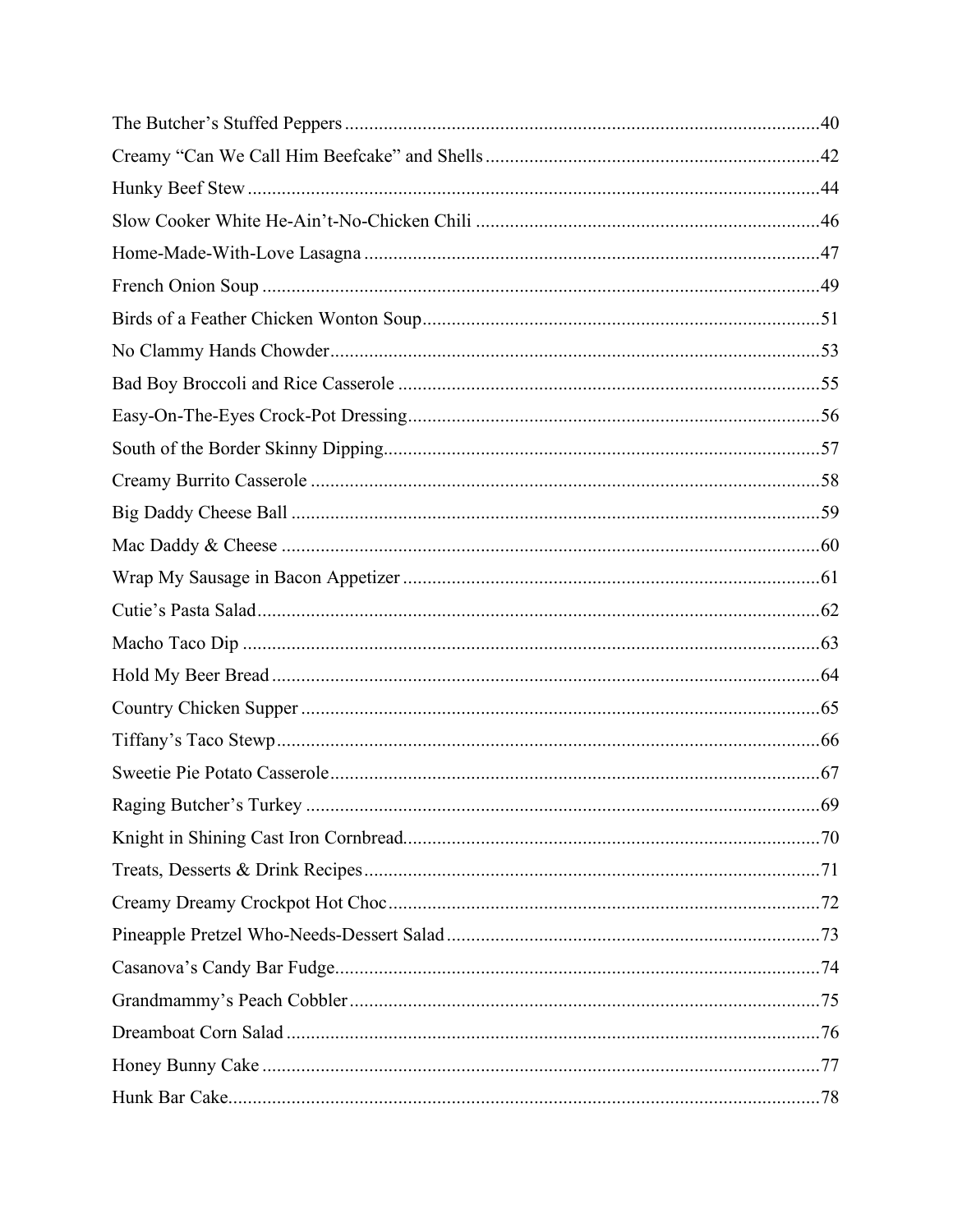The Butcher's Stuffed Peppers ........................................ 40
Creamy "Can We Call Him Beefcake" and Shells ........................................ 42
Hunky Beef Stew ........................................ 44
Slow Cooker White He-Ain't-No-Chicken Chili ........................................ 46
Home-Made-With-Love Lasagna ........................................ 47
French Onion Soup ........................................ 49
Birds of a Feather Chicken Wonton Soup ........................................ 51
No Clammy Hands Chowder ........................................ 53
Bad Boy Broccoli and Rice Casserole ........................................ 55
Easy-On-The-Eyes Crock-Pot Dressing ........................................ 56
South of the Border Skinny Dipping ........................................ 57
Creamy Burrito Casserole ........................................ 58
Big Daddy Cheese Ball ........................................ 59
Mac Daddy & Cheese ........................................ 60
Wrap My Sausage in Bacon Appetizer ........................................ 61
Cutie's Pasta Salad ........................................ 62
Macho Taco Dip ........................................ 63
Hold My Beer Bread ........................................ 64
Country Chicken Supper ........................................ 65
Tiffany's Taco Stewp ........................................ 66
Sweetie Pie Potato Casserole ........................................ 67
Raging Butcher's Turkey ........................................ 69
Knight in Shining Cast Iron Cornbread ........................................ 70
Treats, Desserts & Drink Recipes ........................................ 71
Creamy Dreamy Crockpot Hot Choc ........................................ 72
Pineapple Pretzel Who-Needs-Dessert Salad ........................................ 73
Casanova's Candy Bar Fudge ........................................ 74
Grandmammy's Peach Cobbler ........................................ 75
Dreamboat Corn Salad ........................................ 76
Honey Bunny Cake ........................................ 77
Hunk Bar Cake ........................................ 78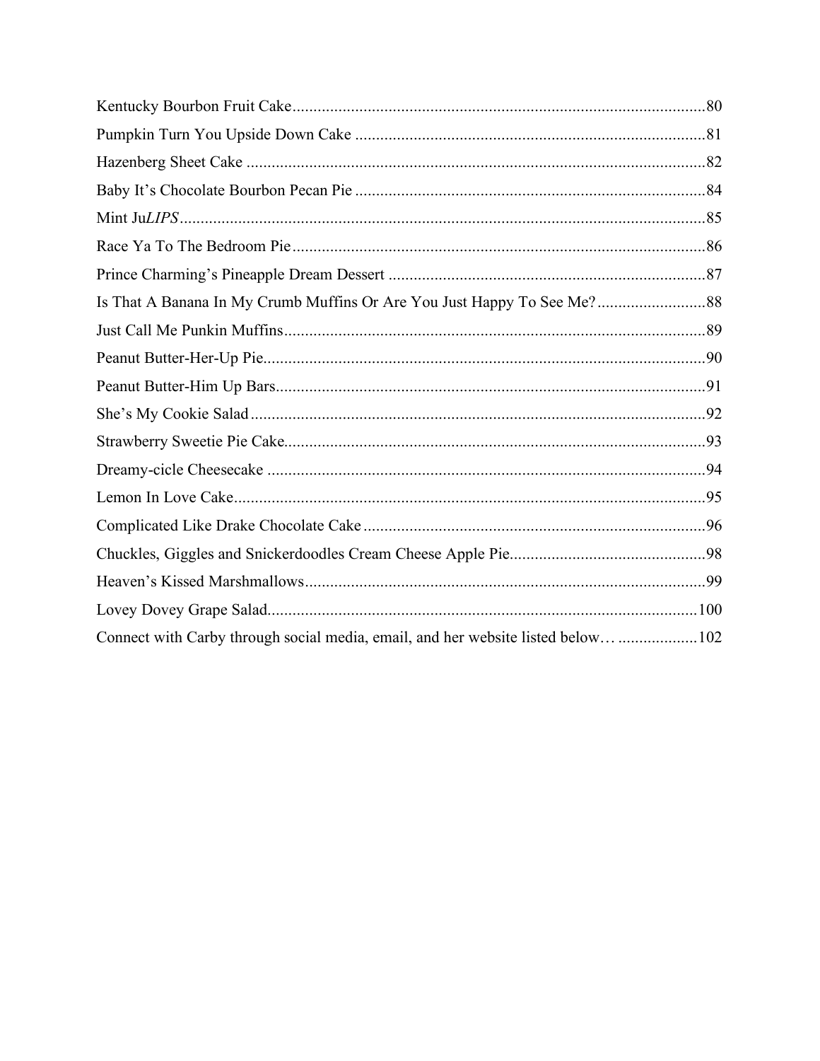Kentucky Bourbon Fruit Cake..................................................................................................80

Pumpkin Turn You Upside Down Cake ...................................................................................81

Hazenberg Sheet Cake ............................................................................................................82

Baby It's Chocolate Bourbon Pecan Pie ..................................................................................84

Mint Ju*LIPS*...........................................................................................................................85

Race Ya To The Bedroom Pie.................................................................................................86

Prince Charming's Pineapple Dream Dessert ..........................................................................87

Is That A Banana In My Crumb Muffins Or Are You Just Happy To See Me?.........................88

Just Call Me Punkin Muffins...................................................................................................89

Peanut Butter-Her-Up Pie........................................................................................................90

Peanut Butter-Him Up Bars.....................................................................................................91

She's My Cookie Salad...........................................................................................................92

Strawberry Sweetie Pie Cake...................................................................................................93

Dreamy-cicle Cheesecake .......................................................................................................94

Lemon In Love Cake...............................................................................................................95

Complicated Like Drake Chocolate Cake ................................................................................96

Chuckles, Giggles and Snickerdoodles Cream Cheese Apple Pie..............................................98

Heaven's Kissed Marshmallows..............................................................................................99

Lovey Dovey Grape Salad......................................................................................................100

Connect with Carby through social media, email, and her website listed below… ..................102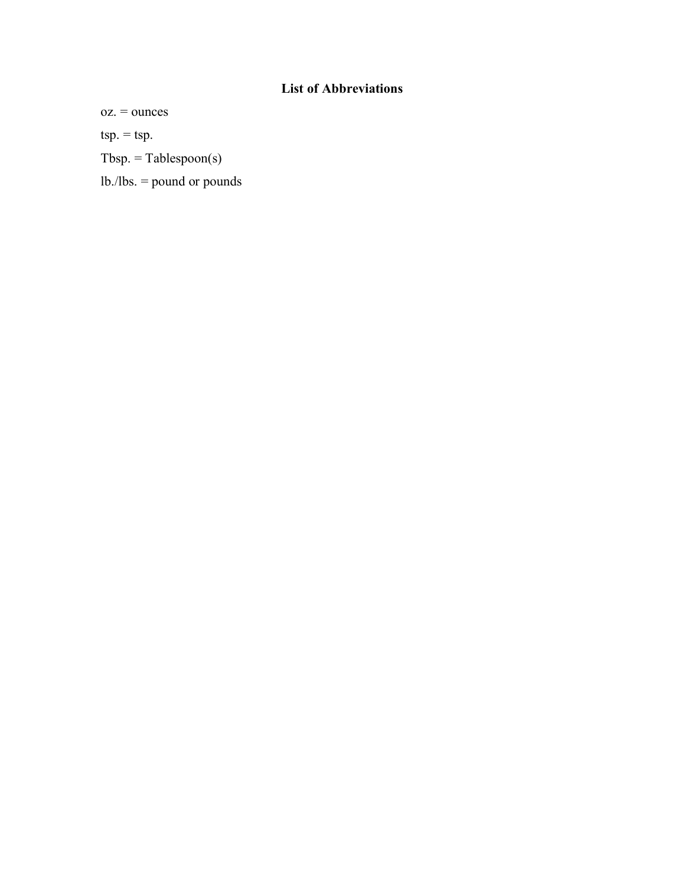## List of Abbreviations

oz. = ounces

tsp. = tsp.

Tbsp. = Tablespoon(s)

lb./lbs. = pound or pounds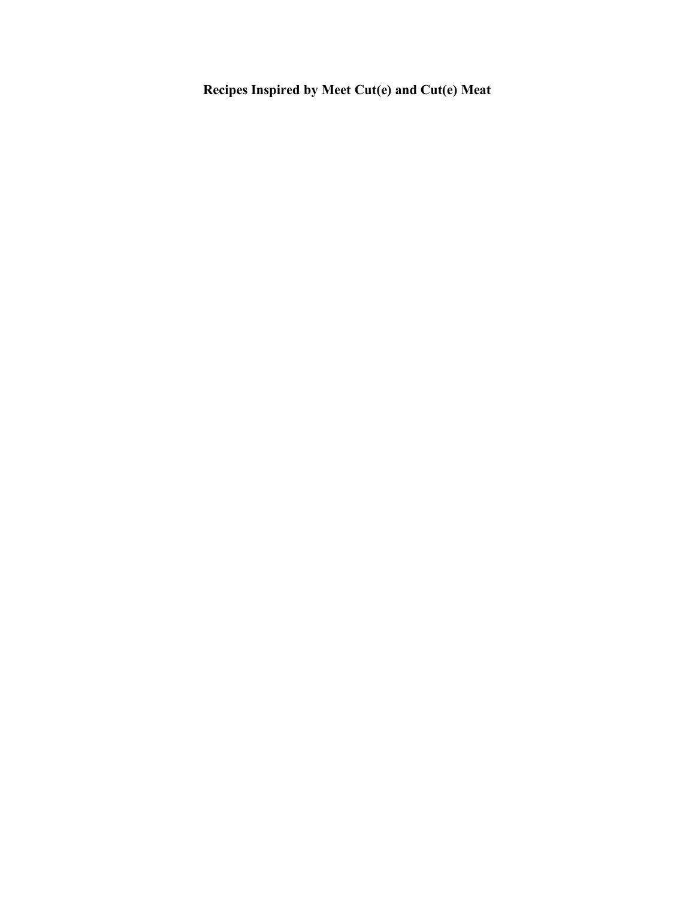# Recipes Inspired by Meet Cut(e) and Cut(e) Meat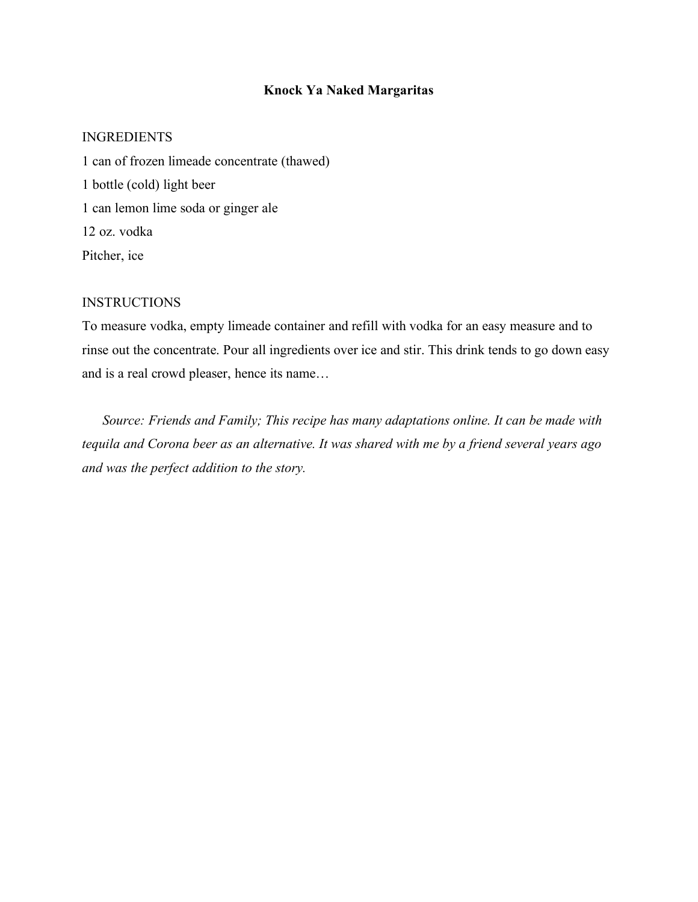# Knock Ya Naked Margaritas

INGREDIENTS

1 can of frozen limeade concentrate (thawed)
1 bottle (cold) light beer
1 can lemon lime soda or ginger ale
12 oz. vodka
Pitcher, ice

INSTRUCTIONS

To measure vodka, empty limeade container and refill with vodka for an easy measure and to rinse out the concentrate. Pour all ingredients over ice and stir. This drink tends to go down easy and is a real crowd pleaser, hence its name…

*Source: Friends and Family; This recipe has many adaptations online. It can be made with tequila and Corona beer as an alternative. It was shared with me by a friend several years ago and was the perfect addition to the story.*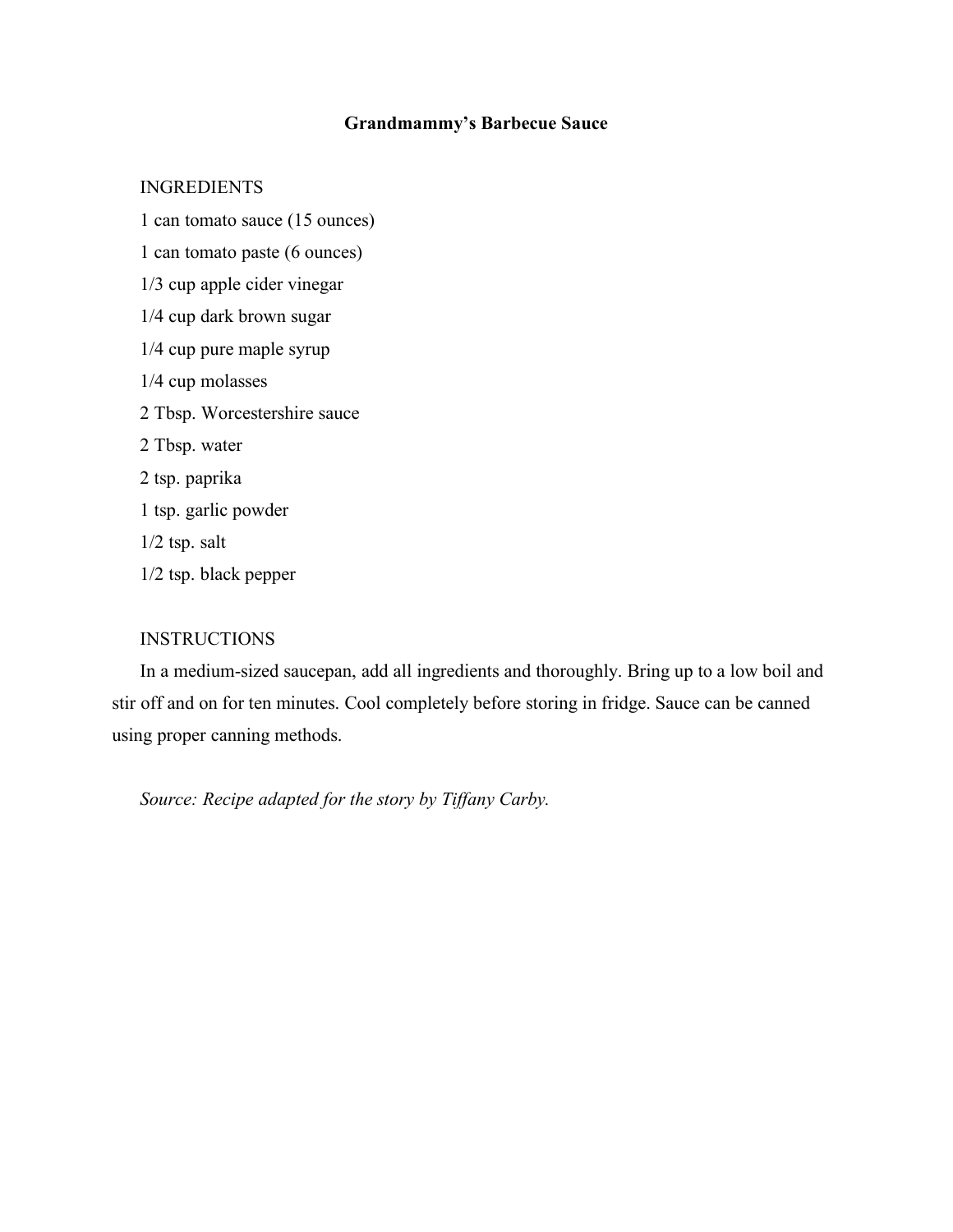# Grandmammy's Barbecue Sauce

INGREDIENTS

1 can tomato sauce (15 ounces)

1 can tomato paste (6 ounces)

1/3 cup apple cider vinegar

1/4 cup dark brown sugar

1/4 cup pure maple syrup

1/4 cup molasses

2 Tbsp. Worcestershire sauce

2 Tbsp. water

2 tsp. paprika

1 tsp. garlic powder

1/2 tsp. salt

1/2 tsp. black pepper

INSTRUCTIONS

In a medium-sized saucepan, add all ingredients and thoroughly. Bring up to a low boil and stir off and on for ten minutes. Cool completely before storing in fridge. Sauce can be canned using proper canning methods.

*Source: Recipe adapted for the story by Tiffany Carby.*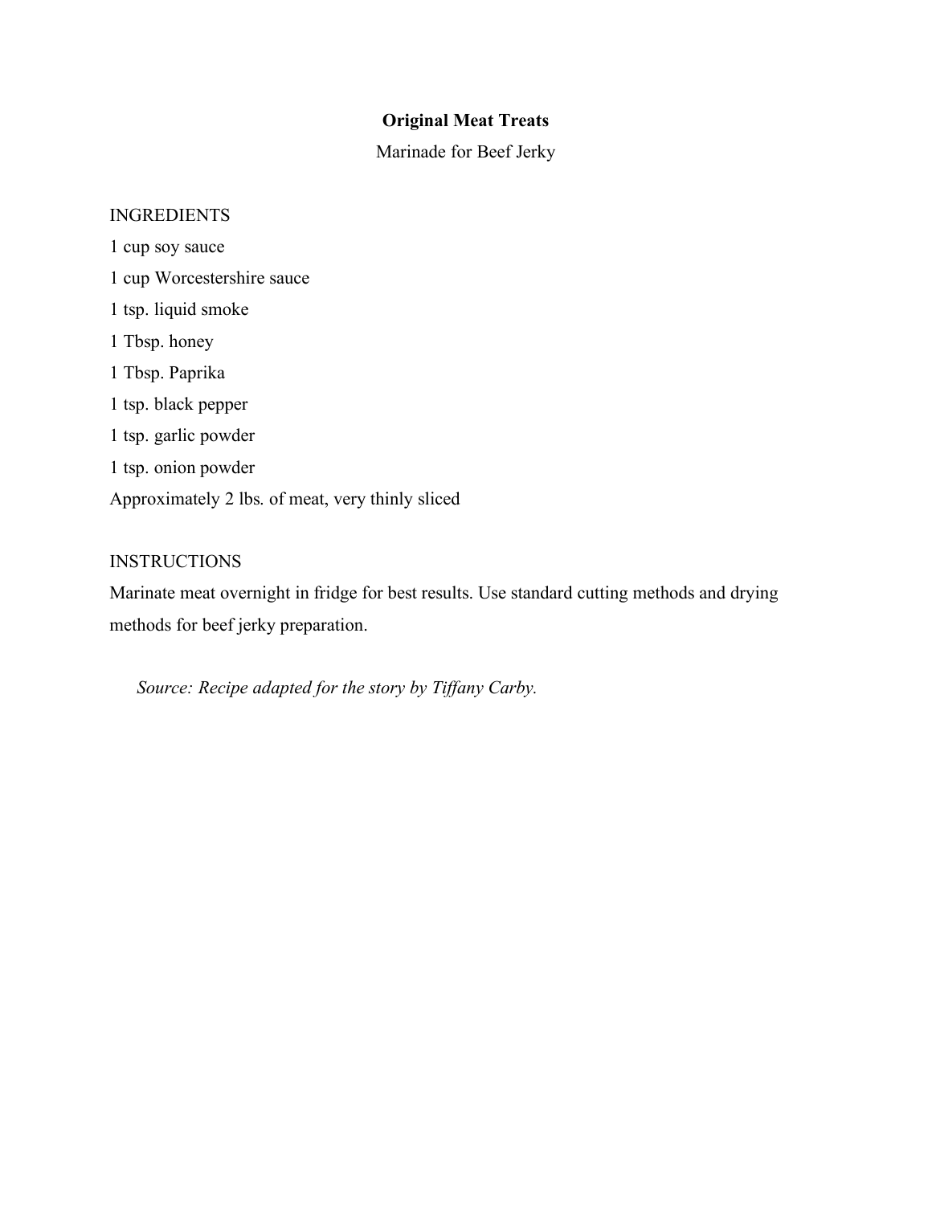# Original Meat Treats

Marinade for Beef Jerky

INGREDIENTS

1 cup soy sauce

1 cup Worcestershire sauce

1 tsp. liquid smoke

1 Tbsp. honey

1 Tbsp. Paprika

1 tsp. black pepper

1 tsp. garlic powder

1 tsp. onion powder

Approximately 2 lbs. of meat, very thinly sliced

INSTRUCTIONS

Marinate meat overnight in fridge for best results. Use standard cutting methods and drying methods for beef jerky preparation.

*Source: Recipe adapted for the story by Tiffany Carby.*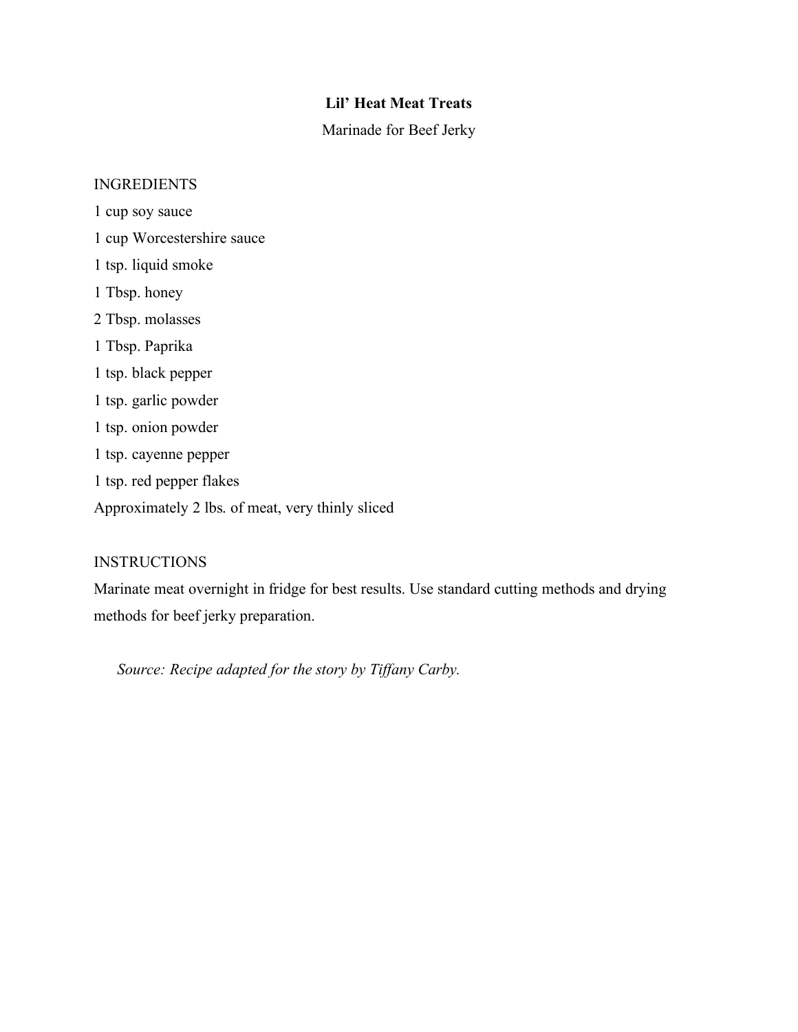**Lil' Heat Meat Treats**

Marinade for Beef Jerky

INGREDIENTS

1 cup soy sauce

1 cup Worcestershire sauce

1 tsp. liquid smoke

1 Tbsp. honey

2 Tbsp. molasses

1 Tbsp. Paprika

1 tsp. black pepper

1 tsp. garlic powder

1 tsp. onion powder

1 tsp. cayenne pepper

1 tsp. red pepper flakes

Approximately 2 lbs. of meat, very thinly sliced

INSTRUCTIONS

Marinate meat overnight in fridge for best results. Use standard cutting methods and drying methods for beef jerky preparation.

*Source: Recipe adapted for the story by Tiffany Carby.*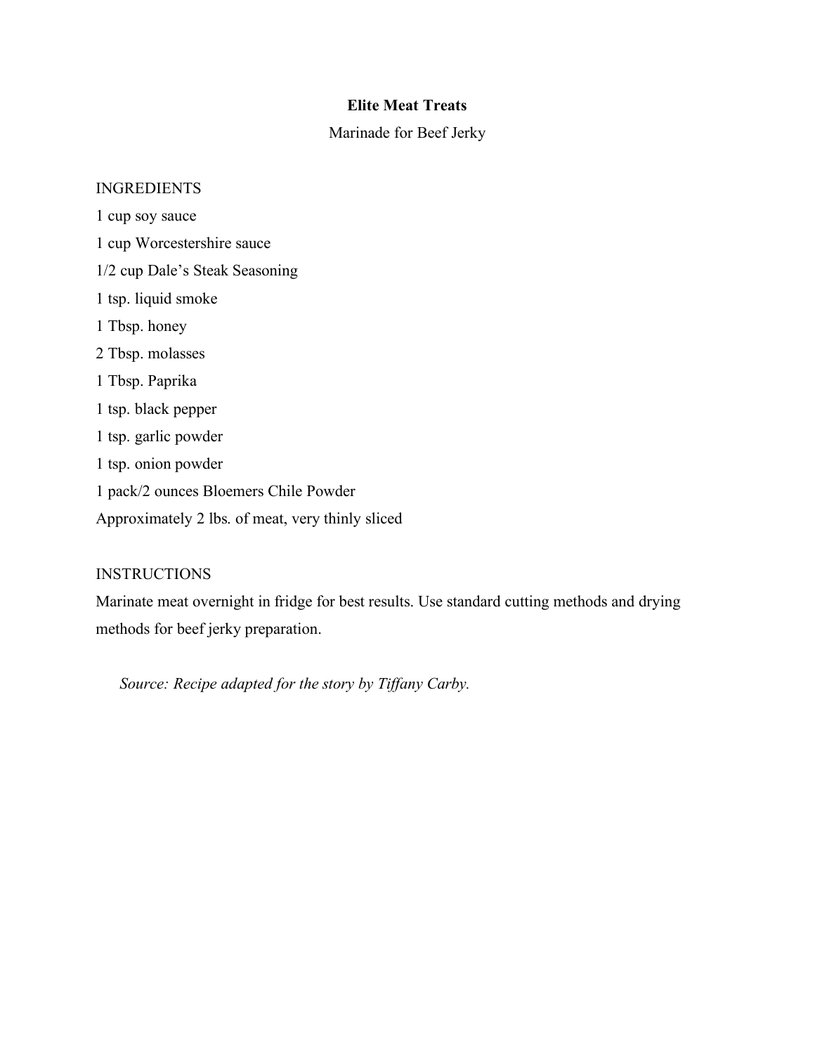**Elite Meat Treats**

Marinade for Beef Jerky

INGREDIENTS

1 cup soy sauce

1 cup Worcestershire sauce

1/2 cup Dale's Steak Seasoning

1 tsp. liquid smoke

1 Tbsp. honey

2 Tbsp. molasses

1 Tbsp. Paprika

1 tsp. black pepper

1 tsp. garlic powder

1 tsp. onion powder

1 pack/2 ounces Bloemers Chile Powder

Approximately 2 lbs. of meat, very thinly sliced

INSTRUCTIONS

Marinate meat overnight in fridge for best results. Use standard cutting methods and drying methods for beef jerky preparation.

*Source: Recipe adapted for the story by Tiffany Carby.*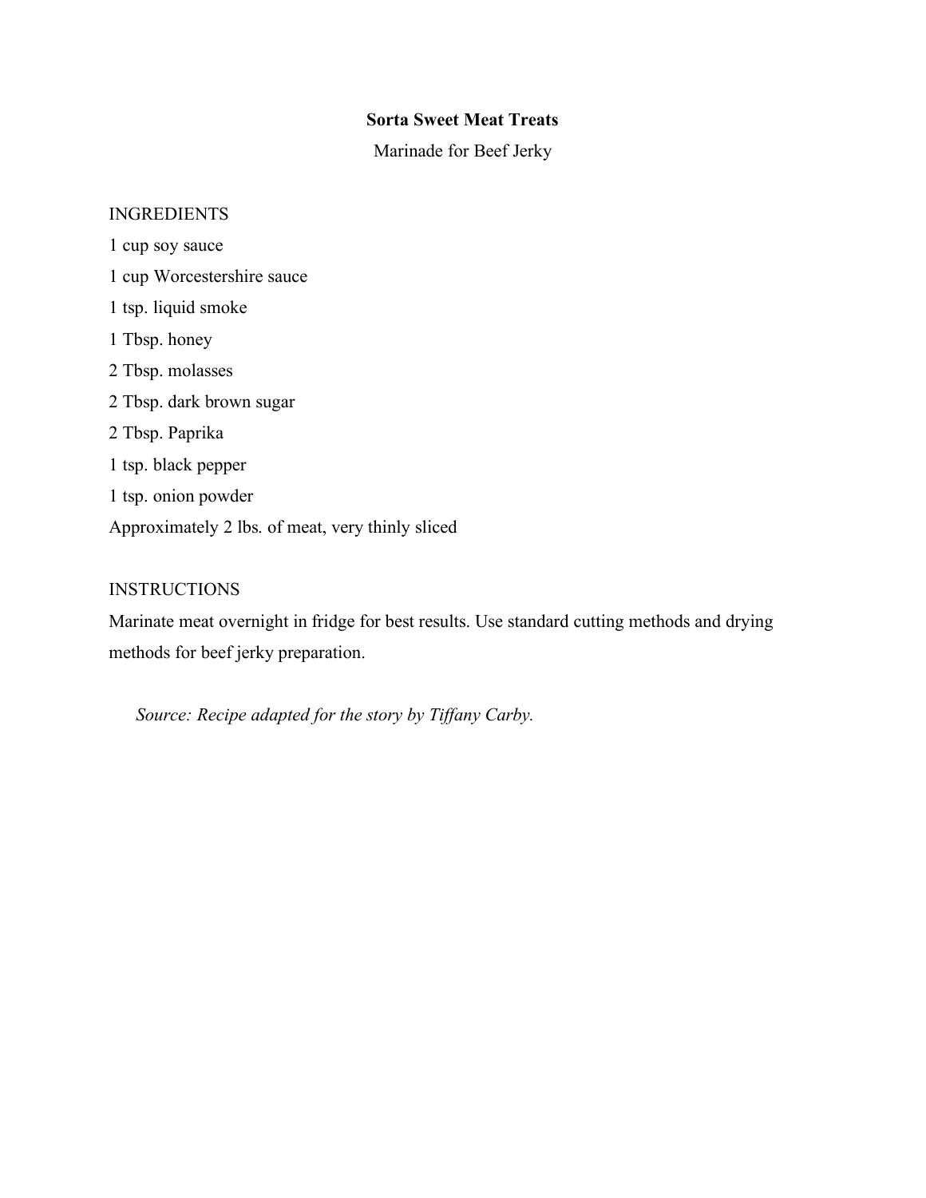**Sorta Sweet Meat Treats**

Marinade for Beef Jerky

INGREDIENTS

1 cup soy sauce

1 cup Worcestershire sauce

1 tsp. liquid smoke

1 Tbsp. honey

2 Tbsp. molasses

2 Tbsp. dark brown sugar

2 Tbsp. Paprika

1 tsp. black pepper

1 tsp. onion powder

Approximately 2 lbs. of meat, very thinly sliced

INSTRUCTIONS

Marinate meat overnight in fridge for best results. Use standard cutting methods and drying methods for beef jerky preparation.

*Source: Recipe adapted for the story by Tiffany Carby.*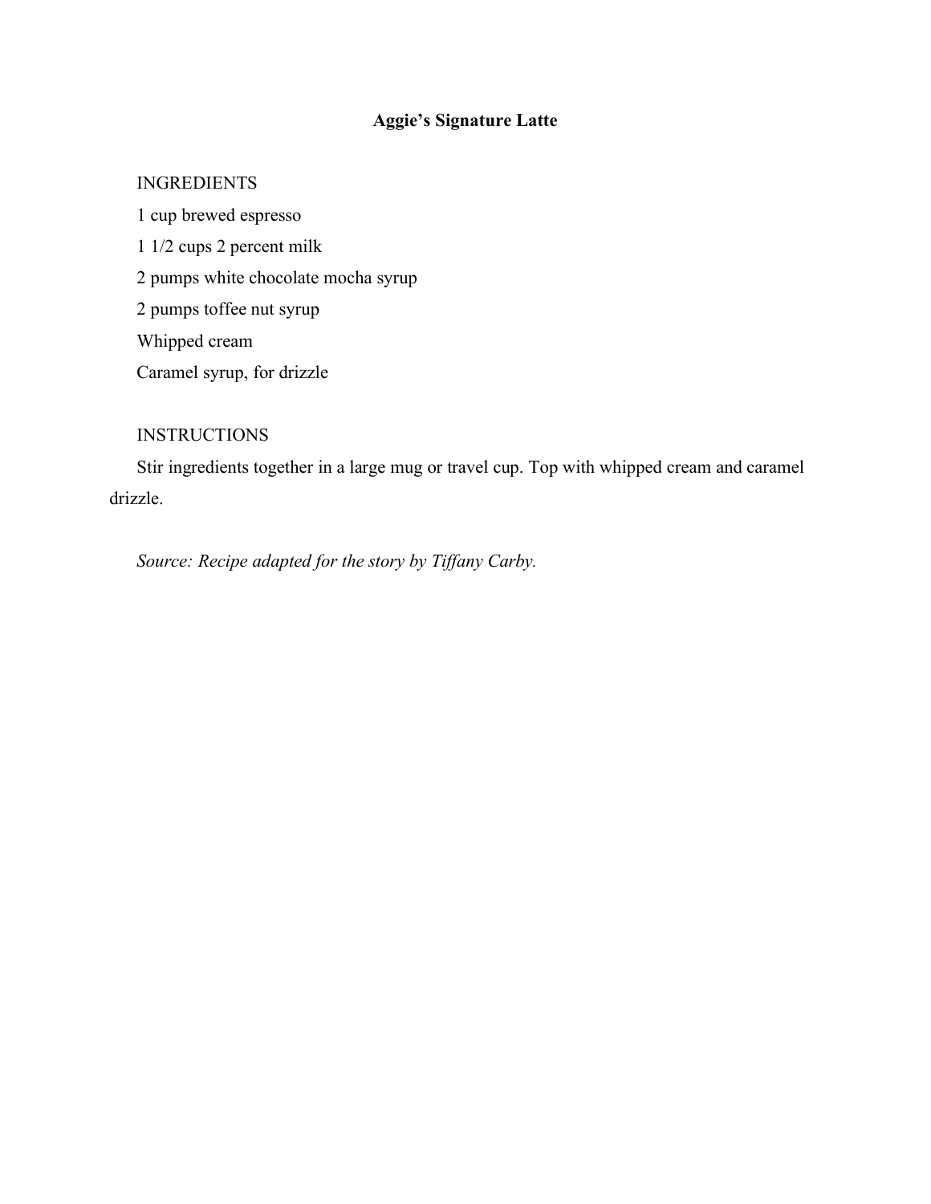# Aggie's Signature Latte

INGREDIENTS

1 cup brewed espresso

1 1/2 cups 2 percent milk

2 pumps white chocolate mocha syrup

2 pumps toffee nut syrup

Whipped cream

Caramel syrup, for drizzle

INSTRUCTIONS

Stir ingredients together in a large mug or travel cup. Top with whipped cream and caramel drizzle.

*Source: Recipe adapted for the story by Tiffany Carby.*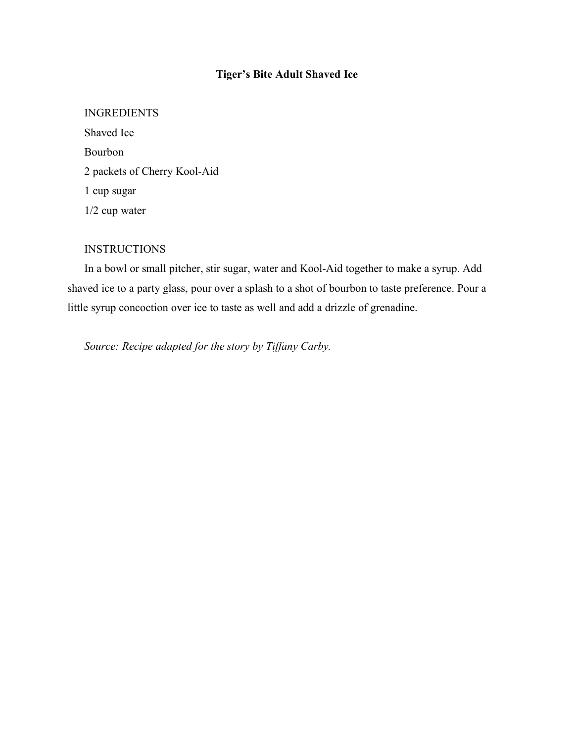## Tiger's Bite Adult Shaved Ice

INGREDIENTS

Shaved Ice

Bourbon

2 packets of Cherry Kool-Aid

1 cup sugar

1/2 cup water

INSTRUCTIONS

In a bowl or small pitcher, stir sugar, water and Kool-Aid together to make a syrup. Add shaved ice to a party glass, pour over a splash to a shot of bourbon to taste preference. Pour a little syrup concoction over ice to taste as well and add a drizzle of grenadine.

*Source: Recipe adapted for the story by Tiffany Carby.*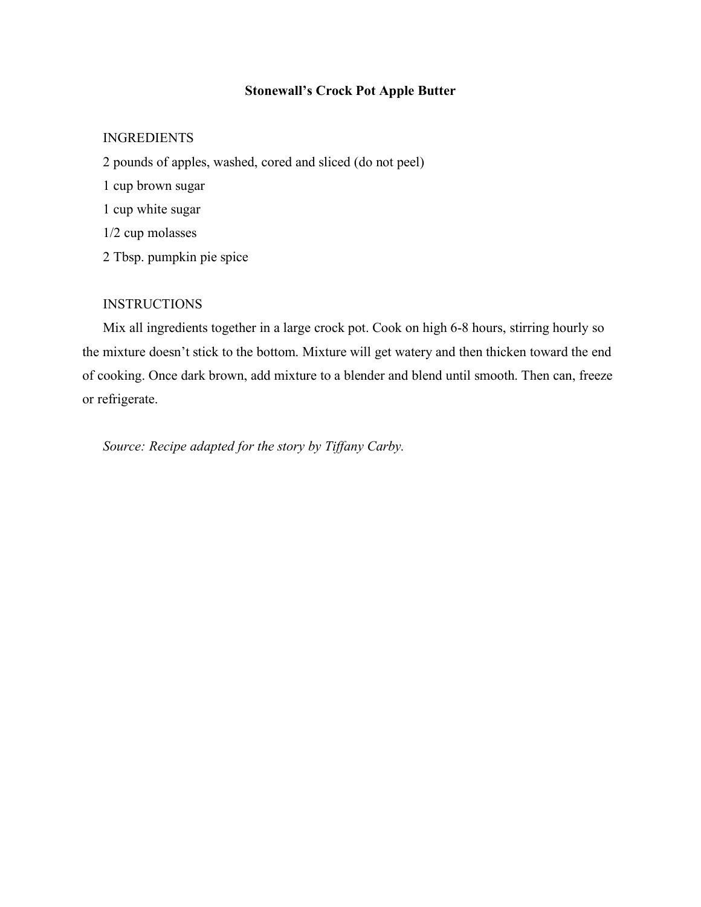# Stonewall's Crock Pot Apple Butter

INGREDIENTS

2 pounds of apples, washed, cored and sliced (do not peel)

1 cup brown sugar

1 cup white sugar

1/2 cup molasses

2 Tbsp. pumpkin pie spice

INSTRUCTIONS

Mix all ingredients together in a large crock pot. Cook on high 6-8 hours, stirring hourly so the mixture doesn't stick to the bottom. Mixture will get watery and then thicken toward the end of cooking. Once dark brown, add mixture to a blender and blend until smooth. Then can, freeze or refrigerate.

*Source: Recipe adapted for the story by Tiffany Carby.*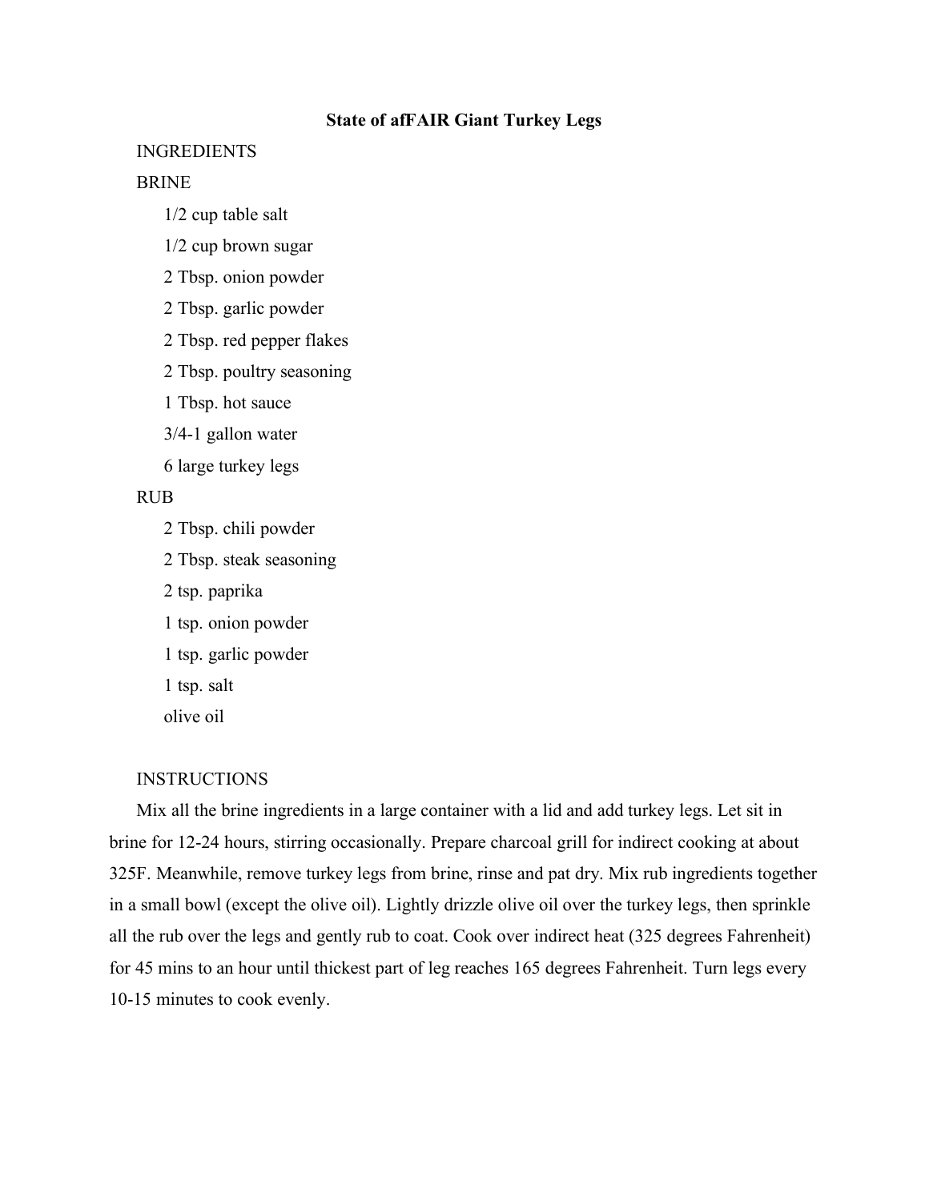# State of afFAIR Giant Turkey Legs

## INGREDIENTS

### BRINE

- 1/2 cup table salt
- 1/2 cup brown sugar
- 2 Tbsp. onion powder
- 2 Tbsp. garlic powder
- 2 Tbsp. red pepper flakes
- 2 Tbsp. poultry seasoning
- 1 Tbsp. hot sauce
- 3/4-1 gallon water
- 6 large turkey legs

### RUB

- 2 Tbsp. chili powder
- 2 Tbsp. steak seasoning
- 2 tsp. paprika
- 1 tsp. onion powder
- 1 tsp. garlic powder
- 1 tsp. salt
- olive oil

## INSTRUCTIONS

Mix all the brine ingredients in a large container with a lid and add turkey legs. Let sit in brine for 12-24 hours, stirring occasionally. Prepare charcoal grill for indirect cooking at about 325F. Meanwhile, remove turkey legs from brine, rinse and pat dry. Mix rub ingredients together in a small bowl (except the olive oil). Lightly drizzle olive oil over the turkey legs, then sprinkle all the rub over the legs and gently rub to coat. Cook over indirect heat (325 degrees Fahrenheit) for 45 mins to an hour until thickest part of leg reaches 165 degrees Fahrenheit. Turn legs every 10-15 minutes to cook evenly.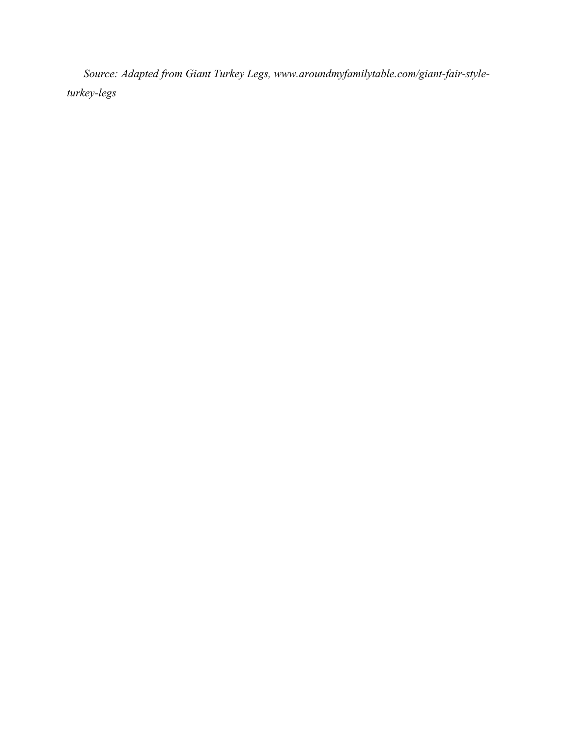*Source: Adapted from Giant Turkey Legs, www.aroundmyfamilytable.com/giant-fair-style-turkey-legs*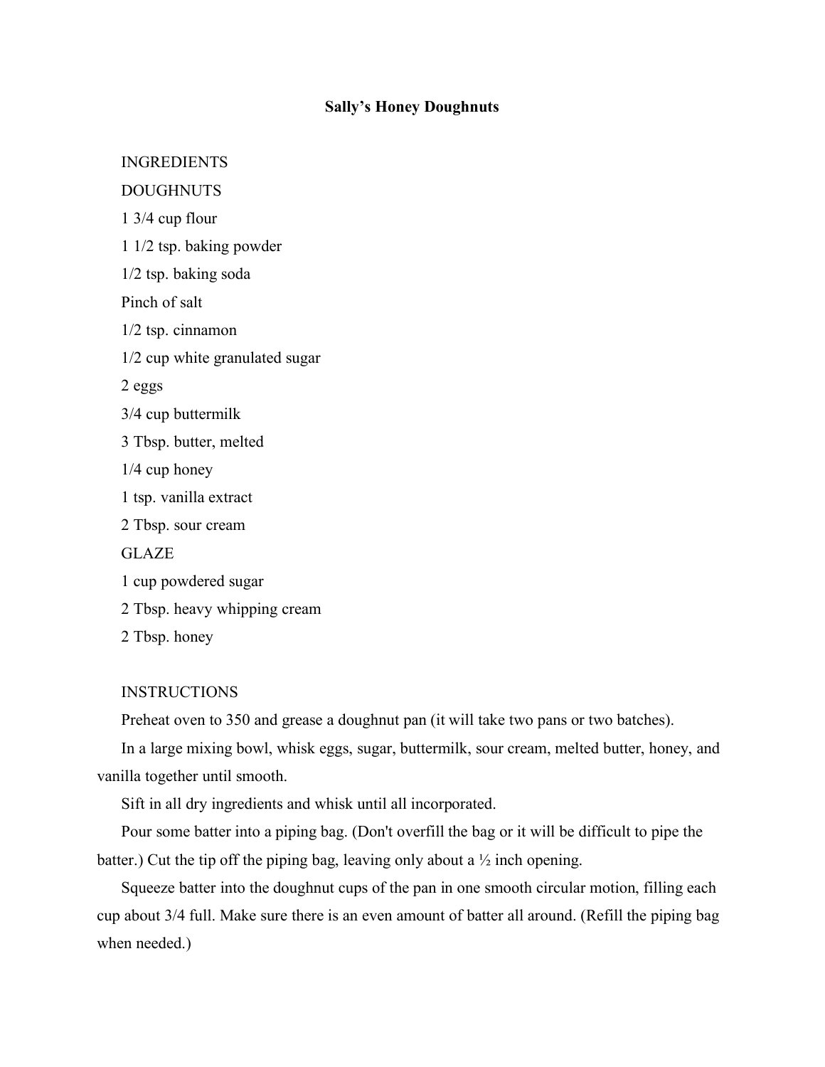# Sally's Honey Doughnuts

INGREDIENTS

DOUGHNUTS

1 3/4 cup flour

1 1/2 tsp. baking powder

1/2 tsp. baking soda

Pinch of salt

1/2 tsp. cinnamon

1/2 cup white granulated sugar

2 eggs

3/4 cup buttermilk

3 Tbsp. butter, melted

1/4 cup honey

1 tsp. vanilla extract

2 Tbsp. sour cream

GLAZE

1 cup powdered sugar

2 Tbsp. heavy whipping cream

2 Tbsp. honey

INSTRUCTIONS

Preheat oven to 350 and grease a doughnut pan (it will take two pans or two batches).

In a large mixing bowl, whisk eggs, sugar, buttermilk, sour cream, melted butter, honey, and vanilla together until smooth.

Sift in all dry ingredients and whisk until all incorporated.

Pour some batter into a piping bag. (Don't overfill the bag or it will be difficult to pipe the batter.) Cut the tip off the piping bag, leaving only about a ½ inch opening.

Squeeze batter into the doughnut cups of the pan in one smooth circular motion, filling each cup about 3/4 full. Make sure there is an even amount of batter all around. (Refill the piping bag when needed.)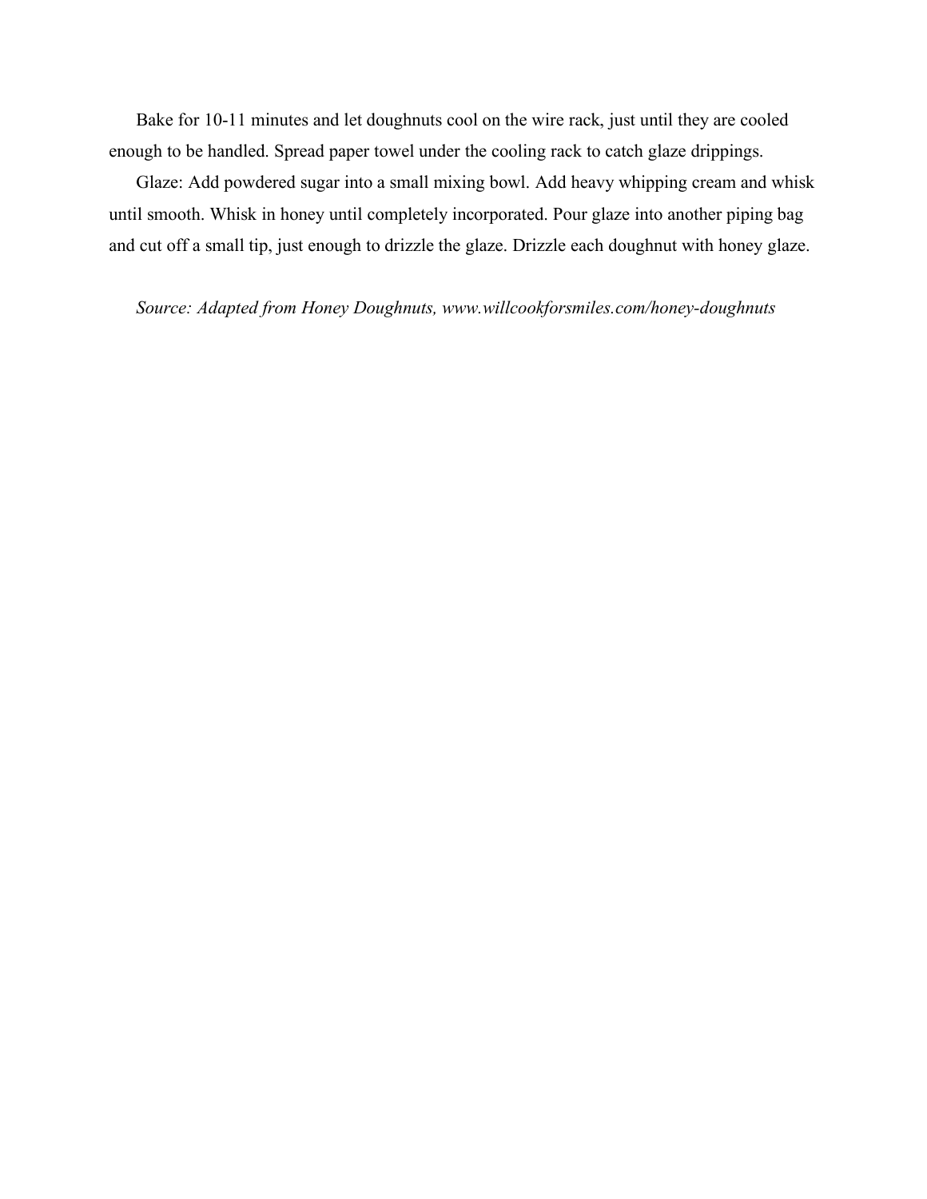Bake for 10-11 minutes and let doughnuts cool on the wire rack, just until they are cooled enough to be handled. Spread paper towel under the cooling rack to catch glaze drippings.

Glaze: Add powdered sugar into a small mixing bowl. Add heavy whipping cream and whisk until smooth. Whisk in honey until completely incorporated. Pour glaze into another piping bag and cut off a small tip, just enough to drizzle the glaze. Drizzle each doughnut with honey glaze.

*Source: Adapted from Honey Doughnuts, www.willcookforsmiles.com/honey-doughnuts*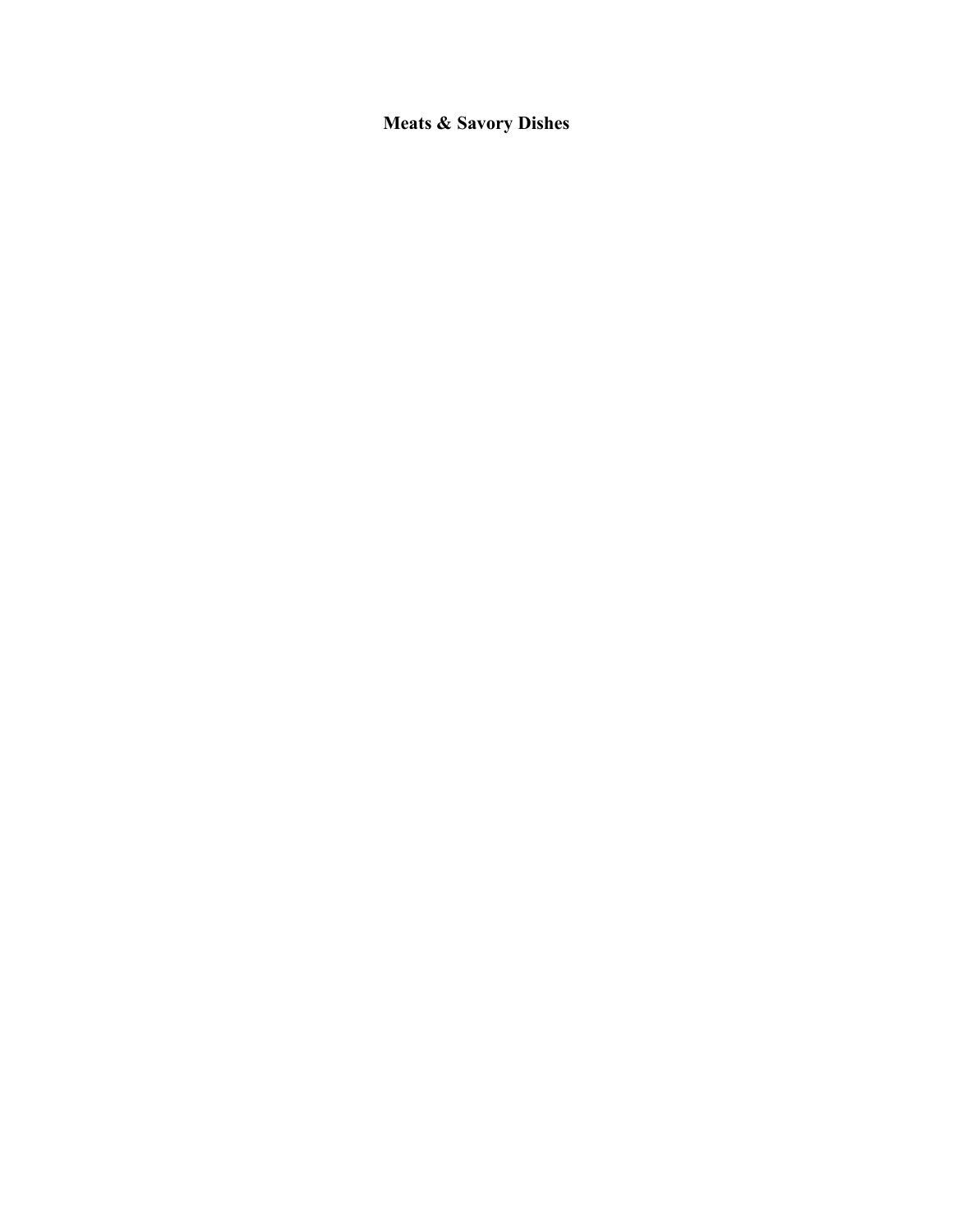# Meats & Savory Dishes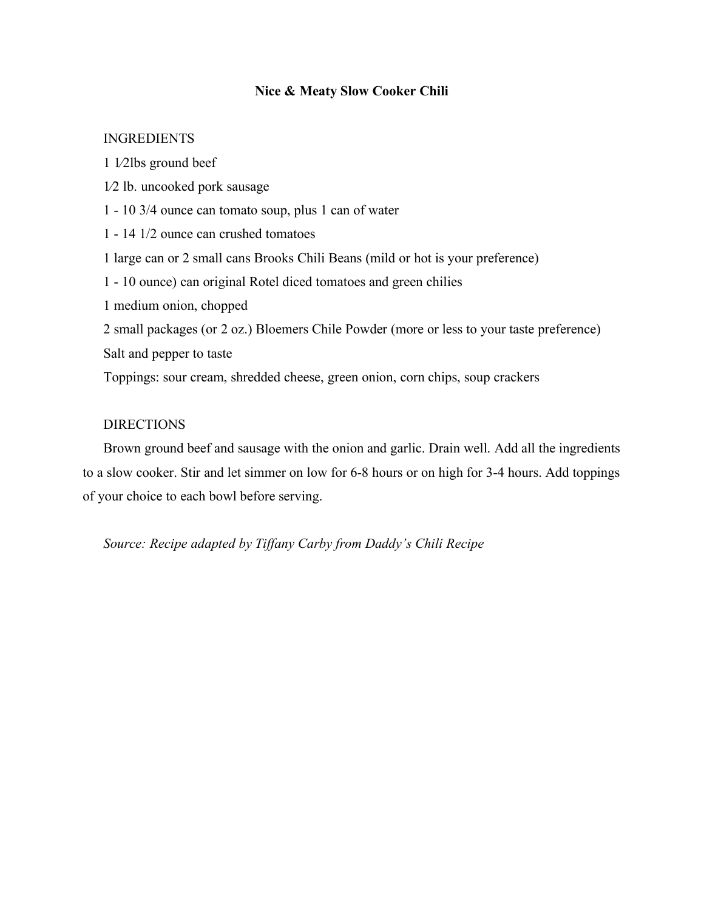# Nice & Meaty Slow Cooker Chili

INGREDIENTS

1 1⁄2lbs ground beef

1⁄2 lb. uncooked pork sausage

1 - 10 3/4 ounce can tomato soup, plus 1 can of water

1 - 14 1/2 ounce can crushed tomatoes

1 large can or 2 small cans Brooks Chili Beans (mild or hot is your preference)

1 - 10 ounce) can original Rotel diced tomatoes and green chilies

1 medium onion, chopped

2 small packages (or 2 oz.) Bloemers Chile Powder (more or less to your taste preference)

Salt and pepper to taste

Toppings: sour cream, shredded cheese, green onion, corn chips, soup crackers

DIRECTIONS

Brown ground beef and sausage with the onion and garlic. Drain well. Add all the ingredients to a slow cooker. Stir and let simmer on low for 6-8 hours or on high for 3-4 hours. Add toppings of your choice to each bowl before serving.

*Source: Recipe adapted by Tiffany Carby from Daddy's Chili Recipe*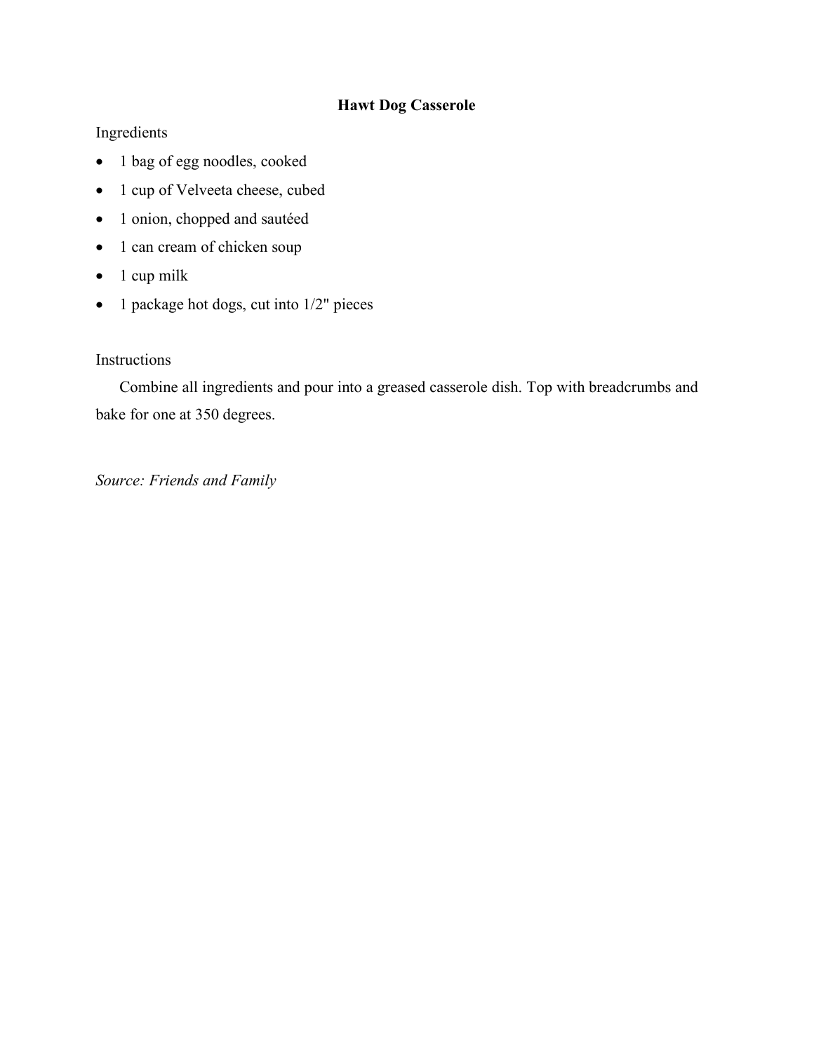# Hawt Dog Casserole

Ingredients

- 1 bag of egg noodles, cooked
- 1 cup of Velveeta cheese, cubed
- 1 onion, chopped and sautéed
- 1 can cream of chicken soup
- 1 cup milk
- 1 package hot dogs, cut into 1/2" pieces

Instructions

Combine all ingredients and pour into a greased casserole dish. Top with breadcrumbs and bake for one at 350 degrees.

*Source: Friends and Family*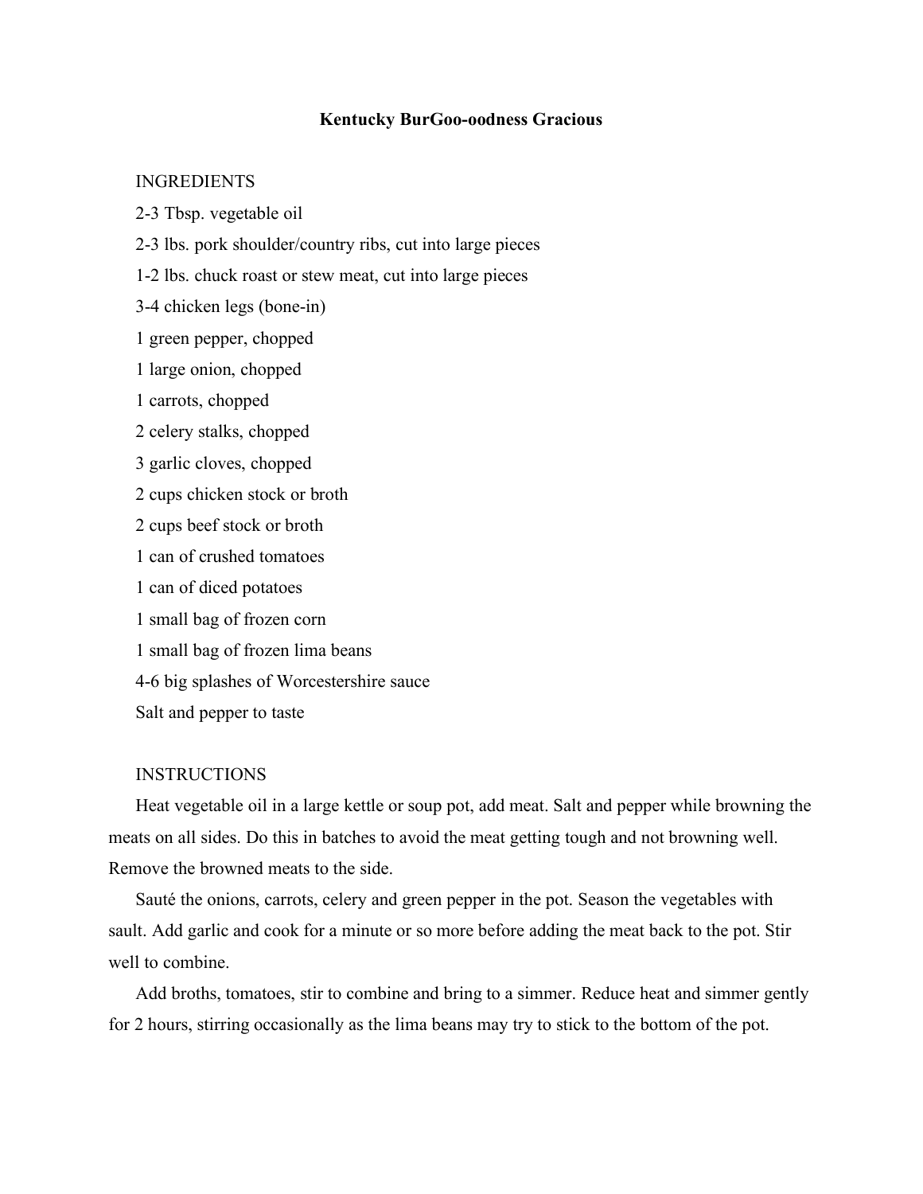**Kentucky BurGoo-oodness Gracious**

INGREDIENTS

2-3 Tbsp. vegetable oil

2-3 lbs. pork shoulder/country ribs, cut into large pieces

1-2 lbs. chuck roast or stew meat, cut into large pieces

3-4 chicken legs (bone-in)

1 green pepper, chopped

1 large onion, chopped

1 carrots, chopped

2 celery stalks, chopped

3 garlic cloves, chopped

2 cups chicken stock or broth

2 cups beef stock or broth

1 can of crushed tomatoes

1 can of diced potatoes

1 small bag of frozen corn

1 small bag of frozen lima beans

4-6 big splashes of Worcestershire sauce

Salt and pepper to taste

INSTRUCTIONS

Heat vegetable oil in a large kettle or soup pot, add meat. Salt and pepper while browning the meats on all sides. Do this in batches to avoid the meat getting tough and not browning well. Remove the browned meats to the side.

Sauté the onions, carrots, celery and green pepper in the pot. Season the vegetables with sault. Add garlic and cook for a minute or so more before adding the meat back to the pot. Stir well to combine.

Add broths, tomatoes, stir to combine and bring to a simmer. Reduce heat and simmer gently for 2 hours, stirring occasionally as the lima beans may try to stick to the bottom of the pot.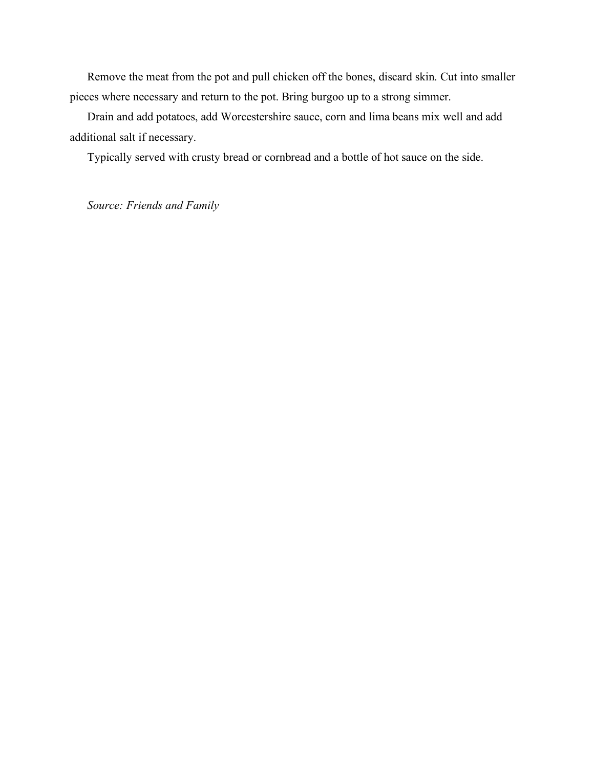Remove the meat from the pot and pull chicken off the bones, discard skin. Cut into smaller pieces where necessary and return to the pot. Bring burgoo up to a strong simmer.

Drain and add potatoes, add Worcestershire sauce, corn and lima beans mix well and add additional salt if necessary.

Typically served with crusty bread or cornbread and a bottle of hot sauce on the side.

*Source: Friends and Family*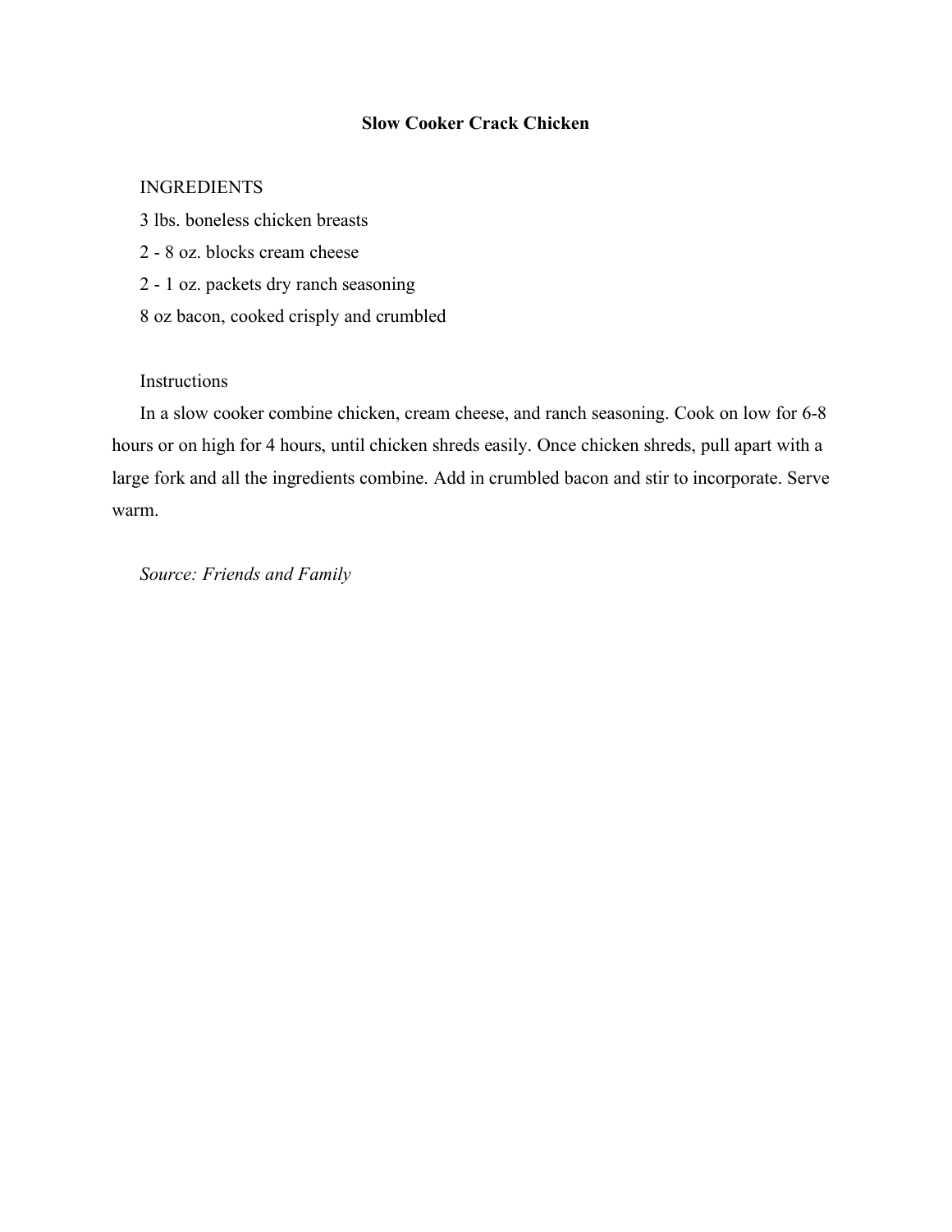# Slow Cooker Crack Chicken

INGREDIENTS

3 lbs. boneless chicken breasts

2 - 8 oz. blocks cream cheese

2 - 1 oz. packets dry ranch seasoning

8 oz bacon, cooked crisply and crumbled

Instructions

In a slow cooker combine chicken, cream cheese, and ranch seasoning. Cook on low for 6-8 hours or on high for 4 hours, until chicken shreds easily. Once chicken shreds, pull apart with a large fork and all the ingredients combine. Add in crumbled bacon and stir to incorporate. Serve warm.

*Source: Friends and Family*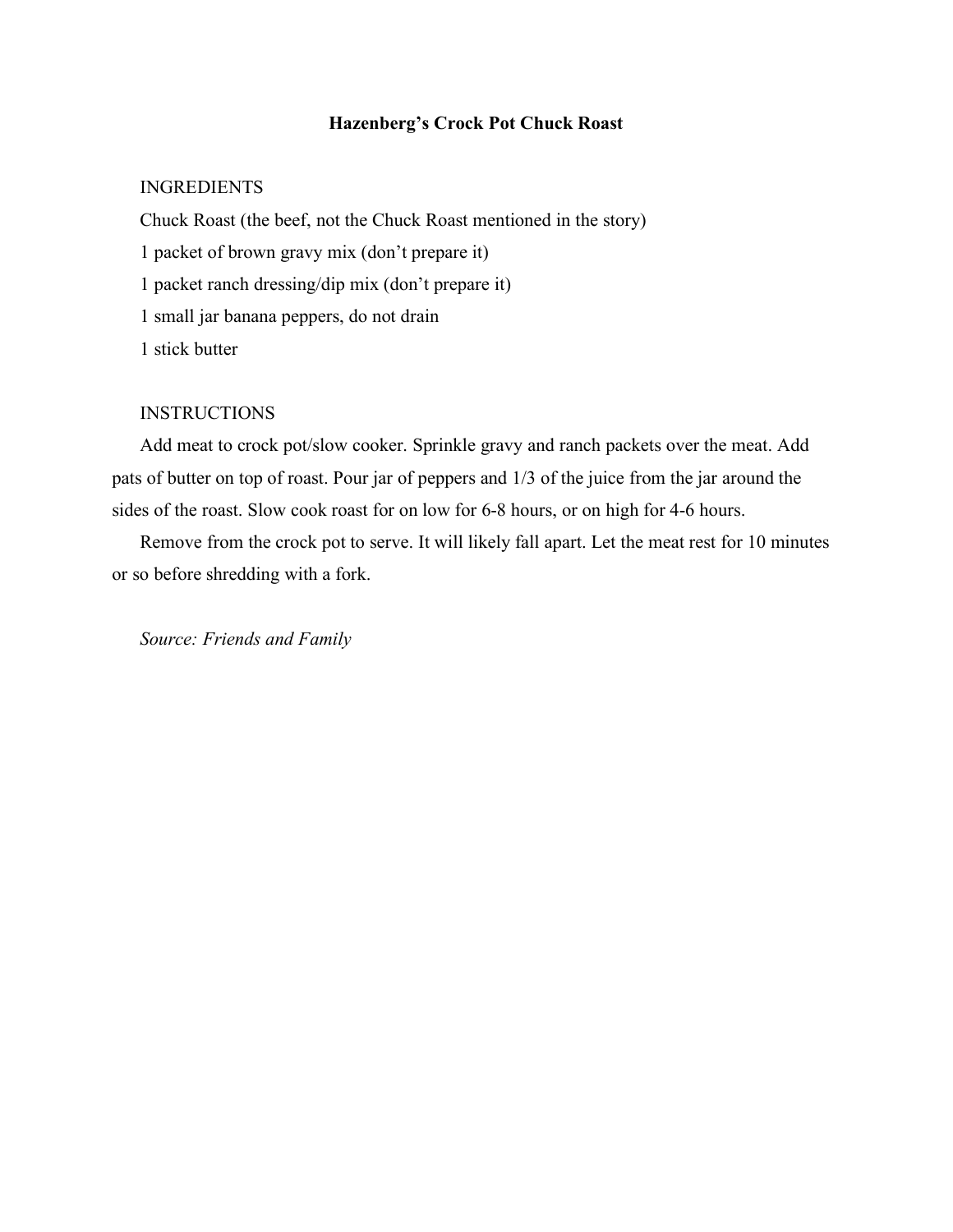# Hazenberg's Crock Pot Chuck Roast

INGREDIENTS

Chuck Roast (the beef, not the Chuck Roast mentioned in the story)

1 packet of brown gravy mix (don't prepare it)

1 packet ranch dressing/dip mix (don't prepare it)

1 small jar banana peppers, do not drain

1 stick butter

INSTRUCTIONS

Add meat to crock pot/slow cooker. Sprinkle gravy and ranch packets over the meat. Add pats of butter on top of roast. Pour jar of peppers and 1/3 of the juice from the jar around the sides of the roast. Slow cook roast for on low for 6-8 hours, or on high for 4-6 hours.

Remove from the crock pot to serve. It will likely fall apart. Let the meat rest for 10 minutes or so before shredding with a fork.

*Source: Friends and Family*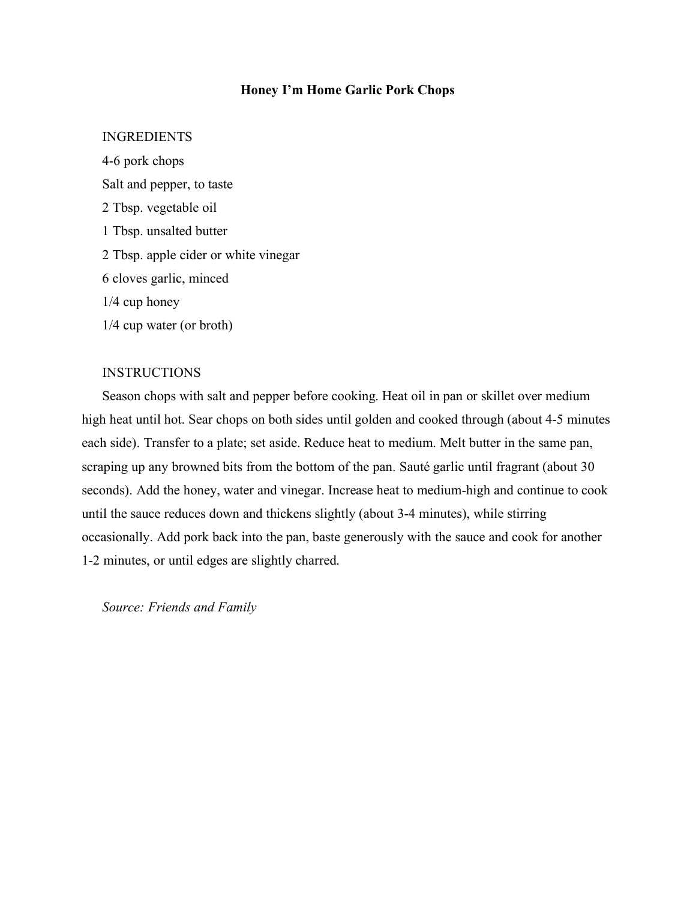# Honey I'm Home Garlic Pork Chops

INGREDIENTS

4-6 pork chops

Salt and pepper, to taste

2 Tbsp. vegetable oil

1 Tbsp. unsalted butter

2 Tbsp. apple cider or white vinegar

6 cloves garlic, minced

1/4 cup honey

1/4 cup water (or broth)

INSTRUCTIONS

Season chops with salt and pepper before cooking. Heat oil in pan or skillet over medium high heat until hot. Sear chops on both sides until golden and cooked through (about 4-5 minutes each side). Transfer to a plate; set aside. Reduce heat to medium. Melt butter in the same pan, scraping up any browned bits from the bottom of the pan. Sauté garlic until fragrant (about 30 seconds). Add the honey, water and vinegar. Increase heat to medium-high and continue to cook until the sauce reduces down and thickens slightly (about 3-4 minutes), while stirring occasionally. Add pork back into the pan, baste generously with the sauce and cook for another 1-2 minutes, or until edges are slightly charred.

*Source: Friends and Family*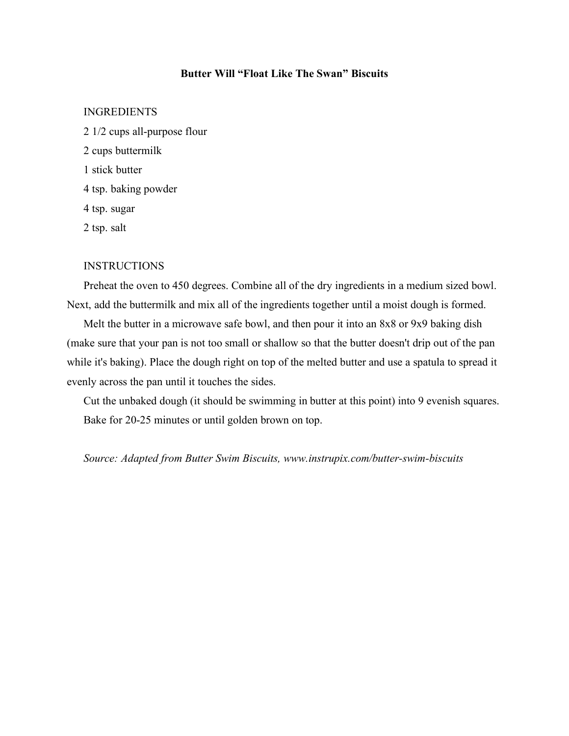# Butter Will "Float Like The Swan" Biscuits

INGREDIENTS

2 1/2 cups all-purpose flour

2 cups buttermilk

1 stick butter

4 tsp. baking powder

4 tsp. sugar

2 tsp. salt

INSTRUCTIONS

Preheat the oven to 450 degrees. Combine all of the dry ingredients in a medium sized bowl. Next, add the buttermilk and mix all of the ingredients together until a moist dough is formed.

Melt the butter in a microwave safe bowl, and then pour it into an 8x8 or 9x9 baking dish (make sure that your pan is not too small or shallow so that the butter doesn't drip out of the pan while it's baking). Place the dough right on top of the melted butter and use a spatula to spread it evenly across the pan until it touches the sides.

Cut the unbaked dough (it should be swimming in butter at this point) into 9 evenish squares.

Bake for 20-25 minutes or until golden brown on top.

*Source: Adapted from Butter Swim Biscuits, www.instrupix.com/butter-swim-biscuits*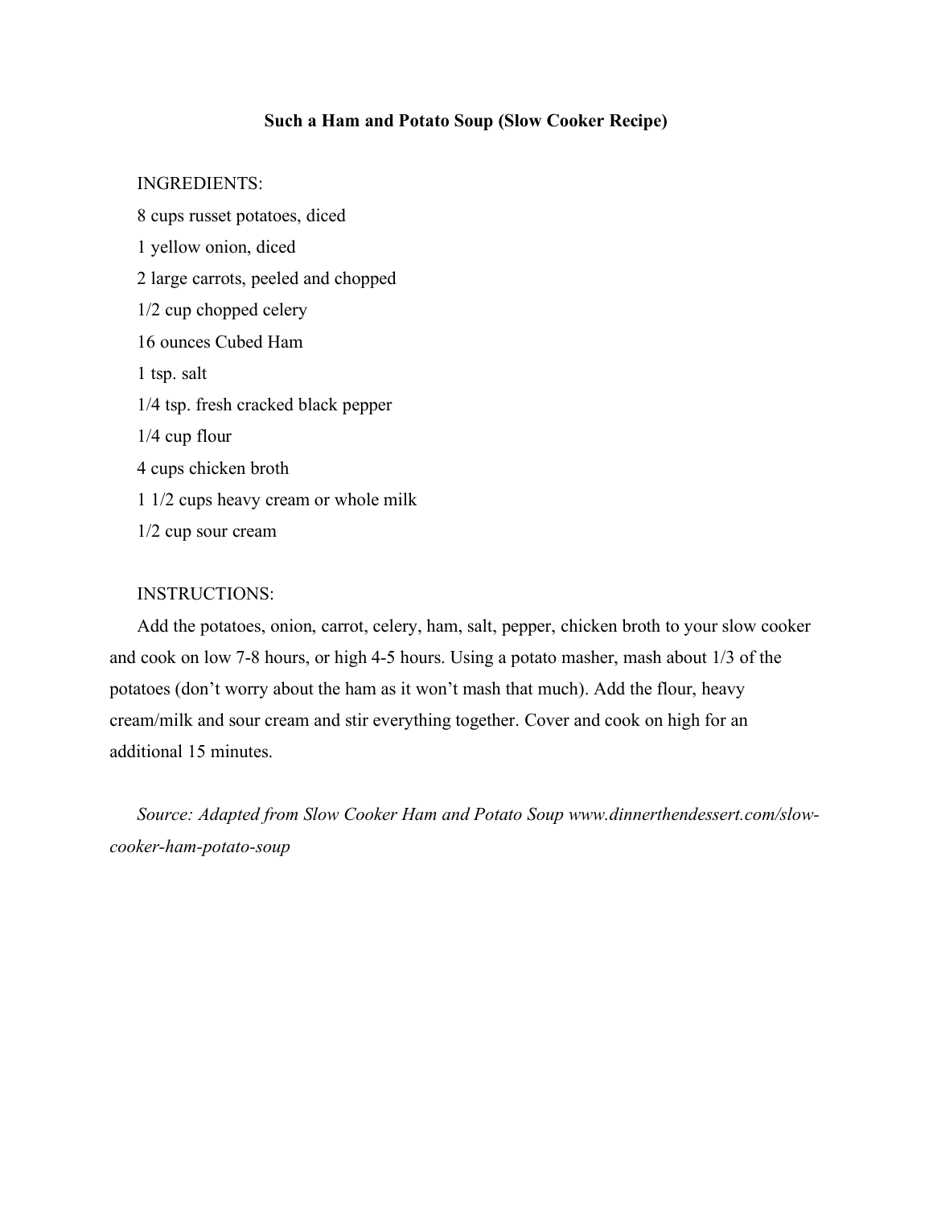## Such a Ham and Potato Soup (Slow Cooker Recipe)

INGREDIENTS:

8 cups russet potatoes, diced

1 yellow onion, diced

2 large carrots, peeled and chopped

1/2 cup chopped celery

16 ounces Cubed Ham

1 tsp. salt

1/4 tsp. fresh cracked black pepper

1/4 cup flour

4 cups chicken broth

1 1/2 cups heavy cream or whole milk

1/2 cup sour cream

INSTRUCTIONS:

Add the potatoes, onion, carrot, celery, ham, salt, pepper, chicken broth to your slow cooker and cook on low 7-8 hours, or high 4-5 hours. Using a potato masher, mash about 1/3 of the potatoes (don't worry about the ham as it won't mash that much). Add the flour, heavy cream/milk and sour cream and stir everything together. Cover and cook on high for an additional 15 minutes.

*Source: Adapted from Slow Cooker Ham and Potato Soup www.dinnerthendessert.com/slow-cooker-ham-potato-soup*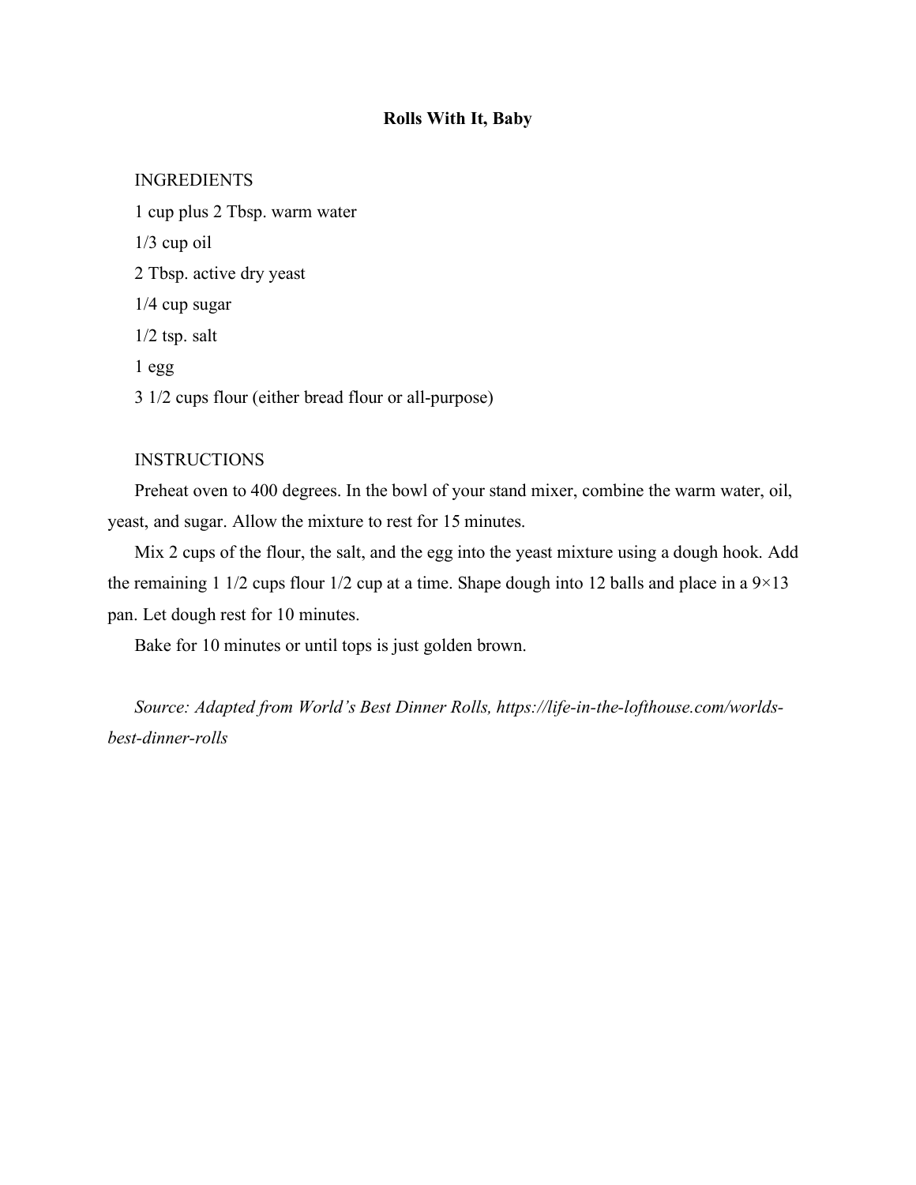# Rolls With It, Baby

INGREDIENTS

1 cup plus 2 Tbsp. warm water

1/3 cup oil

2 Tbsp. active dry yeast

1/4 cup sugar

1/2 tsp. salt

1 egg

3 1/2 cups flour (either bread flour or all-purpose)

INSTRUCTIONS

Preheat oven to 400 degrees. In the bowl of your stand mixer, combine the warm water, oil, yeast, and sugar. Allow the mixture to rest for 15 minutes.

Mix 2 cups of the flour, the salt, and the egg into the yeast mixture using a dough hook. Add the remaining 1 1/2 cups flour 1/2 cup at a time. Shape dough into 12 balls and place in a 9×13 pan. Let dough rest for 10 minutes.

Bake for 10 minutes or until tops is just golden brown.

*Source: Adapted from World's Best Dinner Rolls, https://life-in-the-lofthouse.com/worlds-best-dinner-rolls*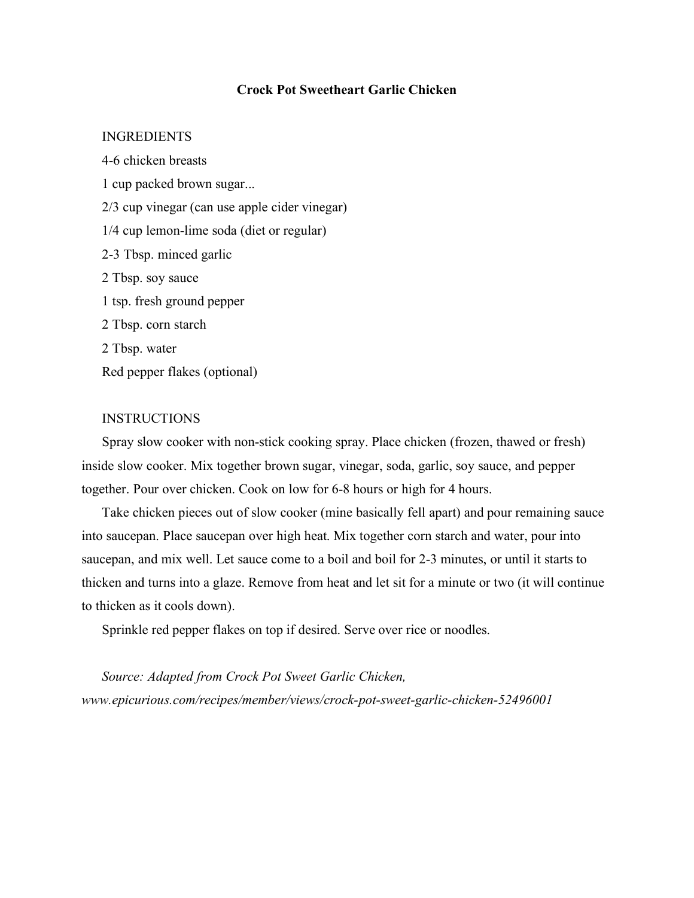# Crock Pot Sweetheart Garlic Chicken

INGREDIENTS

4-6 chicken breasts

1 cup packed brown sugar...

2/3 cup vinegar (can use apple cider vinegar)

1/4 cup lemon-lime soda (diet or regular)

2-3 Tbsp. minced garlic

2 Tbsp. soy sauce

1 tsp. fresh ground pepper

2 Tbsp. corn starch

2 Tbsp. water

Red pepper flakes (optional)

INSTRUCTIONS

Spray slow cooker with non-stick cooking spray. Place chicken (frozen, thawed or fresh) inside slow cooker. Mix together brown sugar, vinegar, soda, garlic, soy sauce, and pepper together. Pour over chicken. Cook on low for 6-8 hours or high for 4 hours.

Take chicken pieces out of slow cooker (mine basically fell apart) and pour remaining sauce into saucepan. Place saucepan over high heat. Mix together corn starch and water, pour into saucepan, and mix well. Let sauce come to a boil and boil for 2-3 minutes, or until it starts to thicken and turns into a glaze. Remove from heat and let sit for a minute or two (it will continue to thicken as it cools down).

Sprinkle red pepper flakes on top if desired. Serve over rice or noodles.

*Source: Adapted from Crock Pot Sweet Garlic Chicken, www.epicurious.com/recipes/member/views/crock-pot-sweet-garlic-chicken-52496001*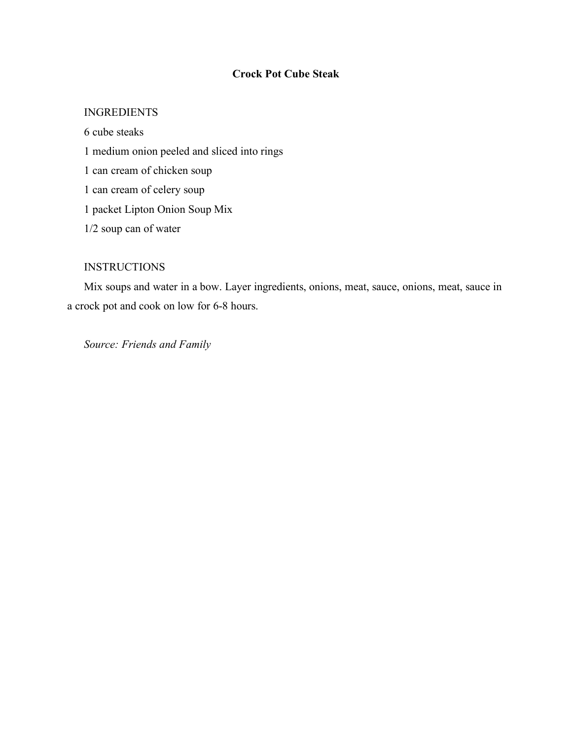# Crock Pot Cube Steak

INGREDIENTS

6 cube steaks

1 medium onion peeled and sliced into rings

1 can cream of chicken soup

1 can cream of celery soup

1 packet Lipton Onion Soup Mix

1/2 soup can of water

INSTRUCTIONS

Mix soups and water in a bow. Layer ingredients, onions, meat, sauce, onions, meat, sauce in a crock pot and cook on low for 6-8 hours.

*Source: Friends and Family*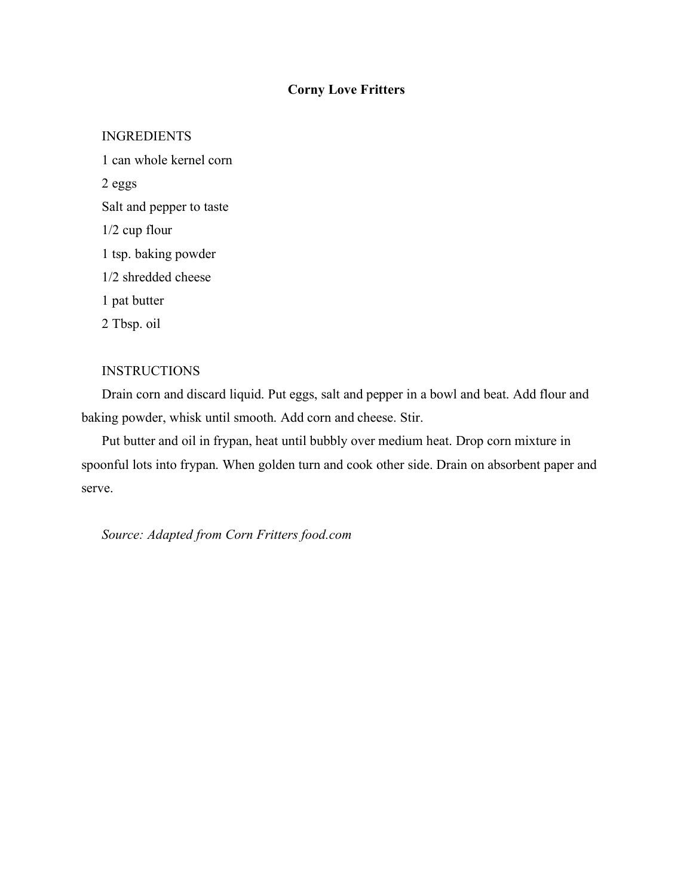# Corny Love Fritters

INGREDIENTS

1 can whole kernel corn

2 eggs

Salt and pepper to taste

1/2 cup flour

1 tsp. baking powder

1/2 shredded cheese

1 pat butter

2 Tbsp. oil

INSTRUCTIONS

Drain corn and discard liquid. Put eggs, salt and pepper in a bowl and beat. Add flour and baking powder, whisk until smooth. Add corn and cheese. Stir.

Put butter and oil in frypan, heat until bubbly over medium heat. Drop corn mixture in spoonful lots into frypan. When golden turn and cook other side. Drain on absorbent paper and serve.

*Source: Adapted from Corn Fritters food.com*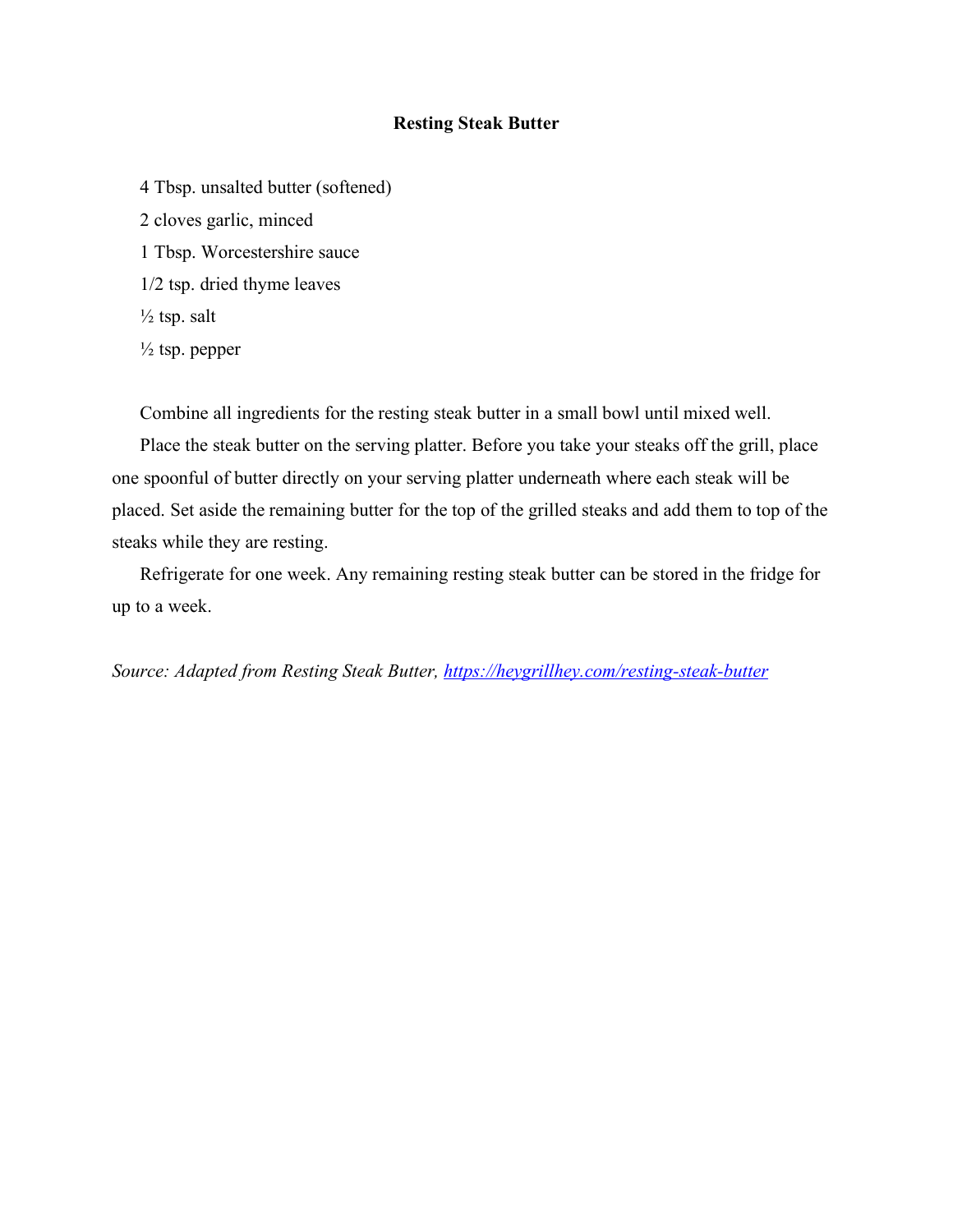**Resting Steak Butter**

4 Tbsp. unsalted butter (softened)

2 cloves garlic, minced

1 Tbsp. Worcestershire sauce

1/2 tsp. dried thyme leaves

½ tsp. salt

½ tsp. pepper

Combine all ingredients for the resting steak butter in a small bowl until mixed well.

Place the steak butter on the serving platter. Before you take your steaks off the grill, place one spoonful of butter directly on your serving platter underneath where each steak will be placed. Set aside the remaining butter for the top of the grilled steaks and add them to top of the steaks while they are resting.

Refrigerate for one week. Any remaining resting steak butter can be stored in the fridge for up to a week.

*Source: Adapted from Resting Steak Butter, [https://heygrillhey.com/resting-steak-butter](https://heygrillhey.com/resting-steak-butter)*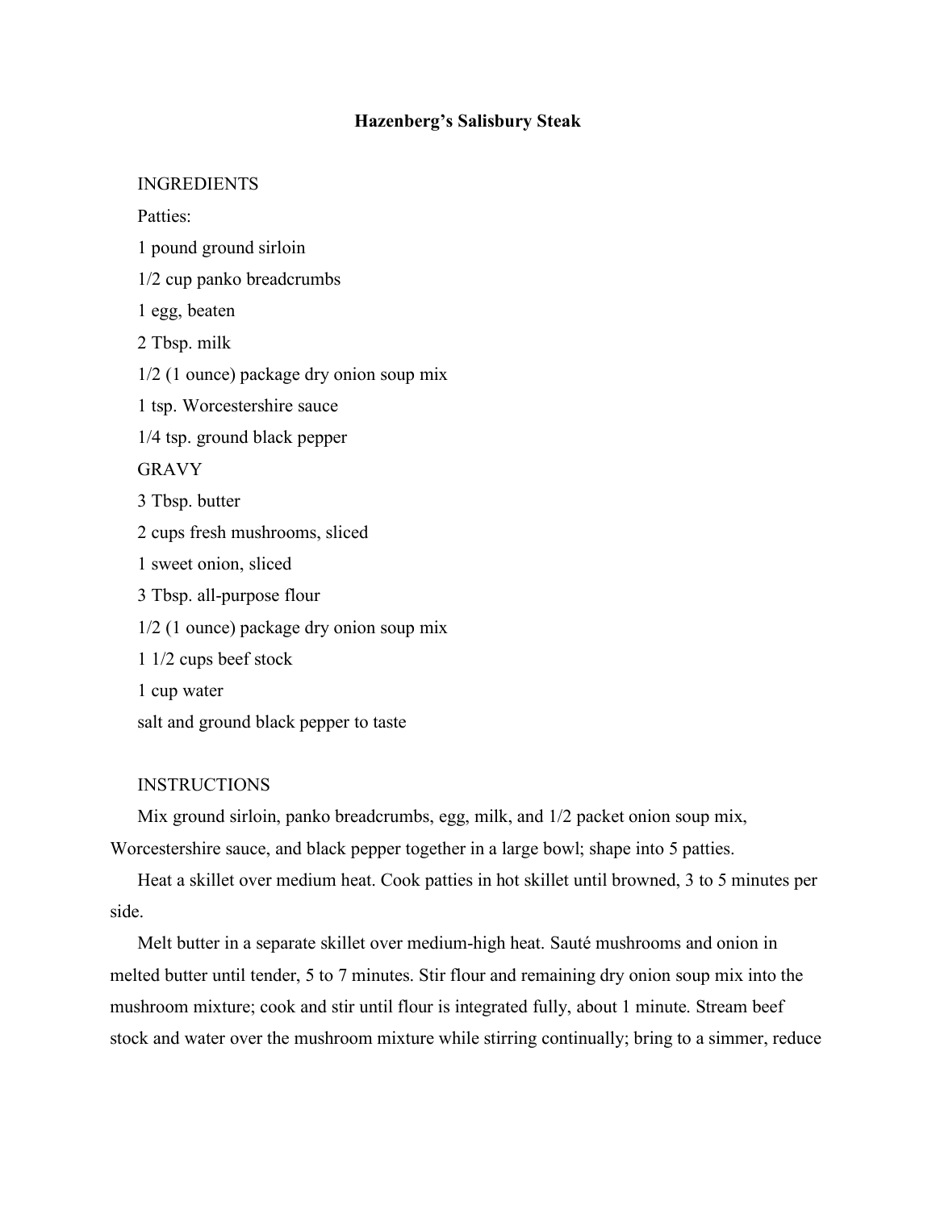# Hazenberg's Salisbury Steak

INGREDIENTS

Patties:

1 pound ground sirloin

1/2 cup panko breadcrumbs

1 egg, beaten

2 Tbsp. milk

1/2 (1 ounce) package dry onion soup mix

1 tsp. Worcestershire sauce

1/4 tsp. ground black pepper

GRAVY

3 Tbsp. butter

2 cups fresh mushrooms, sliced

1 sweet onion, sliced

3 Tbsp. all-purpose flour

1/2 (1 ounce) package dry onion soup mix

1 1/2 cups beef stock

1 cup water

salt and ground black pepper to taste

INSTRUCTIONS

Mix ground sirloin, panko breadcrumbs, egg, milk, and 1/2 packet onion soup mix, Worcestershire sauce, and black pepper together in a large bowl; shape into 5 patties.

Heat a skillet over medium heat. Cook patties in hot skillet until browned, 3 to 5 minutes per side.

Melt butter in a separate skillet over medium-high heat. Sauté mushrooms and onion in melted butter until tender, 5 to 7 minutes. Stir flour and remaining dry onion soup mix into the mushroom mixture; cook and stir until flour is integrated fully, about 1 minute. Stream beef stock and water over the mushroom mixture while stirring continually; bring to a simmer, reduce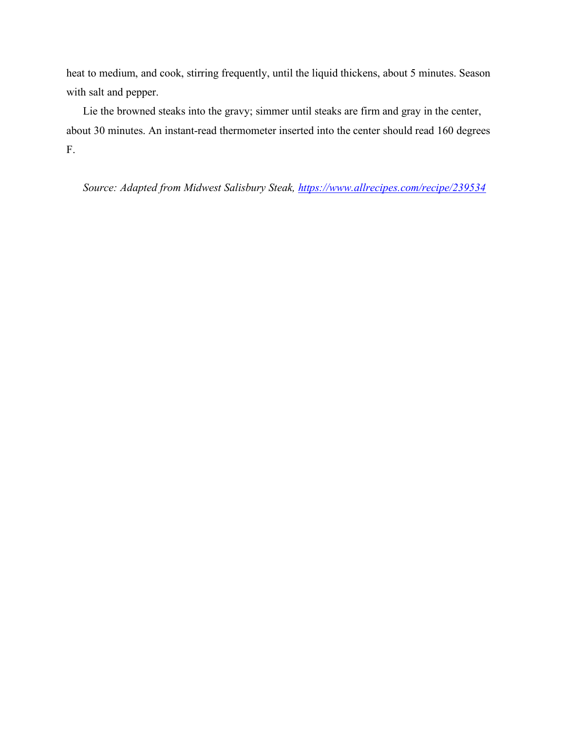heat to medium, and cook, stirring frequently, until the liquid thickens, about 5 minutes. Season with salt and pepper.

Lie the browned steaks into the gravy; simmer until steaks are firm and gray in the center, about 30 minutes. An instant-read thermometer inserted into the center should read 160 degrees F.

*Source: Adapted from Midwest Salisbury Steak, [https://www.allrecipes.com/recipe/239534](https://www.allrecipes.com/recipe/239534)*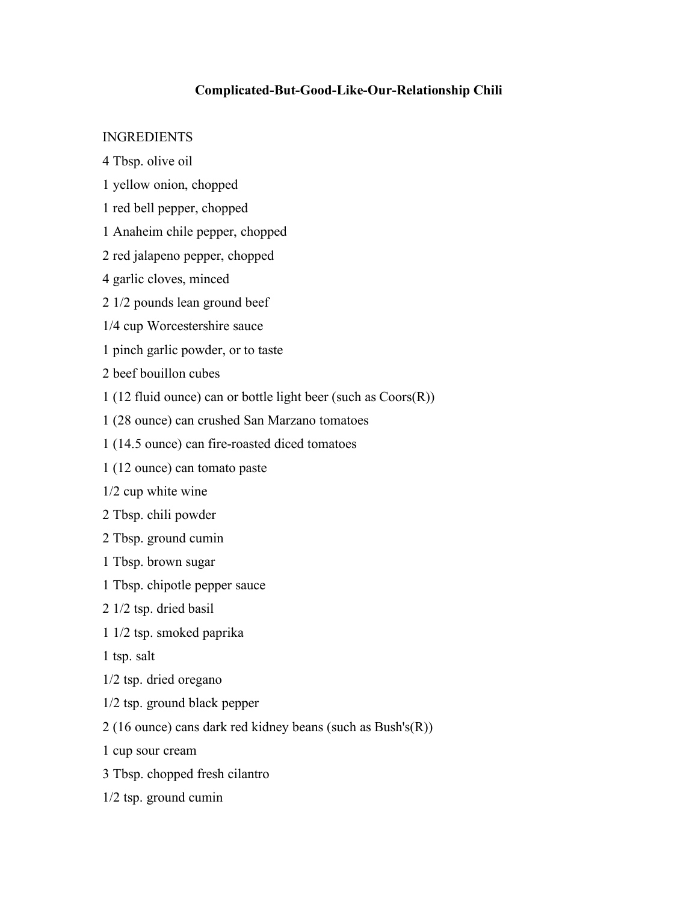# Complicated-But-Good-Like-Our-Relationship Chili

INGREDIENTS

4 Tbsp. olive oil

1 yellow onion, chopped

1 red bell pepper, chopped

1 Anaheim chile pepper, chopped

2 red jalapeno pepper, chopped

4 garlic cloves, minced

2 1/2 pounds lean ground beef

1/4 cup Worcestershire sauce

1 pinch garlic powder, or to taste

2 beef bouillon cubes

1 (12 fluid ounce) can or bottle light beer (such as Coors(R))

1 (28 ounce) can crushed San Marzano tomatoes

1 (14.5 ounce) can fire-roasted diced tomatoes

1 (12 ounce) can tomato paste

1/2 cup white wine

2 Tbsp. chili powder

2 Tbsp. ground cumin

1 Tbsp. brown sugar

1 Tbsp. chipotle pepper sauce

2 1/2 tsp. dried basil

1 1/2 tsp. smoked paprika

1 tsp. salt

1/2 tsp. dried oregano

1/2 tsp. ground black pepper

2 (16 ounce) cans dark red kidney beans (such as Bush's(R))

1 cup sour cream

3 Tbsp. chopped fresh cilantro

1/2 tsp. ground cumin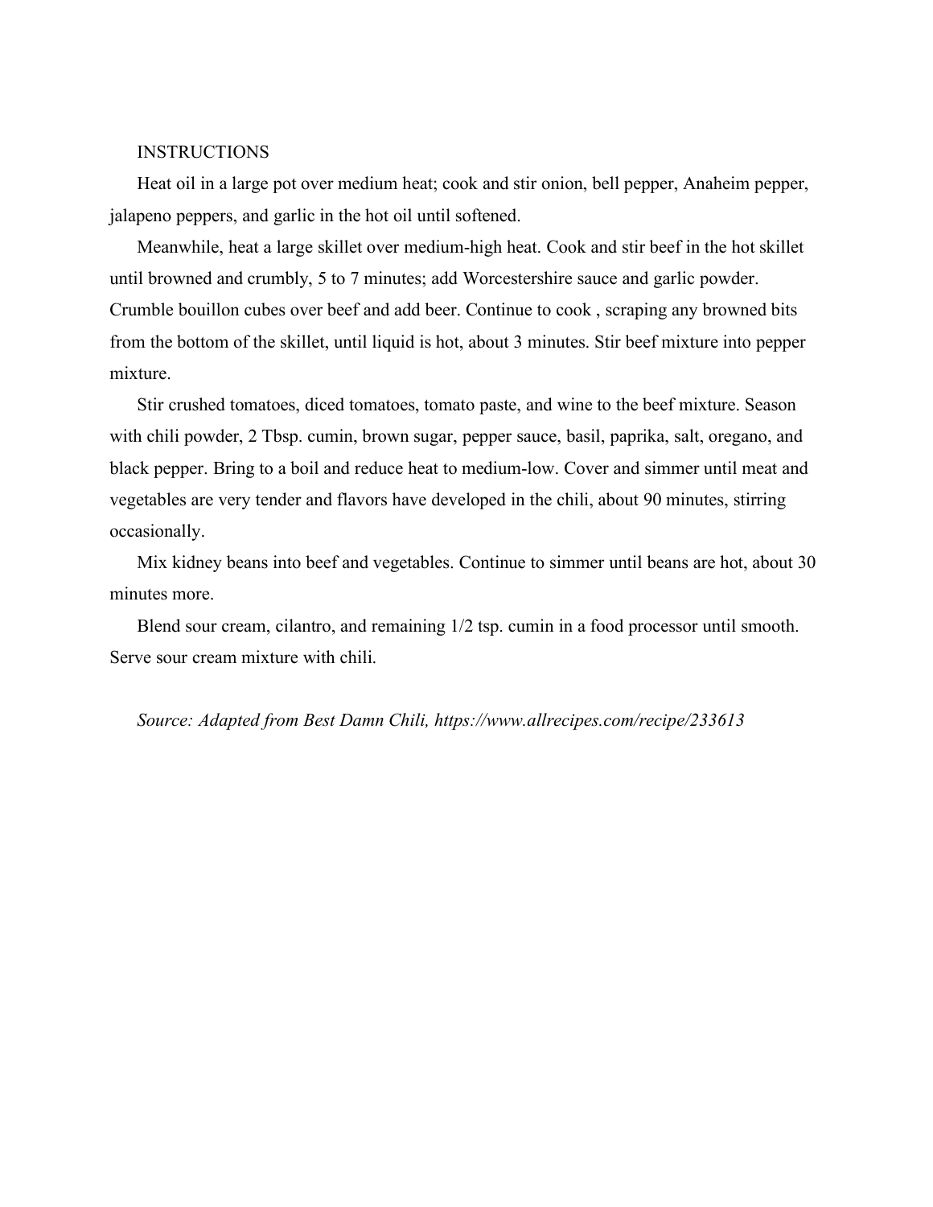INSTRUCTIONS

Heat oil in a large pot over medium heat; cook and stir onion, bell pepper, Anaheim pepper, jalapeno peppers, and garlic in the hot oil until softened.

Meanwhile, heat a large skillet over medium-high heat. Cook and stir beef in the hot skillet until browned and crumbly, 5 to 7 minutes; add Worcestershire sauce and garlic powder. Crumble bouillon cubes over beef and add beer. Continue to cook , scraping any browned bits from the bottom of the skillet, until liquid is hot, about 3 minutes. Stir beef mixture into pepper mixture.

Stir crushed tomatoes, diced tomatoes, tomato paste, and wine to the beef mixture. Season with chili powder, 2 Tbsp. cumin, brown sugar, pepper sauce, basil, paprika, salt, oregano, and black pepper. Bring to a boil and reduce heat to medium-low. Cover and simmer until meat and vegetables are very tender and flavors have developed in the chili, about 90 minutes, stirring occasionally.

Mix kidney beans into beef and vegetables. Continue to simmer until beans are hot, about 30 minutes more.

Blend sour cream, cilantro, and remaining 1/2 tsp. cumin in a food processor until smooth. Serve sour cream mixture with chili.

*Source: Adapted from Best Damn Chili, https://www.allrecipes.com/recipe/233613*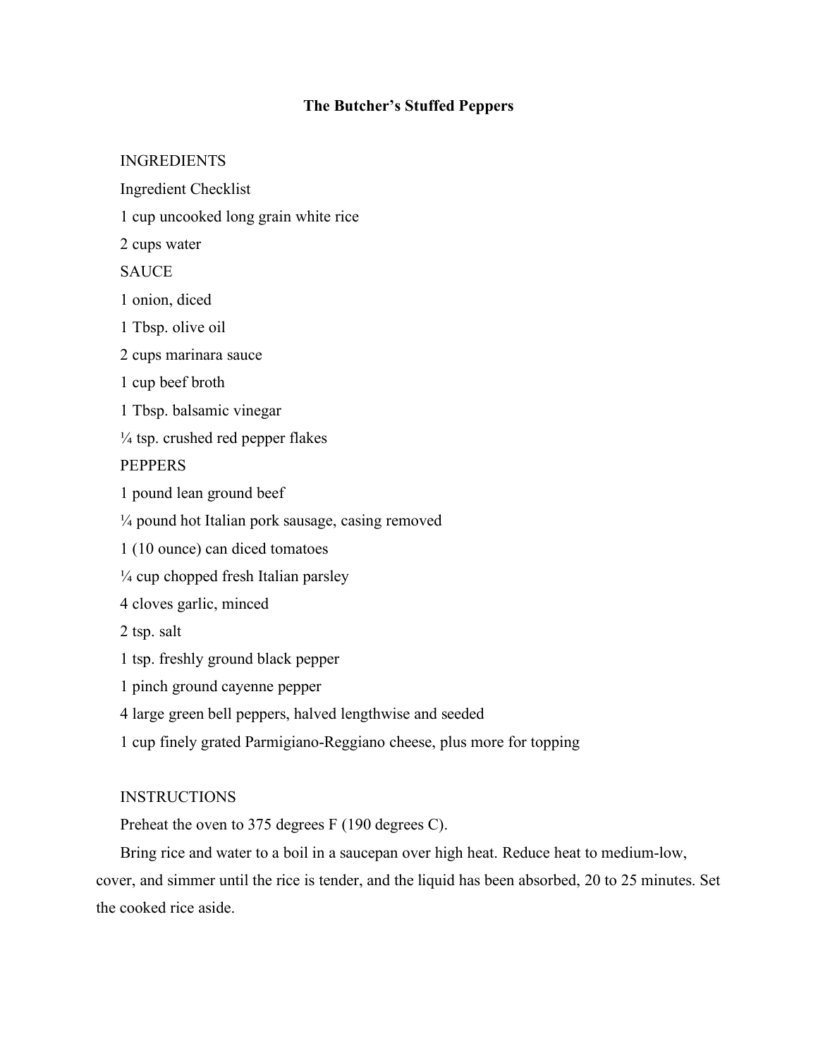# The Butcher's Stuffed Peppers

INGREDIENTS

Ingredient Checklist

1 cup uncooked long grain white rice

2 cups water

SAUCE

1 onion, diced

1 Tbsp. olive oil

2 cups marinara sauce

1 cup beef broth

1 Tbsp. balsamic vinegar

¼ tsp. crushed red pepper flakes

PEPPERS

1 pound lean ground beef

¼ pound hot Italian pork sausage, casing removed

1 (10 ounce) can diced tomatoes

¼ cup chopped fresh Italian parsley

4 cloves garlic, minced

2 tsp. salt

1 tsp. freshly ground black pepper

1 pinch ground cayenne pepper

4 large green bell peppers, halved lengthwise and seeded

1 cup finely grated Parmigiano-Reggiano cheese, plus more for topping

INSTRUCTIONS

Preheat the oven to 375 degrees F (190 degrees C).

Bring rice and water to a boil in a saucepan over high heat. Reduce heat to medium-low, cover, and simmer until the rice is tender, and the liquid has been absorbed, 20 to 25 minutes. Set the cooked rice aside.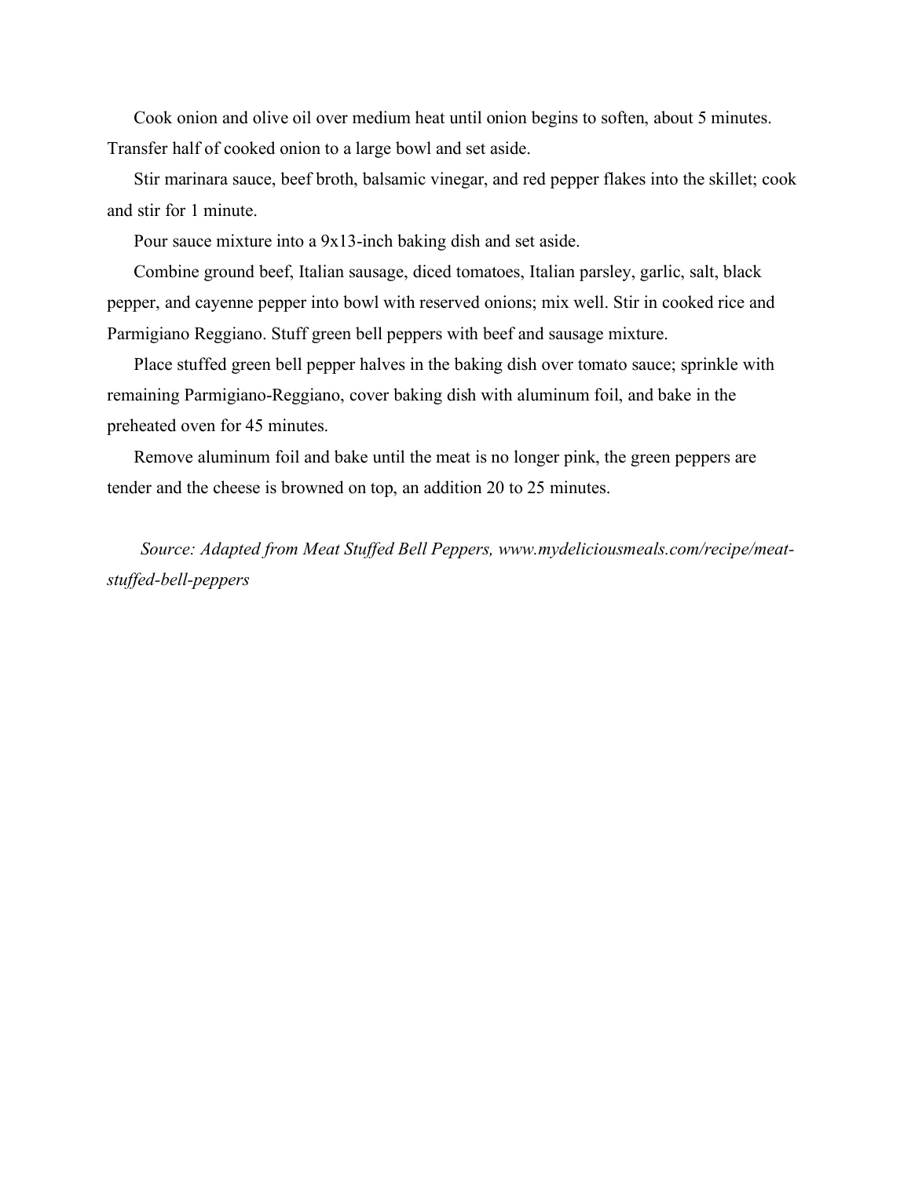Cook onion and olive oil over medium heat until onion begins to soften, about 5 minutes. Transfer half of cooked onion to a large bowl and set aside.

Stir marinara sauce, beef broth, balsamic vinegar, and red pepper flakes into the skillet; cook and stir for 1 minute.

Pour sauce mixture into a 9x13-inch baking dish and set aside.

Combine ground beef, Italian sausage, diced tomatoes, Italian parsley, garlic, salt, black pepper, and cayenne pepper into bowl with reserved onions; mix well. Stir in cooked rice and Parmigiano Reggiano. Stuff green bell peppers with beef and sausage mixture.

Place stuffed green bell pepper halves in the baking dish over tomato sauce; sprinkle with remaining Parmigiano-Reggiano, cover baking dish with aluminum foil, and bake in the preheated oven for 45 minutes.

Remove aluminum foil and bake until the meat is no longer pink, the green peppers are tender and the cheese is browned on top, an addition 20 to 25 minutes.

*Source: Adapted from Meat Stuffed Bell Peppers, www.mydeliciousmeals.com/recipe/meat-stuffed-bell-peppers*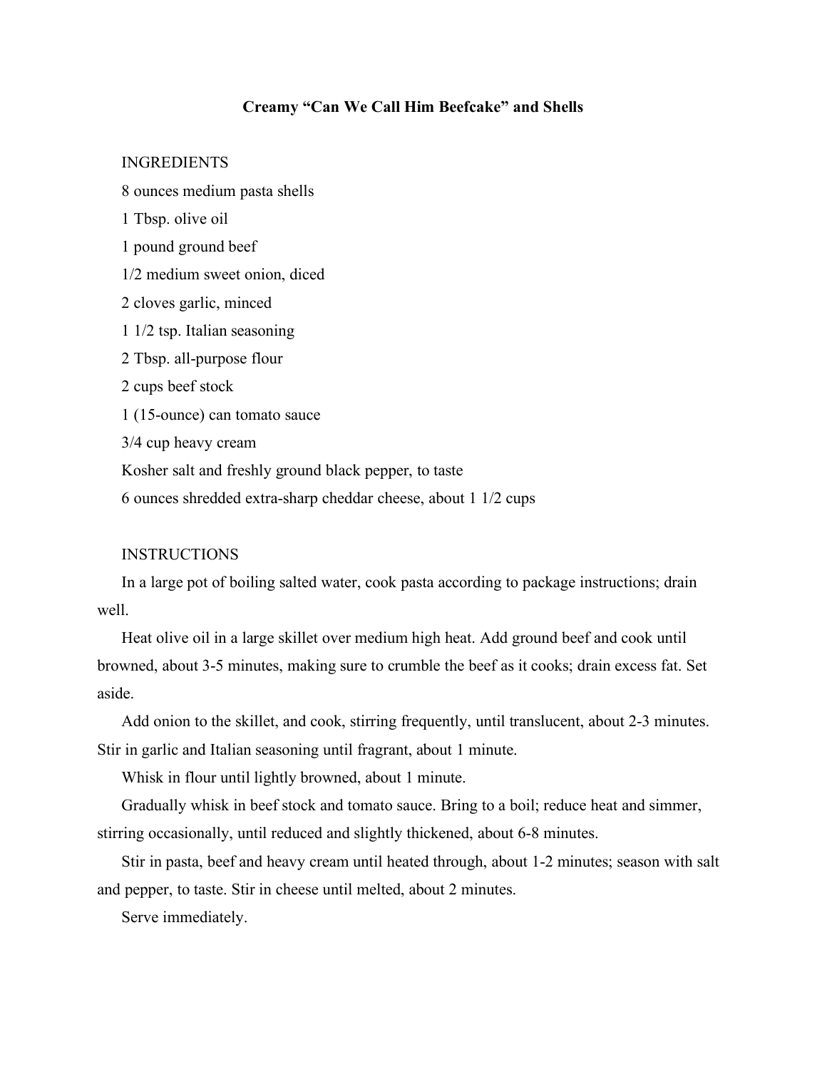# Creamy "Can We Call Him Beefcake" and Shells

INGREDIENTS

8 ounces medium pasta shells

1 Tbsp. olive oil

1 pound ground beef

1/2 medium sweet onion, diced

2 cloves garlic, minced

1 1/2 tsp. Italian seasoning

2 Tbsp. all-purpose flour

2 cups beef stock

1 (15-ounce) can tomato sauce

3/4 cup heavy cream

Kosher salt and freshly ground black pepper, to taste

6 ounces shredded extra-sharp cheddar cheese, about 1 1/2 cups

INSTRUCTIONS

In a large pot of boiling salted water, cook pasta according to package instructions; drain well.

Heat olive oil in a large skillet over medium high heat. Add ground beef and cook until browned, about 3-5 minutes, making sure to crumble the beef as it cooks; drain excess fat. Set aside.

Add onion to the skillet, and cook, stirring frequently, until translucent, about 2-3 minutes. Stir in garlic and Italian seasoning until fragrant, about 1 minute.

Whisk in flour until lightly browned, about 1 minute.

Gradually whisk in beef stock and tomato sauce. Bring to a boil; reduce heat and simmer, stirring occasionally, until reduced and slightly thickened, about 6-8 minutes.

Stir in pasta, beef and heavy cream until heated through, about 1-2 minutes; season with salt and pepper, to taste. Stir in cheese until melted, about 2 minutes.

Serve immediately.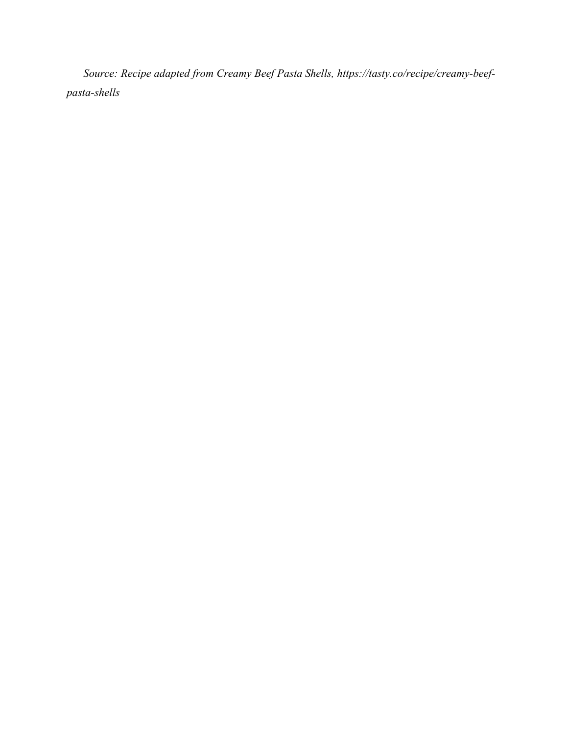*Source: Recipe adapted from Creamy Beef Pasta Shells, https://tasty.co/recipe/creamy-beef-pasta-shells*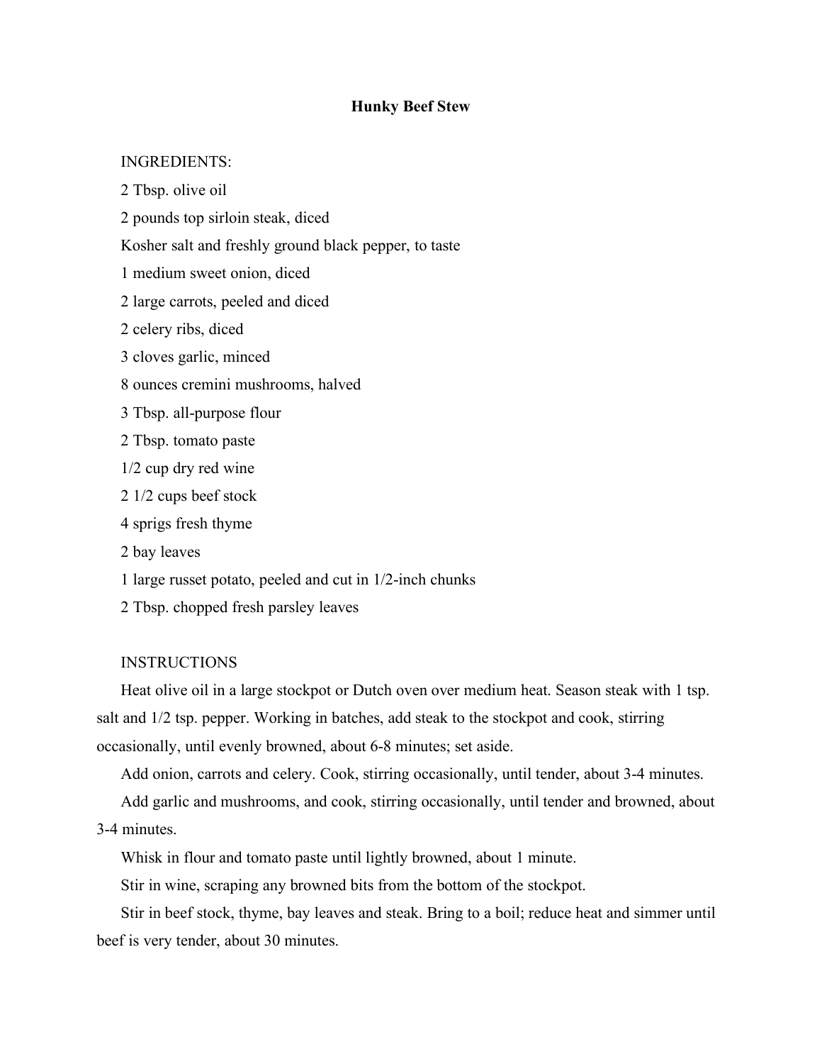# Hunky Beef Stew

INGREDIENTS:

2 Tbsp. olive oil

2 pounds top sirloin steak, diced

Kosher salt and freshly ground black pepper, to taste

1 medium sweet onion, diced

2 large carrots, peeled and diced

2 celery ribs, diced

3 cloves garlic, minced

8 ounces cremini mushrooms, halved

3 Tbsp. all-purpose flour

2 Tbsp. tomato paste

1/2 cup dry red wine

2 1/2 cups beef stock

4 sprigs fresh thyme

2 bay leaves

1 large russet potato, peeled and cut in 1/2-inch chunks

2 Tbsp. chopped fresh parsley leaves

INSTRUCTIONS

Heat olive oil in a large stockpot or Dutch oven over medium heat. Season steak with 1 tsp. salt and 1/2 tsp. pepper. Working in batches, add steak to the stockpot and cook, stirring occasionally, until evenly browned, about 6-8 minutes; set aside.

Add onion, carrots and celery. Cook, stirring occasionally, until tender, about 3-4 minutes.

Add garlic and mushrooms, and cook, stirring occasionally, until tender and browned, about 3-4 minutes.

Whisk in flour and tomato paste until lightly browned, about 1 minute.

Stir in wine, scraping any browned bits from the bottom of the stockpot.

Stir in beef stock, thyme, bay leaves and steak. Bring to a boil; reduce heat and simmer until beef is very tender, about 30 minutes.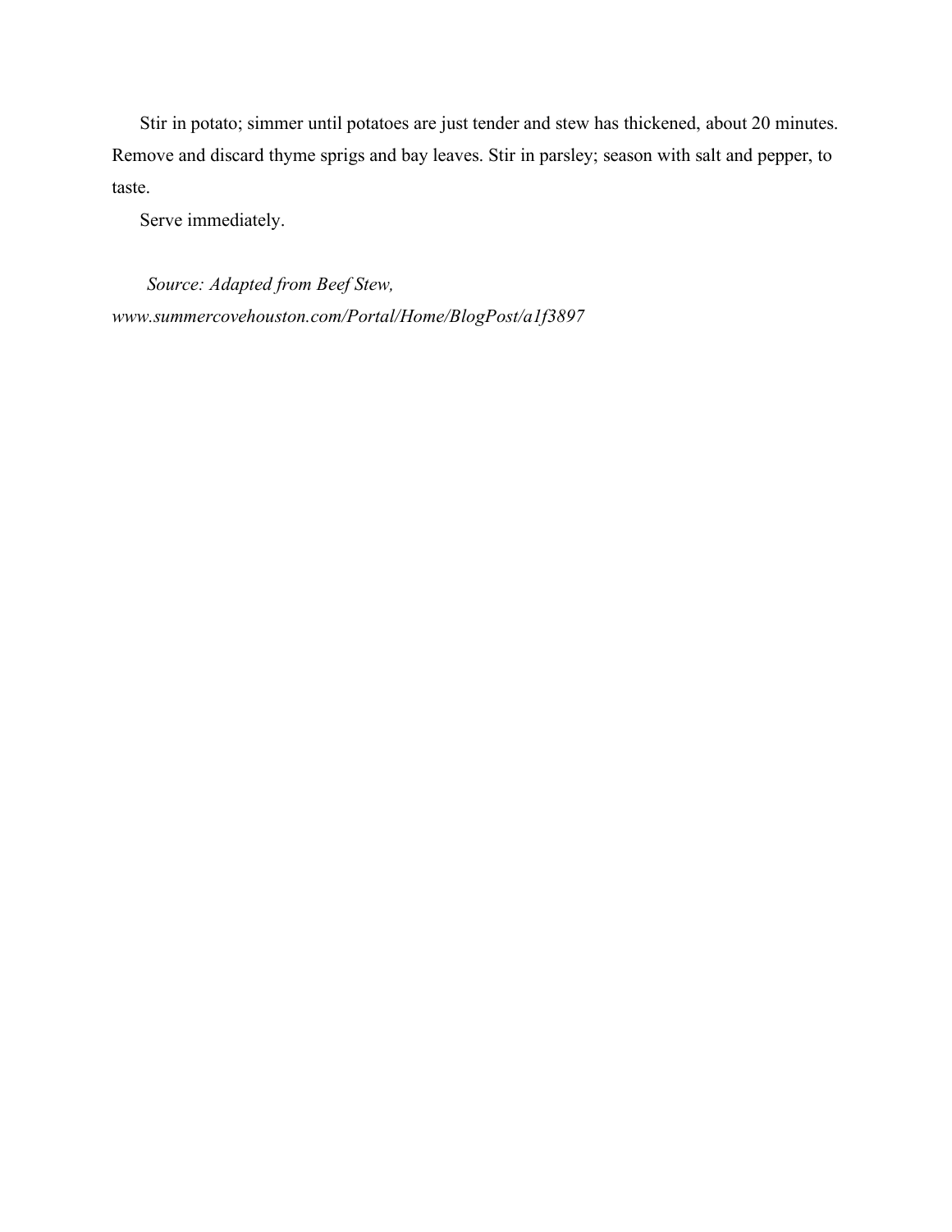Stir in potato; simmer until potatoes are just tender and stew has thickened, about 20 minutes. Remove and discard thyme sprigs and bay leaves. Stir in parsley; season with salt and pepper, to taste.

Serve immediately.

*Source: Adapted from Beef Stew, www.summercovehouston.com/Portal/Home/BlogPost/a1f3897*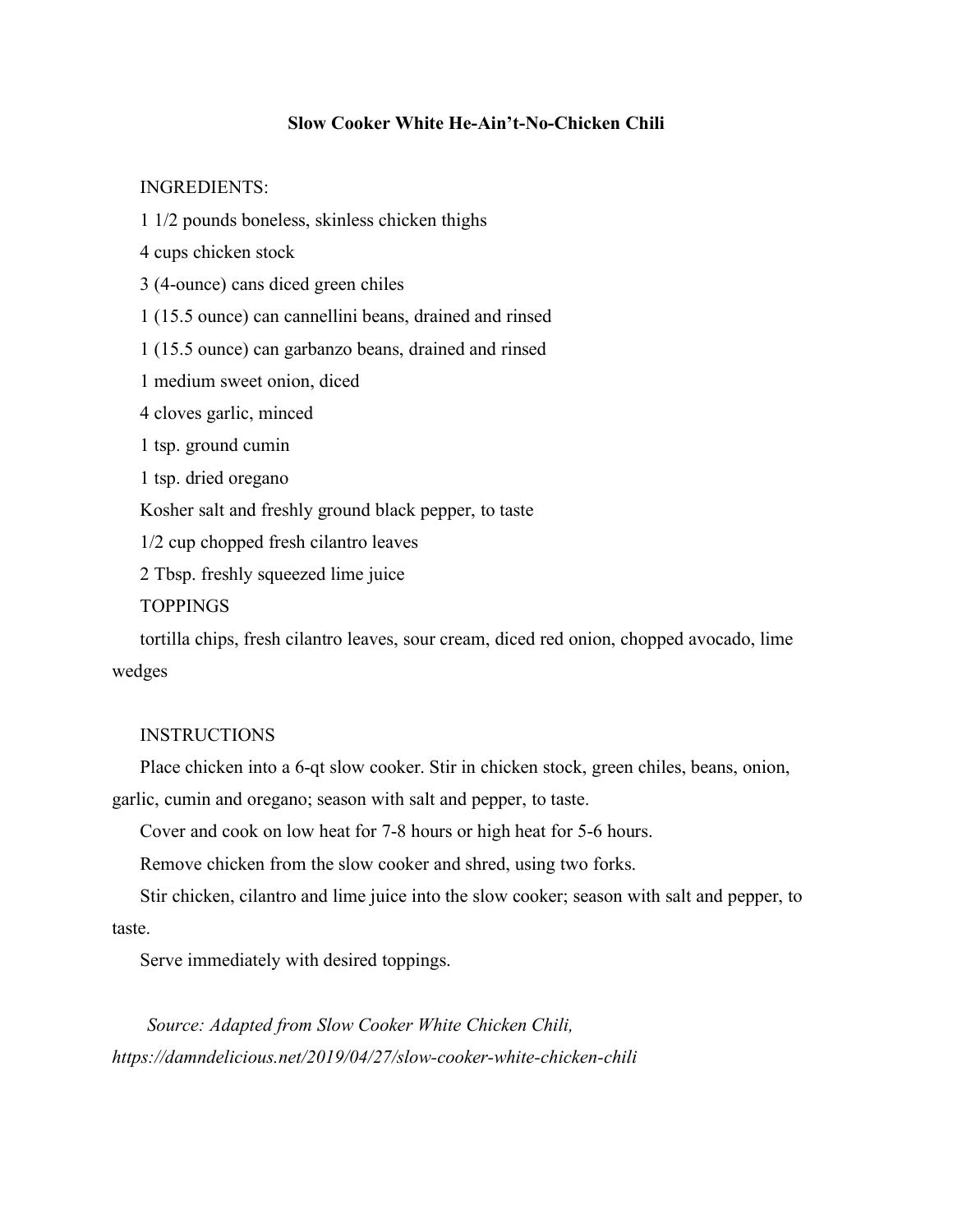## Slow Cooker White He-Ain't-No-Chicken Chili

INGREDIENTS:

1 1/2 pounds boneless, skinless chicken thighs

4 cups chicken stock

3 (4-ounce) cans diced green chiles

1 (15.5 ounce) can cannellini beans, drained and rinsed

1 (15.5 ounce) can garbanzo beans, drained and rinsed

1 medium sweet onion, diced

4 cloves garlic, minced

1 tsp. ground cumin

1 tsp. dried oregano

Kosher salt and freshly ground black pepper, to taste

1/2 cup chopped fresh cilantro leaves

2 Tbsp. freshly squeezed lime juice

TOPPINGS

tortilla chips, fresh cilantro leaves, sour cream, diced red onion, chopped avocado, lime wedges

INSTRUCTIONS

Place chicken into a 6-qt slow cooker. Stir in chicken stock, green chiles, beans, onion, garlic, cumin and oregano; season with salt and pepper, to taste.

Cover and cook on low heat for 7-8 hours or high heat for 5-6 hours.

Remove chicken from the slow cooker and shred, using two forks.

Stir chicken, cilantro and lime juice into the slow cooker; season with salt and pepper, to taste.

Serve immediately with desired toppings.

*Source: Adapted from Slow Cooker White Chicken Chili, https://damndelicious.net/2019/04/27/slow-cooker-white-chicken-chili*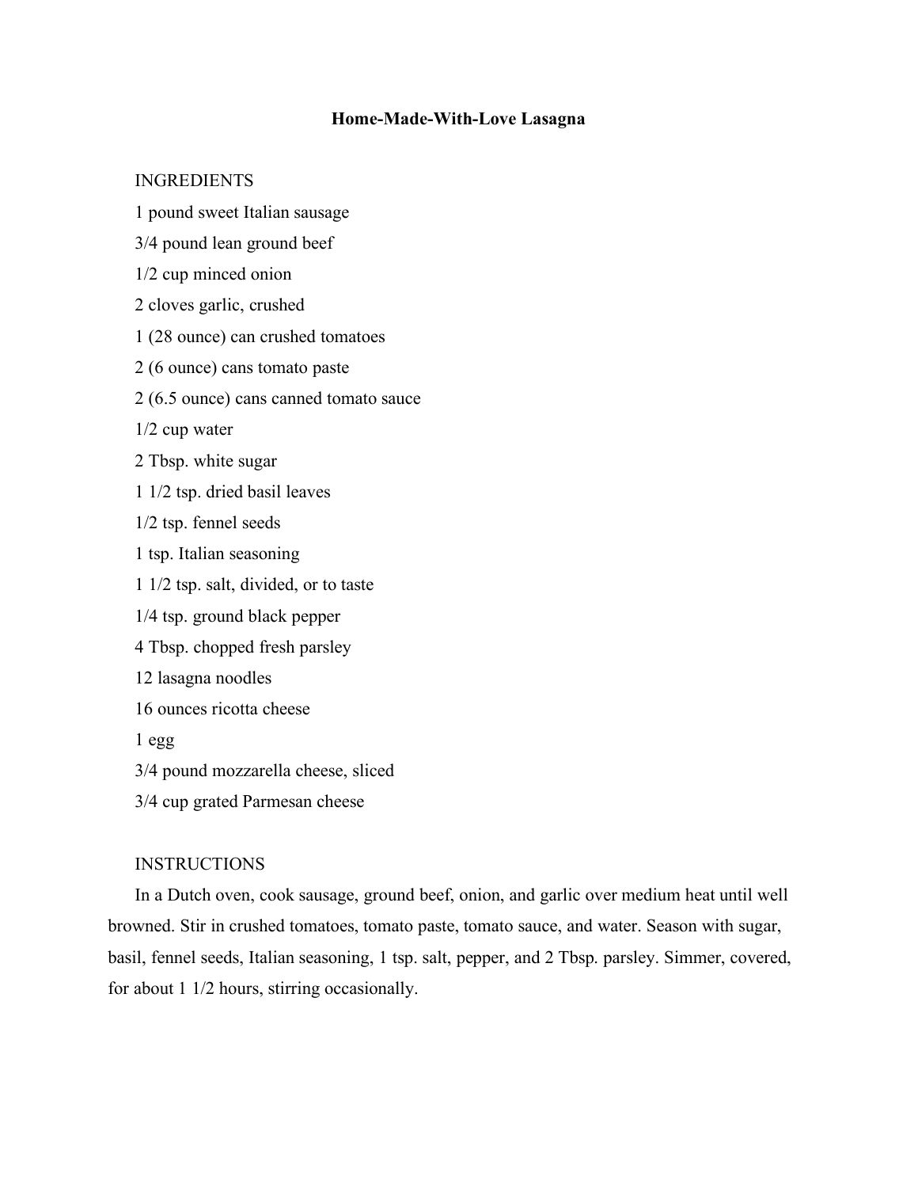# Home-Made-With-Love Lasagna

INGREDIENTS

1 pound sweet Italian sausage

3/4 pound lean ground beef

1/2 cup minced onion

2 cloves garlic, crushed

1 (28 ounce) can crushed tomatoes

2 (6 ounce) cans tomato paste

2 (6.5 ounce) cans canned tomato sauce

1/2 cup water

2 Tbsp. white sugar

1 1/2 tsp. dried basil leaves

1/2 tsp. fennel seeds

1 tsp. Italian seasoning

1 1/2 tsp. salt, divided, or to taste

1/4 tsp. ground black pepper

4 Tbsp. chopped fresh parsley

12 lasagna noodles

16 ounces ricotta cheese

1 egg

3/4 pound mozzarella cheese, sliced

3/4 cup grated Parmesan cheese

INSTRUCTIONS

In a Dutch oven, cook sausage, ground beef, onion, and garlic over medium heat until well browned. Stir in crushed tomatoes, tomato paste, tomato sauce, and water. Season with sugar, basil, fennel seeds, Italian seasoning, 1 tsp. salt, pepper, and 2 Tbsp. parsley. Simmer, covered, for about 1 1/2 hours, stirring occasionally.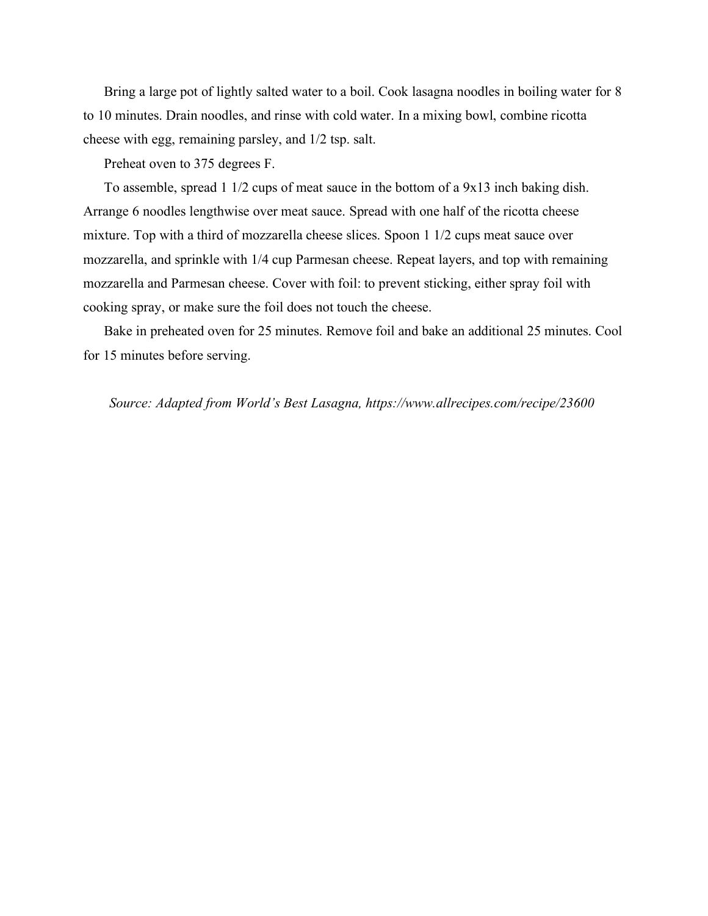Bring a large pot of lightly salted water to a boil. Cook lasagna noodles in boiling water for 8 to 10 minutes. Drain noodles, and rinse with cold water. In a mixing bowl, combine ricotta cheese with egg, remaining parsley, and 1/2 tsp. salt.

Preheat oven to 375 degrees F.

To assemble, spread 1 1/2 cups of meat sauce in the bottom of a 9x13 inch baking dish. Arrange 6 noodles lengthwise over meat sauce. Spread with one half of the ricotta cheese mixture. Top with a third of mozzarella cheese slices. Spoon 1 1/2 cups meat sauce over mozzarella, and sprinkle with 1/4 cup Parmesan cheese. Repeat layers, and top with remaining mozzarella and Parmesan cheese. Cover with foil: to prevent sticking, either spray foil with cooking spray, or make sure the foil does not touch the cheese.

Bake in preheated oven for 25 minutes. Remove foil and bake an additional 25 minutes. Cool for 15 minutes before serving.

*Source: Adapted from World's Best Lasagna, https://www.allrecipes.com/recipe/23600*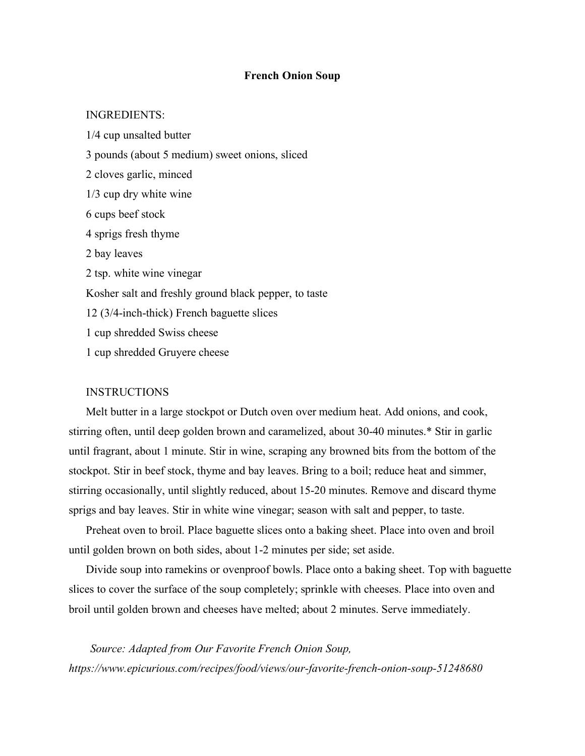# French Onion Soup

INGREDIENTS:

1/4 cup unsalted butter

3 pounds (about 5 medium) sweet onions, sliced

2 cloves garlic, minced

1/3 cup dry white wine

6 cups beef stock

4 sprigs fresh thyme

2 bay leaves

2 tsp. white wine vinegar

Kosher salt and freshly ground black pepper, to taste

12 (3/4-inch-thick) French baguette slices

1 cup shredded Swiss cheese

1 cup shredded Gruyere cheese

INSTRUCTIONS

Melt butter in a large stockpot or Dutch oven over medium heat. Add onions, and cook, stirring often, until deep golden brown and caramelized, about 30-40 minutes.* Stir in garlic until fragrant, about 1 minute. Stir in wine, scraping any browned bits from the bottom of the stockpot. Stir in beef stock, thyme and bay leaves. Bring to a boil; reduce heat and simmer, stirring occasionally, until slightly reduced, about 15-20 minutes. Remove and discard thyme sprigs and bay leaves. Stir in white wine vinegar; season with salt and pepper, to taste.

Preheat oven to broil. Place baguette slices onto a baking sheet. Place into oven and broil until golden brown on both sides, about 1-2 minutes per side; set aside.

Divide soup into ramekins or ovenproof bowls. Place onto a baking sheet. Top with baguette slices to cover the surface of the soup completely; sprinkle with cheeses. Place into oven and broil until golden brown and cheeses have melted; about 2 minutes. Serve immediately.

*Source: Adapted from Our Favorite French Onion Soup, https://www.epicurious.com/recipes/food/views/our-favorite-french-onion-soup-51248680*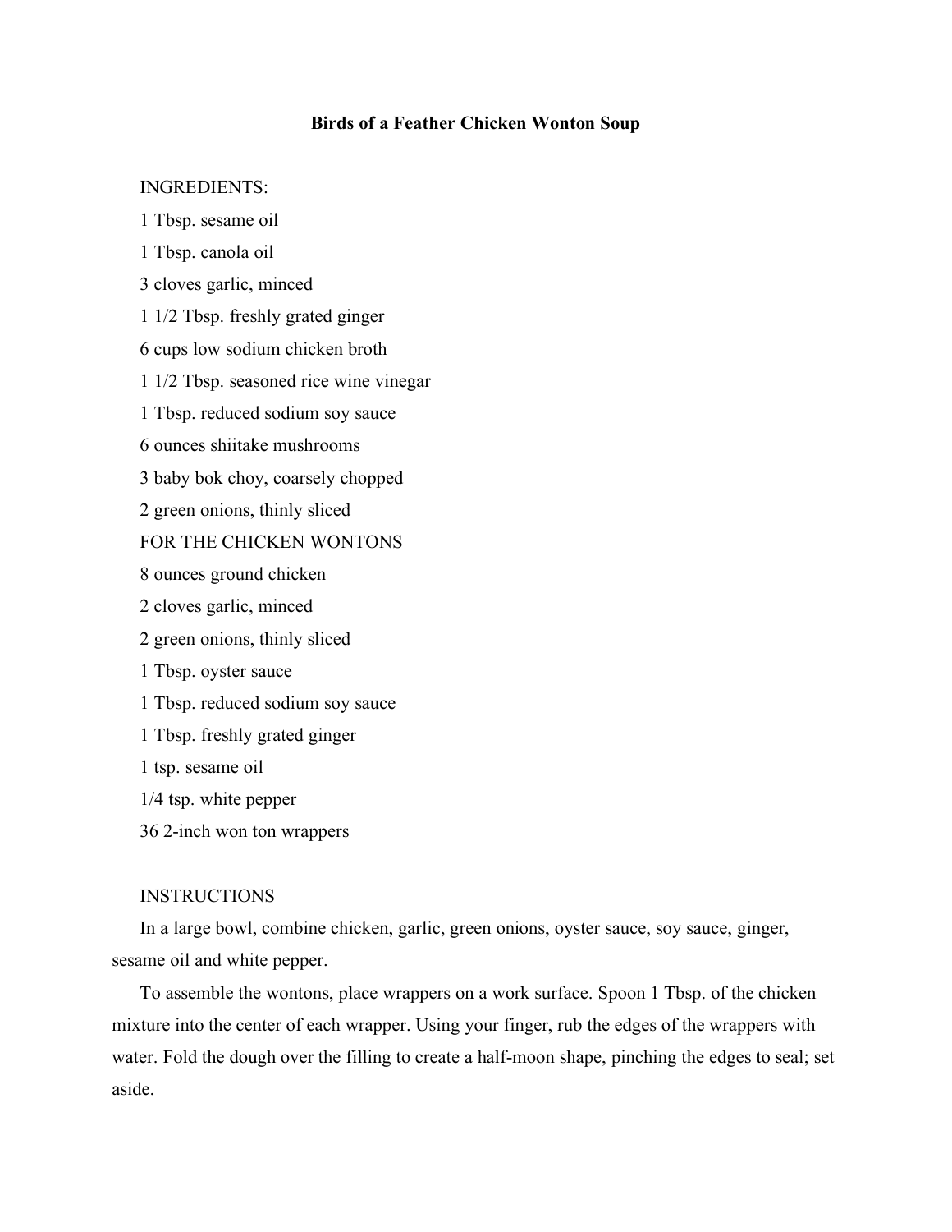# Birds of a Feather Chicken Wonton Soup

INGREDIENTS:

1 Tbsp. sesame oil

1 Tbsp. canola oil

3 cloves garlic, minced

1 1/2 Tbsp. freshly grated ginger

6 cups low sodium chicken broth

1 1/2 Tbsp. seasoned rice wine vinegar

1 Tbsp. reduced sodium soy sauce

6 ounces shiitake mushrooms

3 baby bok choy, coarsely chopped

2 green onions, thinly sliced

FOR THE CHICKEN WONTONS

8 ounces ground chicken

2 cloves garlic, minced

2 green onions, thinly sliced

1 Tbsp. oyster sauce

1 Tbsp. reduced sodium soy sauce

1 Tbsp. freshly grated ginger

1 tsp. sesame oil

1/4 tsp. white pepper

36 2-inch won ton wrappers

INSTRUCTIONS

In a large bowl, combine chicken, garlic, green onions, oyster sauce, soy sauce, ginger, sesame oil and white pepper.

To assemble the wontons, place wrappers on a work surface. Spoon 1 Tbsp. of the chicken mixture into the center of each wrapper. Using your finger, rub the edges of the wrappers with water. Fold the dough over the filling to create a half-moon shape, pinching the edges to seal; set aside.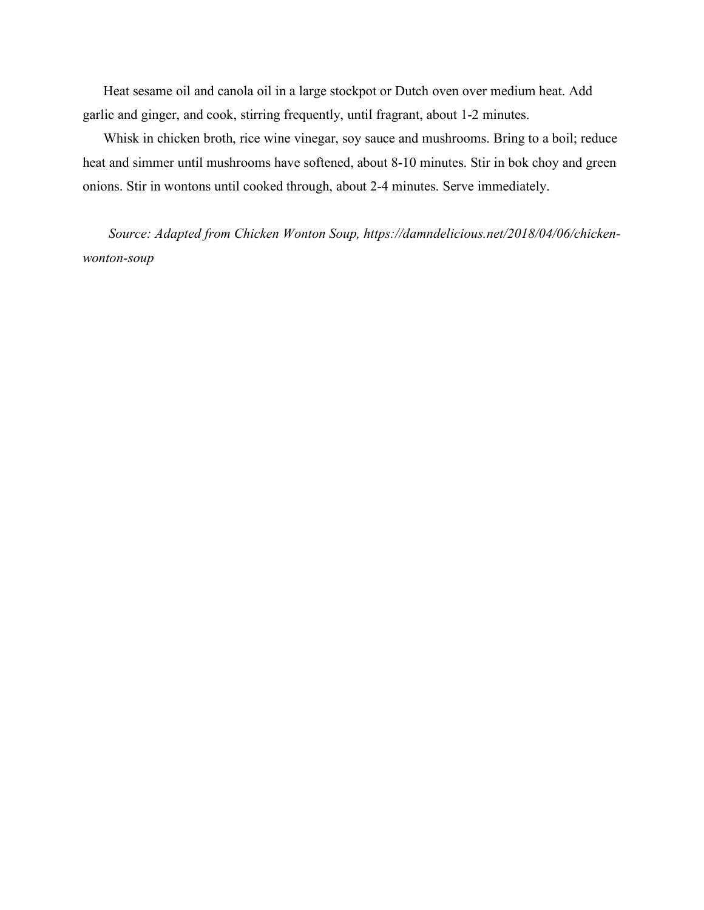Heat sesame oil and canola oil in a large stockpot or Dutch oven over medium heat. Add garlic and ginger, and cook, stirring frequently, until fragrant, about 1-2 minutes.

Whisk in chicken broth, rice wine vinegar, soy sauce and mushrooms. Bring to a boil; reduce heat and simmer until mushrooms have softened, about 8-10 minutes. Stir in bok choy and green onions. Stir in wontons until cooked through, about 2-4 minutes. Serve immediately.

*Source: Adapted from Chicken Wonton Soup, https://damndelicious.net/2018/04/06/chicken-wonton-soup*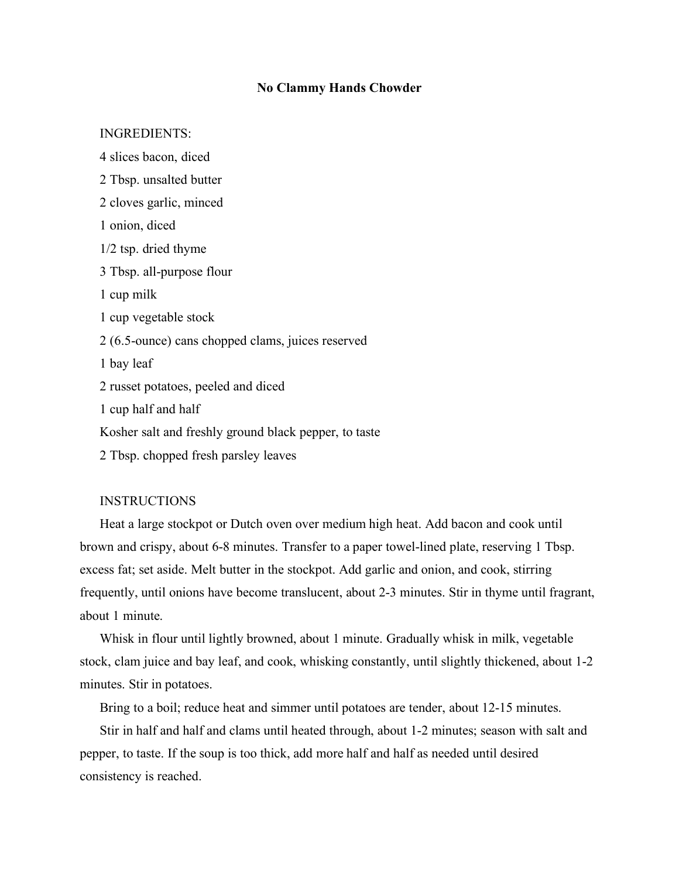# No Clammy Hands Chowder

INGREDIENTS:

4 slices bacon, diced

2 Tbsp. unsalted butter

2 cloves garlic, minced

1 onion, diced

1/2 tsp. dried thyme

3 Tbsp. all-purpose flour

1 cup milk

1 cup vegetable stock

2 (6.5-ounce) cans chopped clams, juices reserved

1 bay leaf

2 russet potatoes, peeled and diced

1 cup half and half

Kosher salt and freshly ground black pepper, to taste

2 Tbsp. chopped fresh parsley leaves

INSTRUCTIONS

Heat a large stockpot or Dutch oven over medium high heat. Add bacon and cook until brown and crispy, about 6-8 minutes. Transfer to a paper towel-lined plate, reserving 1 Tbsp. excess fat; set aside. Melt butter in the stockpot. Add garlic and onion, and cook, stirring frequently, until onions have become translucent, about 2-3 minutes. Stir in thyme until fragrant, about 1 minute.

Whisk in flour until lightly browned, about 1 minute. Gradually whisk in milk, vegetable stock, clam juice and bay leaf, and cook, whisking constantly, until slightly thickened, about 1-2 minutes. Stir in potatoes.

Bring to a boil; reduce heat and simmer until potatoes are tender, about 12-15 minutes.

Stir in half and half and clams until heated through, about 1-2 minutes; season with salt and pepper, to taste. If the soup is too thick, add more half and half as needed until desired consistency is reached.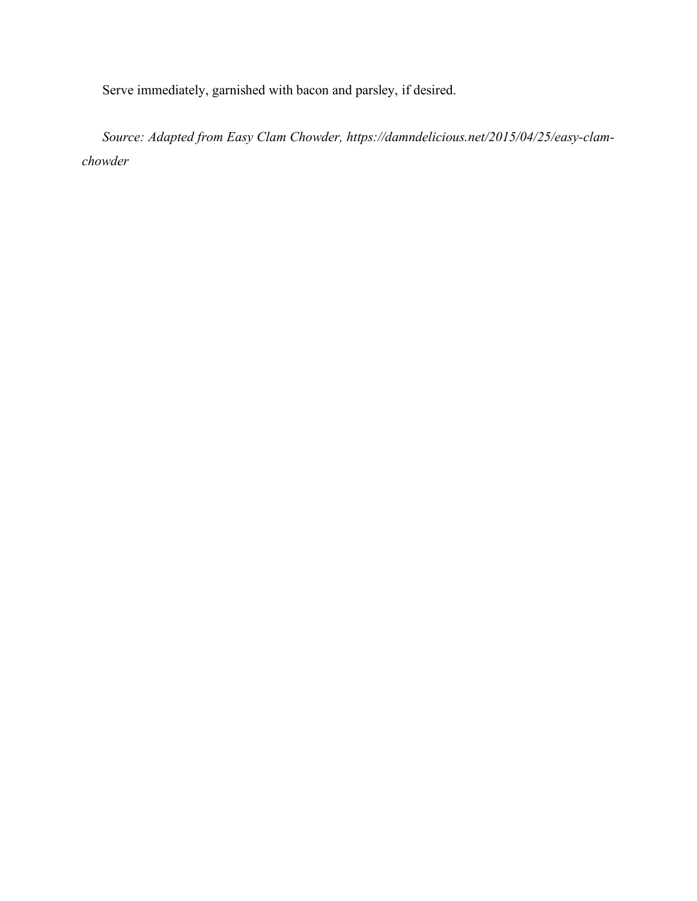Serve immediately, garnished with bacon and parsley, if desired.

*Source: Adapted from Easy Clam Chowder, https://damndelicious.net/2015/04/25/easy-clam-chowder*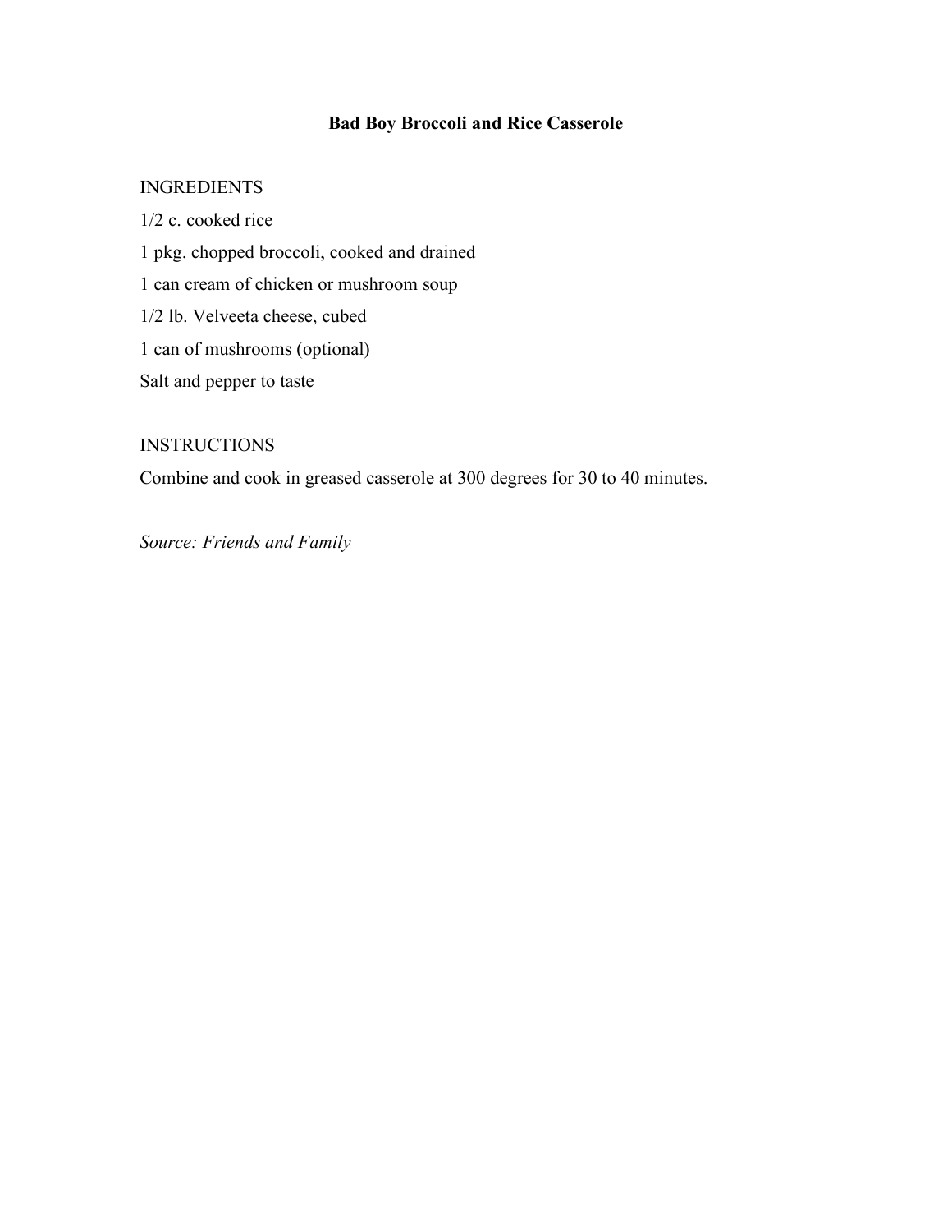# Bad Boy Broccoli and Rice Casserole

INGREDIENTS

1/2 c. cooked rice

1 pkg. chopped broccoli, cooked and drained

1 can cream of chicken or mushroom soup

1/2 lb. Velveeta cheese, cubed

1 can of mushrooms (optional)

Salt and pepper to taste

INSTRUCTIONS

Combine and cook in greased casserole at 300 degrees for 30 to 40 minutes.

*Source: Friends and Family*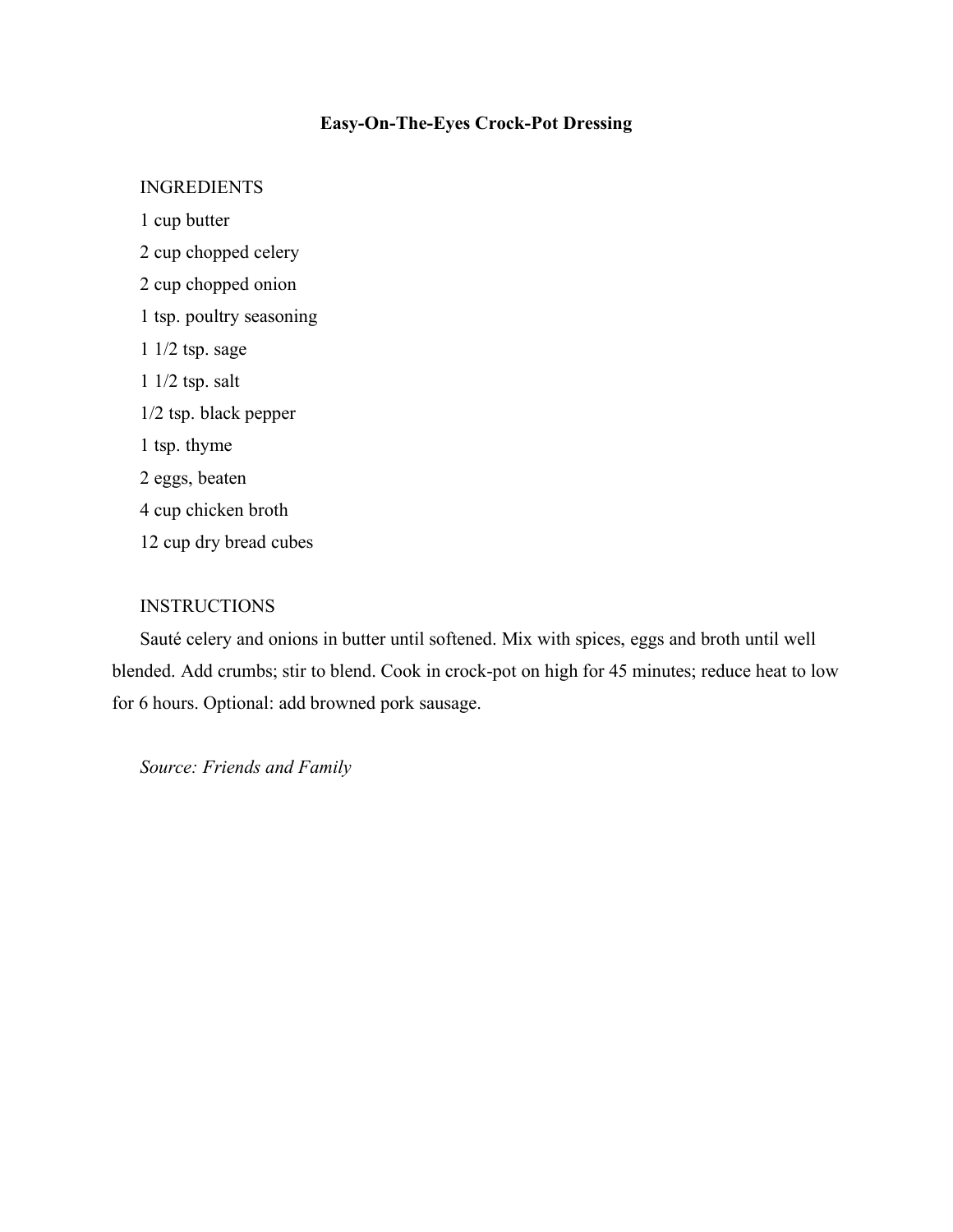# Easy-On-The-Eyes Crock-Pot Dressing

INGREDIENTS

1 cup butter

2 cup chopped celery

2 cup chopped onion

1 tsp. poultry seasoning

1 1/2 tsp. sage

1 1/2 tsp. salt

1/2 tsp. black pepper

1 tsp. thyme

2 eggs, beaten

4 cup chicken broth

12 cup dry bread cubes

INSTRUCTIONS

Sauté celery and onions in butter until softened. Mix with spices, eggs and broth until well blended. Add crumbs; stir to blend. Cook in crock-pot on high for 45 minutes; reduce heat to low for 6 hours. Optional: add browned pork sausage.

*Source: Friends and Family*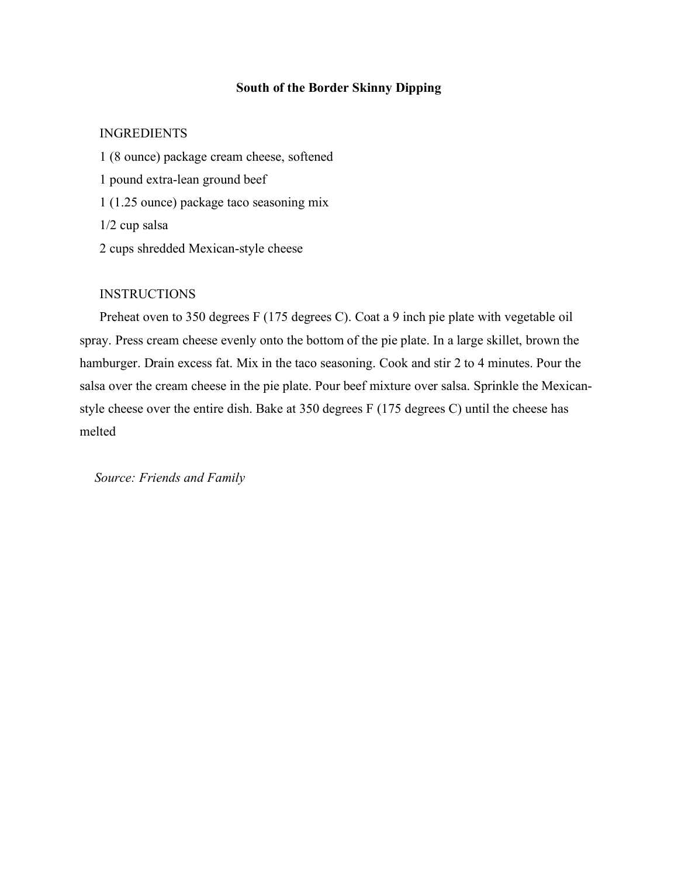# South of the Border Skinny Dipping

INGREDIENTS

1 (8 ounce) package cream cheese, softened

1 pound extra-lean ground beef

1 (1.25 ounce) package taco seasoning mix

1/2 cup salsa

2 cups shredded Mexican-style cheese

INSTRUCTIONS

Preheat oven to 350 degrees F (175 degrees C). Coat a 9 inch pie plate with vegetable oil spray. Press cream cheese evenly onto the bottom of the pie plate. In a large skillet, brown the hamburger. Drain excess fat. Mix in the taco seasoning. Cook and stir 2 to 4 minutes. Pour the salsa over the cream cheese in the pie plate. Pour beef mixture over salsa. Sprinkle the Mexican-style cheese over the entire dish. Bake at 350 degrees F (175 degrees C) until the cheese has melted

*Source: Friends and Family*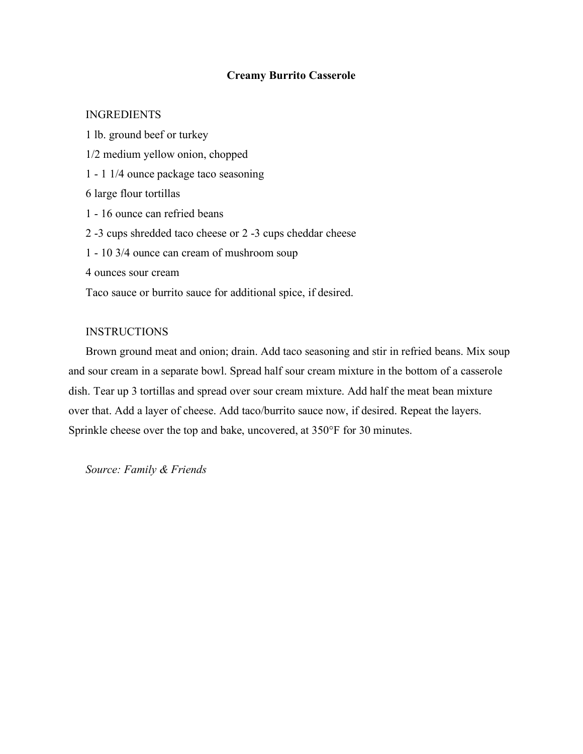# Creamy Burrito Casserole

INGREDIENTS

1 lb. ground beef or turkey

1/2 medium yellow onion, chopped

1 - 1 1/4 ounce package taco seasoning

6 large flour tortillas

1 - 16 ounce can refried beans

2 -3 cups shredded taco cheese or 2 -3 cups cheddar cheese

1 - 10 3/4 ounce can cream of mushroom soup

4 ounces sour cream

Taco sauce or burrito sauce for additional spice, if desired.

INSTRUCTIONS

Brown ground meat and onion; drain. Add taco seasoning and stir in refried beans. Mix soup and sour cream in a separate bowl. Spread half sour cream mixture in the bottom of a casserole dish. Tear up 3 tortillas and spread over sour cream mixture. Add half the meat bean mixture over that. Add a layer of cheese. Add taco/burrito sauce now, if desired. Repeat the layers. Sprinkle cheese over the top and bake, uncovered, at 350°F for 30 minutes.

*Source: Family & Friends*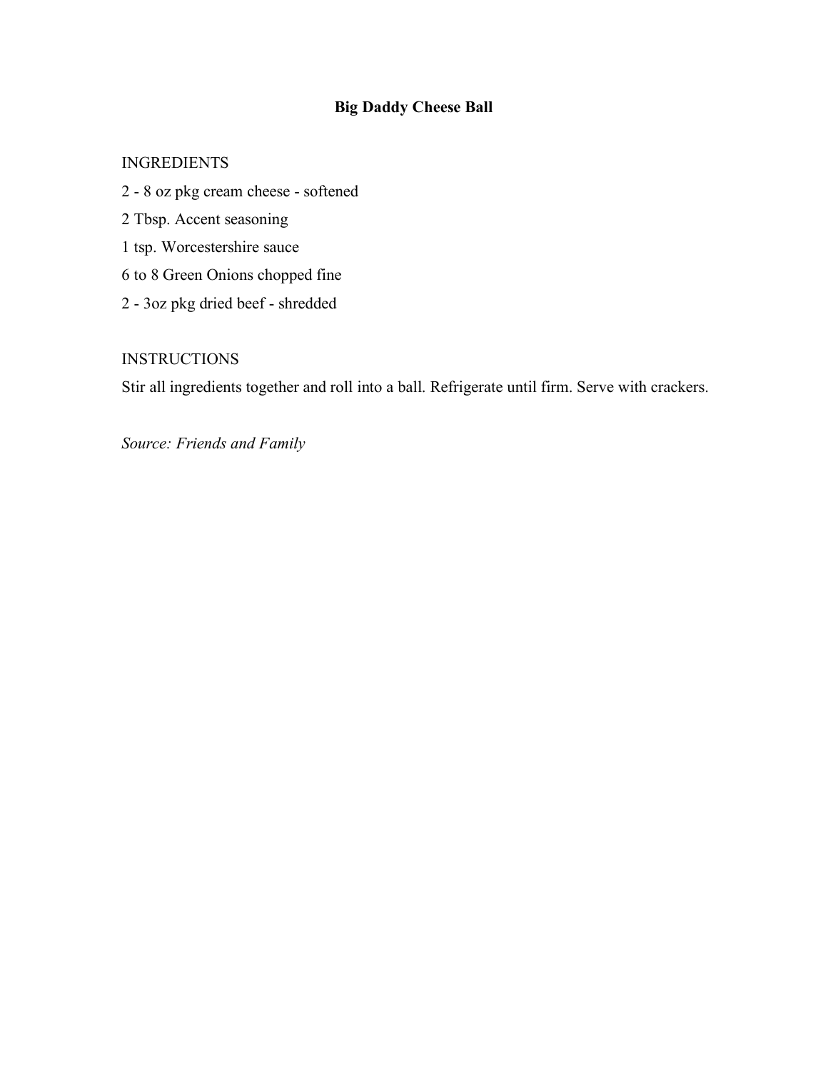# Big Daddy Cheese Ball

INGREDIENTS

2 - 8 oz pkg cream cheese - softened

2 Tbsp. Accent seasoning

1 tsp. Worcestershire sauce

6 to 8 Green Onions chopped fine

2 - 3oz pkg dried beef - shredded

INSTRUCTIONS

Stir all ingredients together and roll into a ball. Refrigerate until firm. Serve with crackers.

*Source: Friends and Family*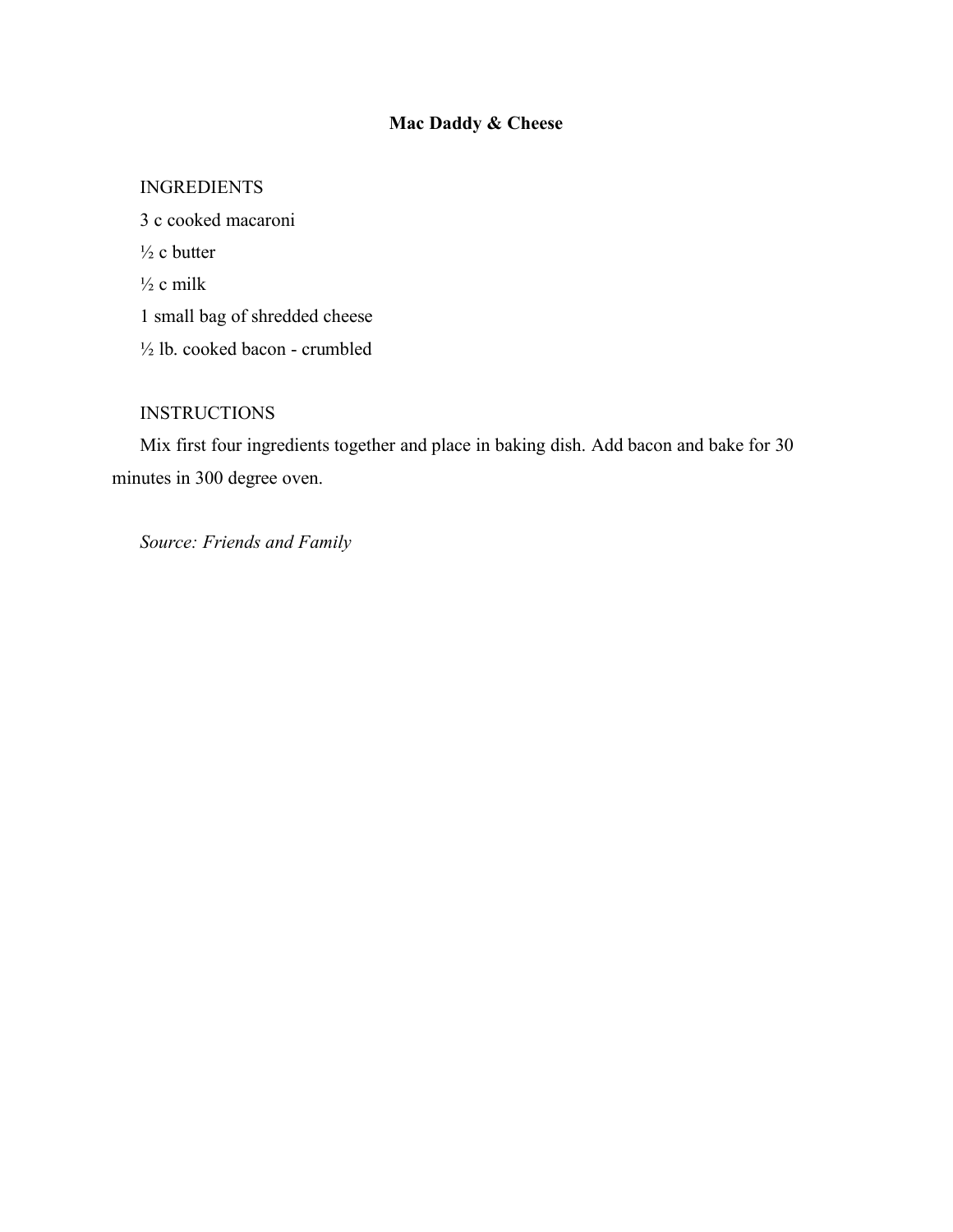# Mac Daddy & Cheese

INGREDIENTS

3 c cooked macaroni

½ c butter

½ c milk

1 small bag of shredded cheese

½ lb. cooked bacon - crumbled

INSTRUCTIONS

Mix first four ingredients together and place in baking dish. Add bacon and bake for 30 minutes in 300 degree oven.

*Source: Friends and Family*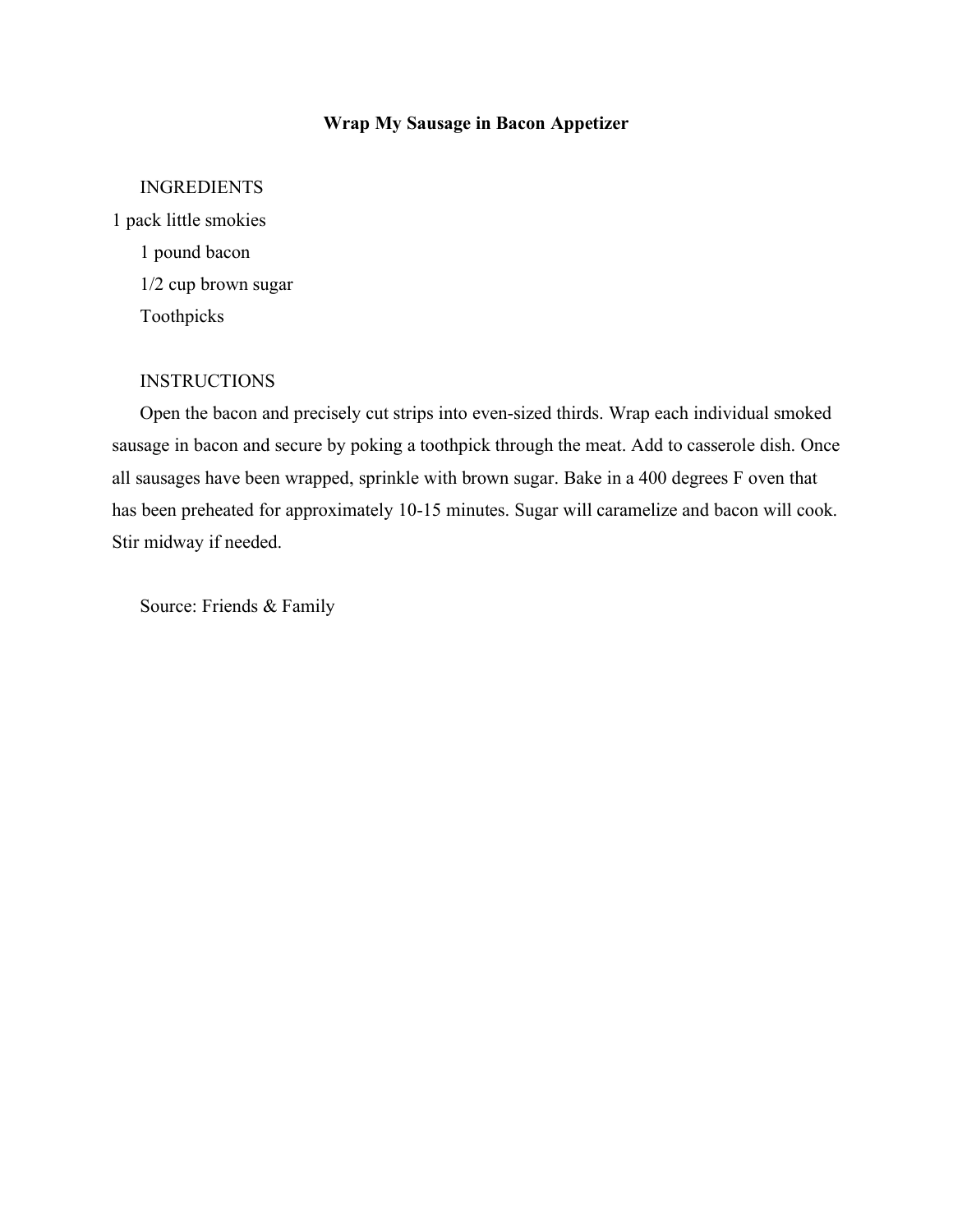# Wrap My Sausage in Bacon Appetizer

INGREDIENTS

1 pack little smokies
1 pound bacon
1/2 cup brown sugar
Toothpicks

INSTRUCTIONS

Open the bacon and precisely cut strips into even-sized thirds. Wrap each individual smoked sausage in bacon and secure by poking a toothpick through the meat. Add to casserole dish. Once all sausages have been wrapped, sprinkle with brown sugar. Bake in a 400 degrees F oven that has been preheated for approximately 10-15 minutes. Sugar will caramelize and bacon will cook. Stir midway if needed.

Source: Friends & Family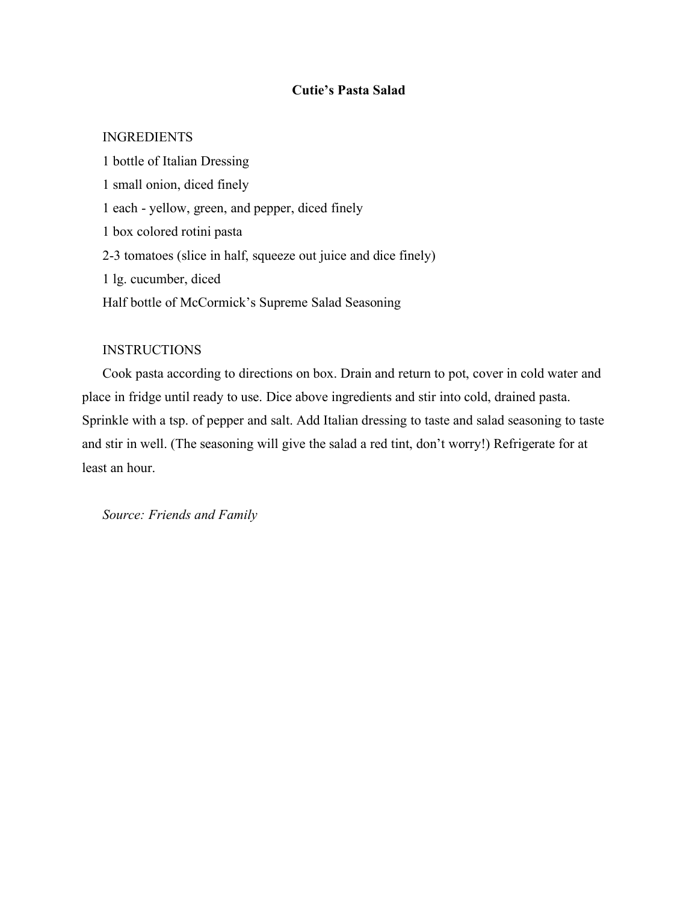# Cutie's Pasta Salad

INGREDIENTS

1 bottle of Italian Dressing

1 small onion, diced finely

1 each - yellow, green, and pepper, diced finely

1 box colored rotini pasta

2-3 tomatoes (slice in half, squeeze out juice and dice finely)

1 lg. cucumber, diced

Half bottle of McCormick's Supreme Salad Seasoning

INSTRUCTIONS

Cook pasta according to directions on box. Drain and return to pot, cover in cold water and place in fridge until ready to use. Dice above ingredients and stir into cold, drained pasta. Sprinkle with a tsp. of pepper and salt. Add Italian dressing to taste and salad seasoning to taste and stir in well. (The seasoning will give the salad a red tint, don't worry!) Refrigerate for at least an hour.

*Source: Friends and Family*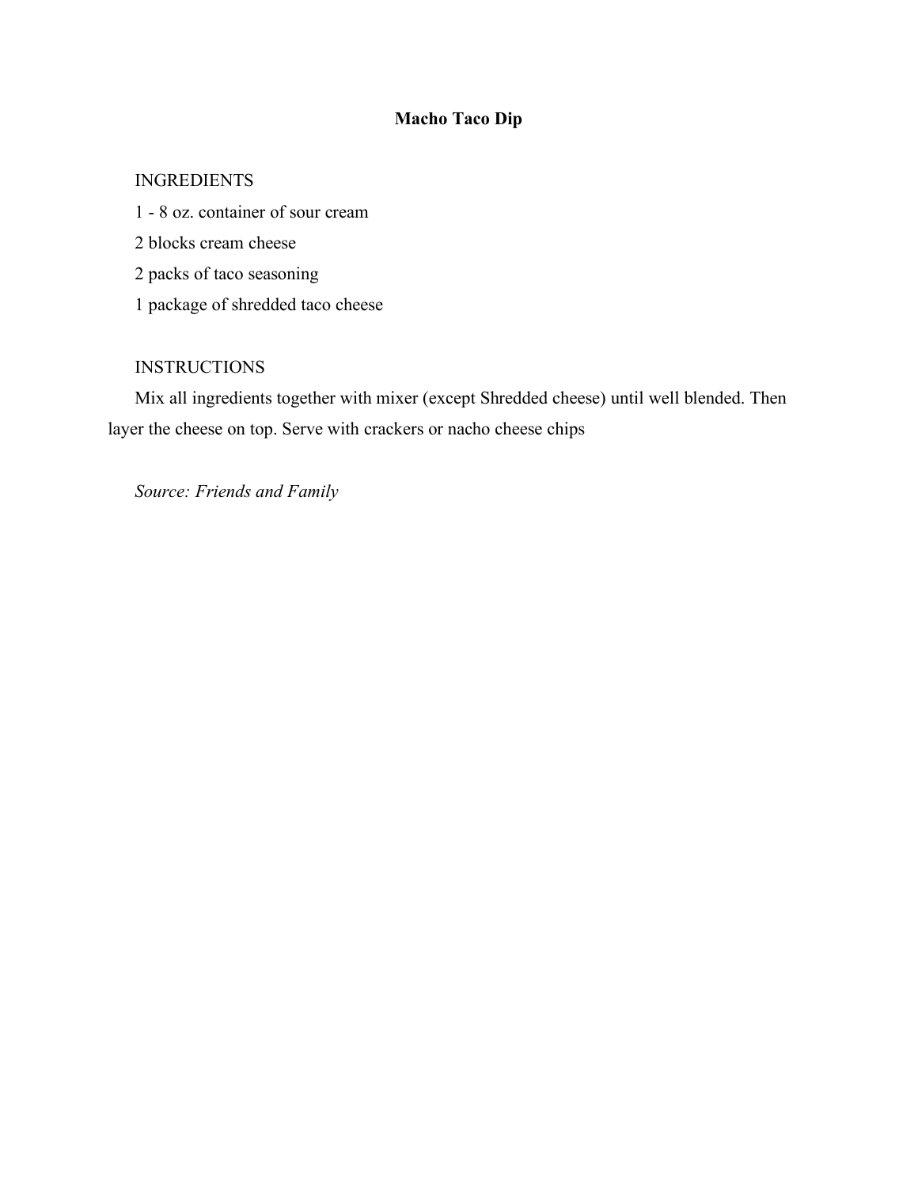# Macho Taco Dip

INGREDIENTS

1 - 8 oz. container of sour cream

2 blocks cream cheese

2 packs of taco seasoning

1 package of shredded taco cheese

INSTRUCTIONS

Mix all ingredients together with mixer (except Shredded cheese) until well blended. Then layer the cheese on top. Serve with crackers or nacho cheese chips

*Source: Friends and Family*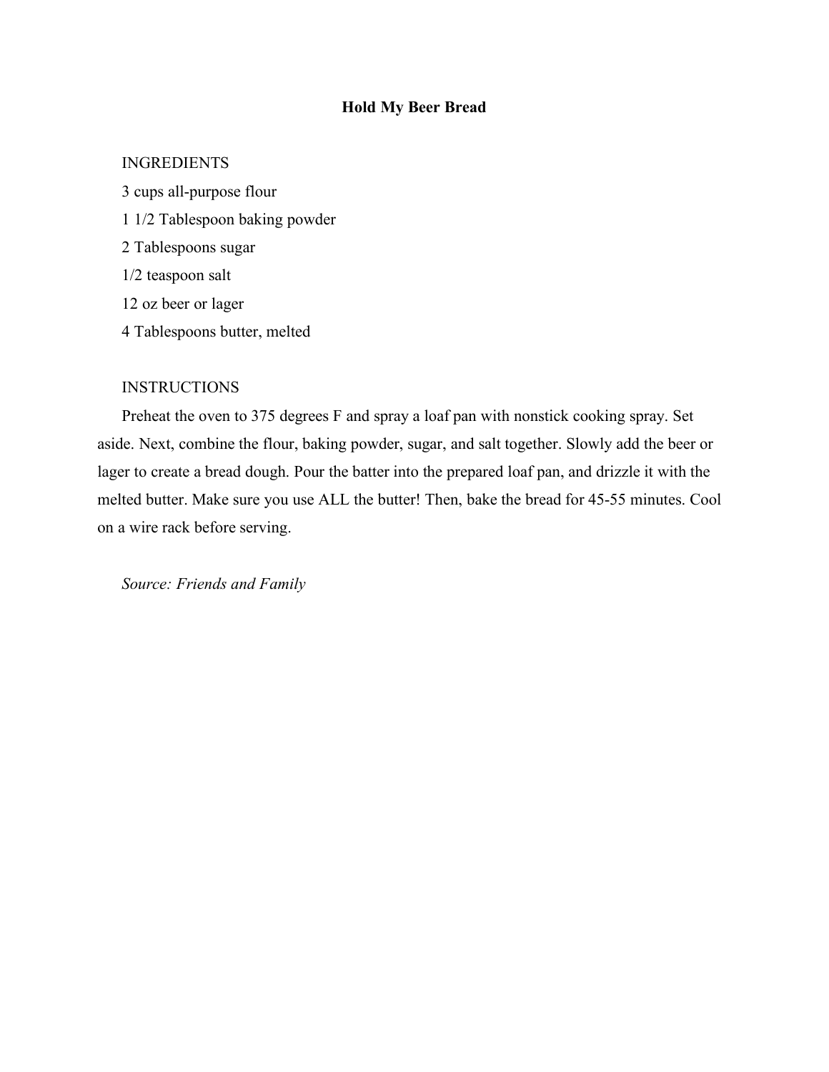# Hold My Beer Bread

INGREDIENTS

3 cups all-purpose flour

1 1/2 Tablespoon baking powder

2 Tablespoons sugar

1/2 teaspoon salt

12 oz beer or lager

4 Tablespoons butter, melted

INSTRUCTIONS

Preheat the oven to 375 degrees F and spray a loaf pan with nonstick cooking spray. Set aside. Next, combine the flour, baking powder, sugar, and salt together. Slowly add the beer or lager to create a bread dough. Pour the batter into the prepared loaf pan, and drizzle it with the melted butter. Make sure you use ALL the butter! Then, bake the bread for 45-55 minutes. Cool on a wire rack before serving.

*Source: Friends and Family*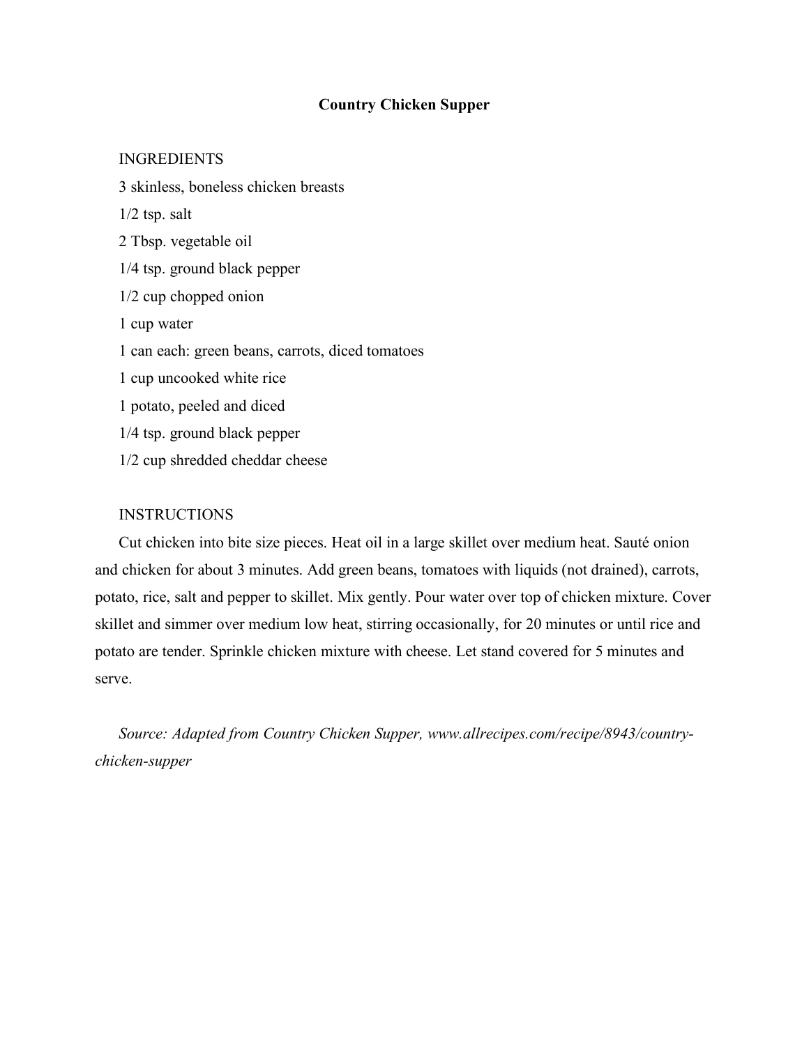# Country Chicken Supper

INGREDIENTS

3 skinless, boneless chicken breasts

1/2 tsp. salt

2 Tbsp. vegetable oil

1/4 tsp. ground black pepper

1/2 cup chopped onion

1 cup water

1 can each: green beans, carrots, diced tomatoes

1 cup uncooked white rice

1 potato, peeled and diced

1/4 tsp. ground black pepper

1/2 cup shredded cheddar cheese

INSTRUCTIONS

Cut chicken into bite size pieces. Heat oil in a large skillet over medium heat. Sauté onion and chicken for about 3 minutes. Add green beans, tomatoes with liquids (not drained), carrots, potato, rice, salt and pepper to skillet. Mix gently. Pour water over top of chicken mixture. Cover skillet and simmer over medium low heat, stirring occasionally, for 20 minutes or until rice and potato are tender. Sprinkle chicken mixture with cheese. Let stand covered for 5 minutes and serve.

*Source: Adapted from Country Chicken Supper, www.allrecipes.com/recipe/8943/country-chicken-supper*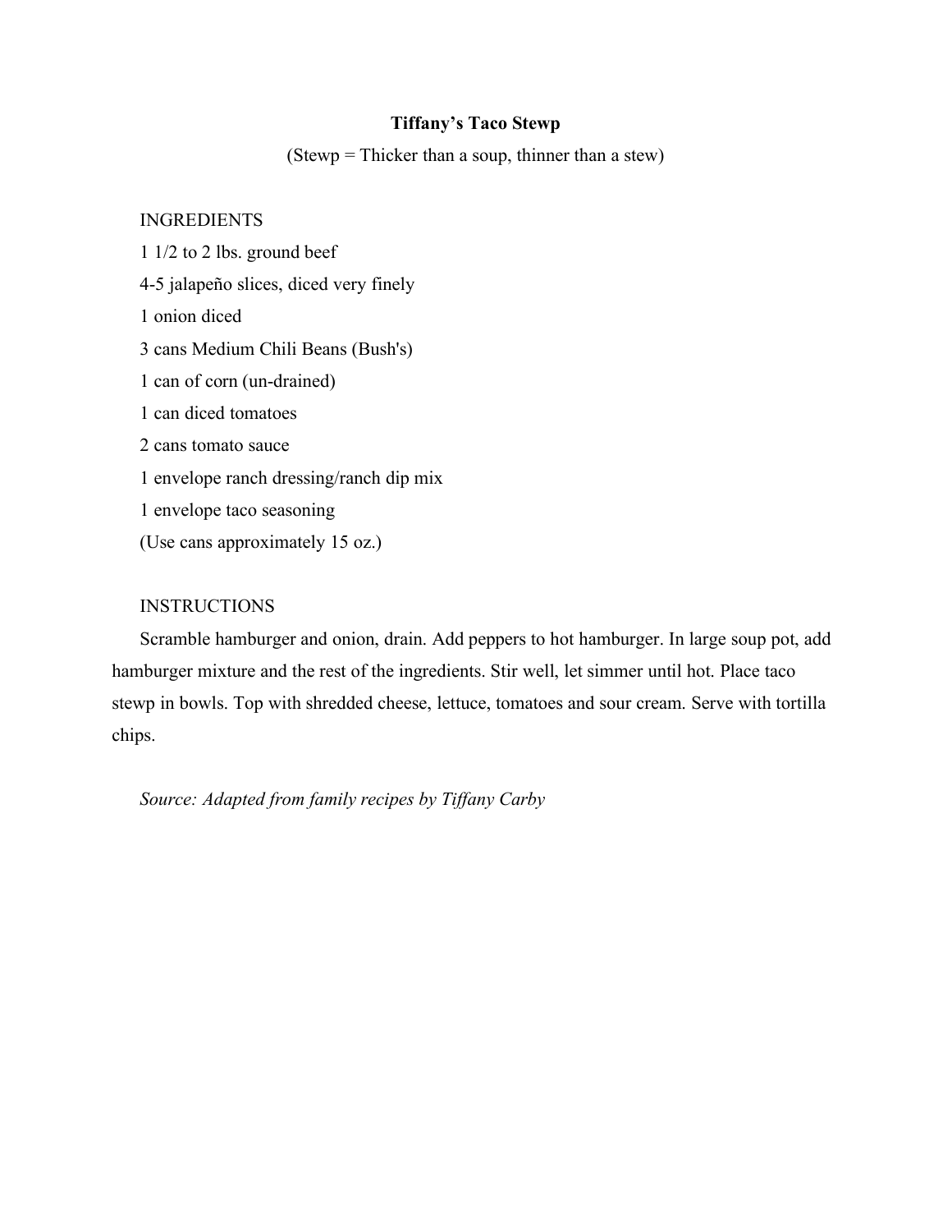# Tiffany's Taco Stewp

(Stewp = Thicker than a soup, thinner than a stew)

INGREDIENTS

1 1/2 to 2 lbs. ground beef
4-5 jalapeño slices, diced very finely
1 onion diced
3 cans Medium Chili Beans (Bush's)
1 can of corn (un-drained)
1 can diced tomatoes
2 cans tomato sauce
1 envelope ranch dressing/ranch dip mix
1 envelope taco seasoning
(Use cans approximately 15 oz.)

INSTRUCTIONS

Scramble hamburger and onion, drain. Add peppers to hot hamburger. In large soup pot, add hamburger mixture and the rest of the ingredients. Stir well, let simmer until hot. Place taco stewp in bowls. Top with shredded cheese, lettuce, tomatoes and sour cream. Serve with tortilla chips.

*Source: Adapted from family recipes by Tiffany Carby*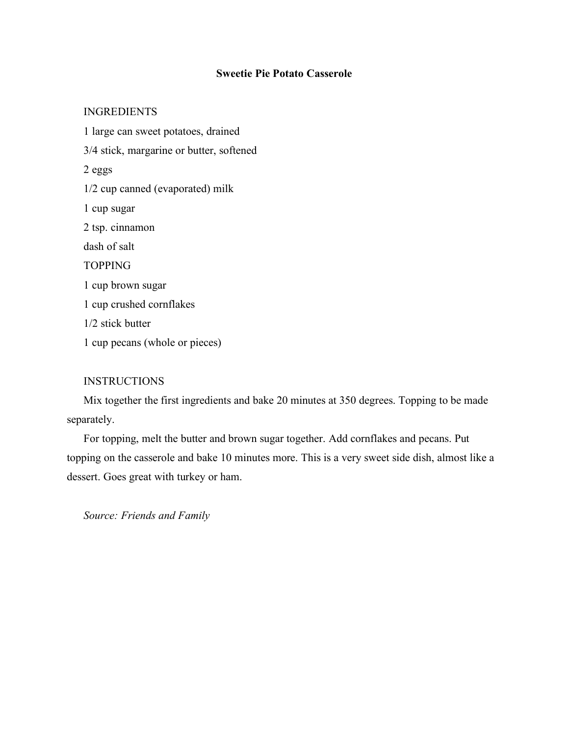# Sweetie Pie Potato Casserole

INGREDIENTS

1 large can sweet potatoes, drained

3/4 stick, margarine or butter, softened

2 eggs

1/2 cup canned (evaporated) milk

1 cup sugar

2 tsp. cinnamon

dash of salt

TOPPING

1 cup brown sugar

1 cup crushed cornflakes

1/2 stick butter

1 cup pecans (whole or pieces)

INSTRUCTIONS

Mix together the first ingredients and bake 20 minutes at 350 degrees. Topping to be made separately.

For topping, melt the butter and brown sugar together. Add cornflakes and pecans. Put topping on the casserole and bake 10 minutes more. This is a very sweet side dish, almost like a dessert. Goes great with turkey or ham.

*Source: Friends and Family*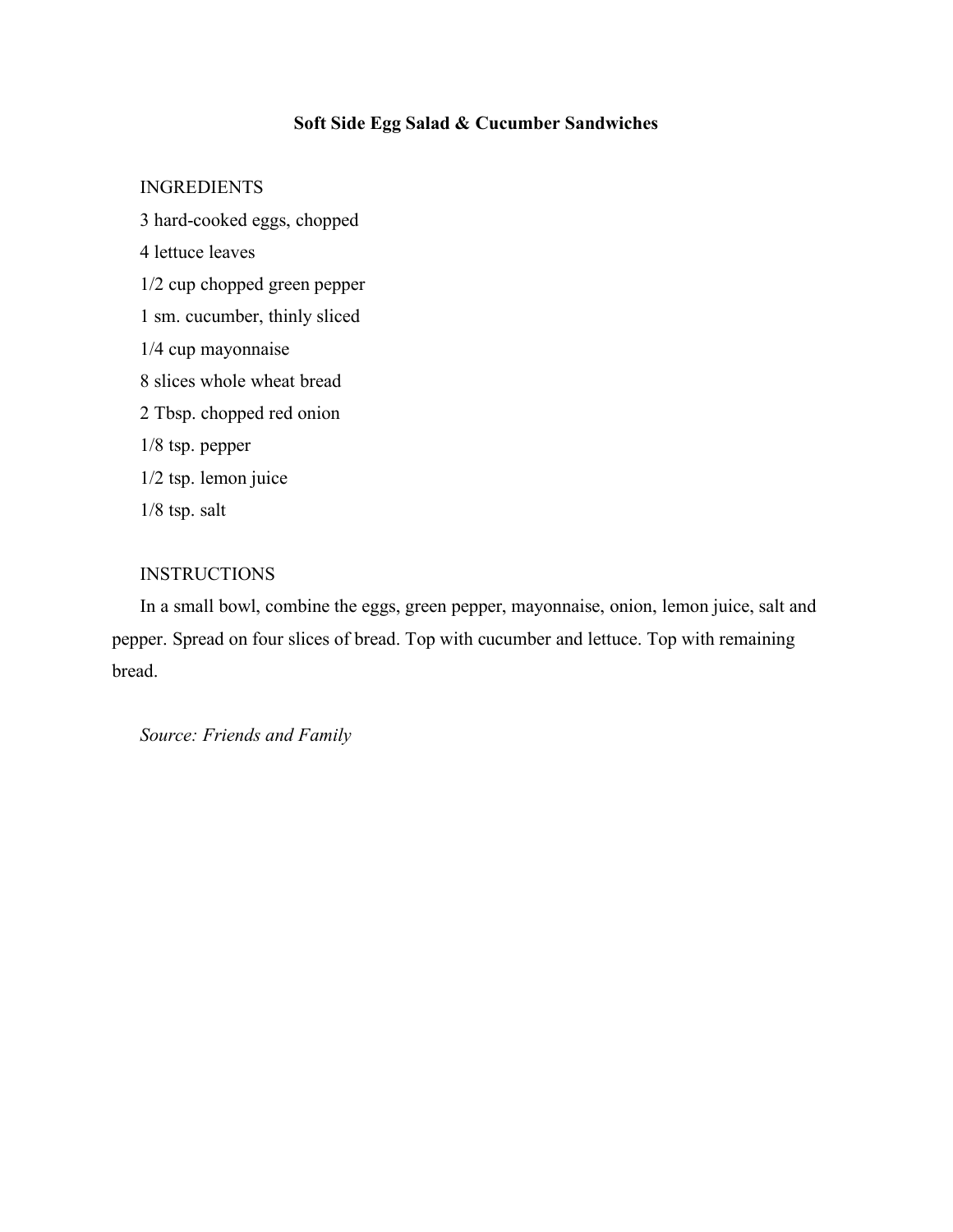# Soft Side Egg Salad & Cucumber Sandwiches

INGREDIENTS

3 hard-cooked eggs, chopped

4 lettuce leaves

1/2 cup chopped green pepper

1 sm. cucumber, thinly sliced

1/4 cup mayonnaise

8 slices whole wheat bread

2 Tbsp. chopped red onion

1/8 tsp. pepper

1/2 tsp. lemon juice

1/8 tsp. salt

INSTRUCTIONS

In a small bowl, combine the eggs, green pepper, mayonnaise, onion, lemon juice, salt and pepper. Spread on four slices of bread. Top with cucumber and lettuce. Top with remaining bread.

*Source: Friends and Family*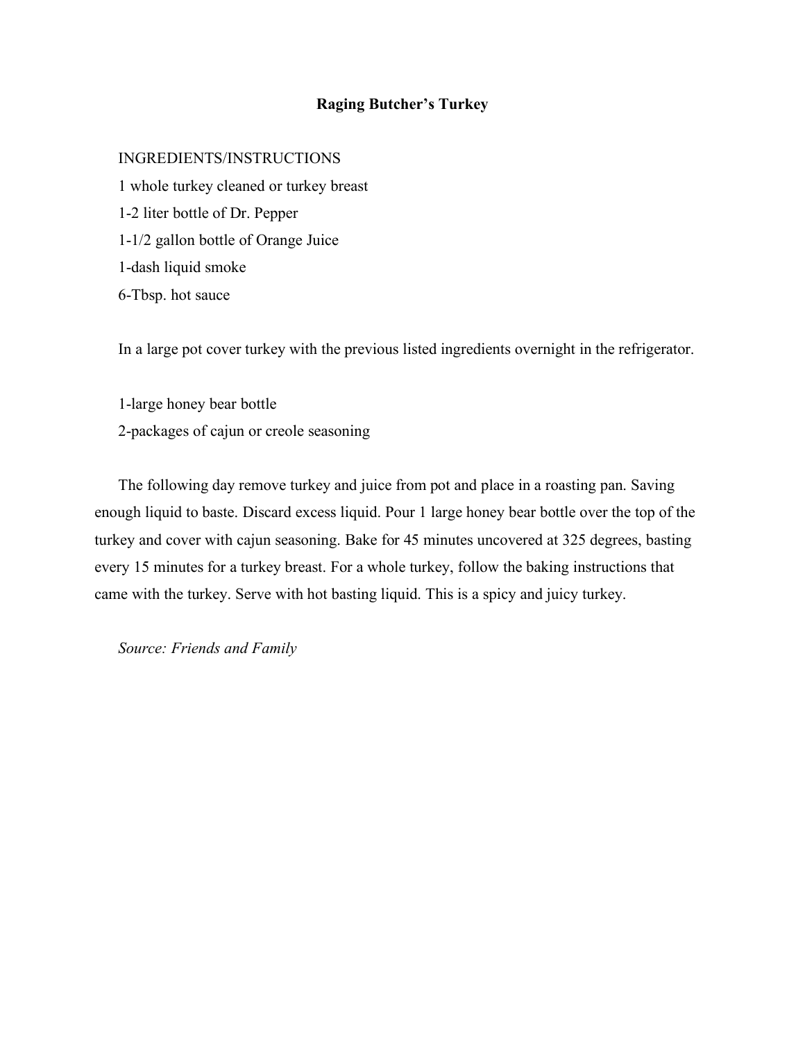# Raging Butcher's Turkey

INGREDIENTS/INSTRUCTIONS

1 whole turkey cleaned or turkey breast

1-2 liter bottle of Dr. Pepper

1-1/2 gallon bottle of Orange Juice

1-dash liquid smoke

6-Tbsp. hot sauce

In a large pot cover turkey with the previous listed ingredients overnight in the refrigerator.

1-large honey bear bottle

2-packages of cajun or creole seasoning

The following day remove turkey and juice from pot and place in a roasting pan. Saving enough liquid to baste. Discard excess liquid. Pour 1 large honey bear bottle over the top of the turkey and cover with cajun seasoning. Bake for 45 minutes uncovered at 325 degrees, basting every 15 minutes for a turkey breast. For a whole turkey, follow the baking instructions that came with the turkey. Serve with hot basting liquid. This is a spicy and juicy turkey.

*Source: Friends and Family*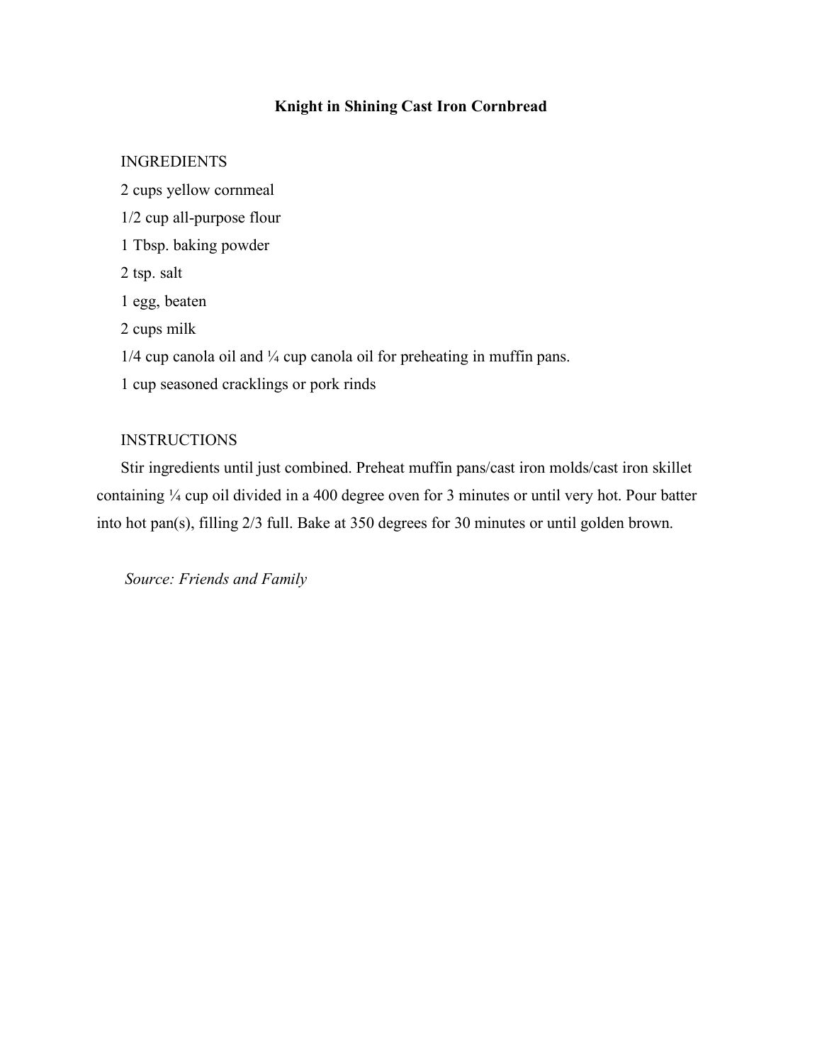# Knight in Shining Cast Iron Cornbread

## INGREDIENTS

2 cups yellow cornmeal

1/2 cup all-purpose flour

1 Tbsp. baking powder

2 tsp. salt

1 egg, beaten

2 cups milk

1/4 cup canola oil and ¼ cup canola oil for preheating in muffin pans.

1 cup seasoned cracklings or pork rinds

## INSTRUCTIONS

Stir ingredients until just combined. Preheat muffin pans/cast iron molds/cast iron skillet containing ¼ cup oil divided in a 400 degree oven for 3 minutes or until very hot. Pour batter into hot pan(s), filling 2/3 full. Bake at 350 degrees for 30 minutes or until golden brown.

*Source: Friends and Family*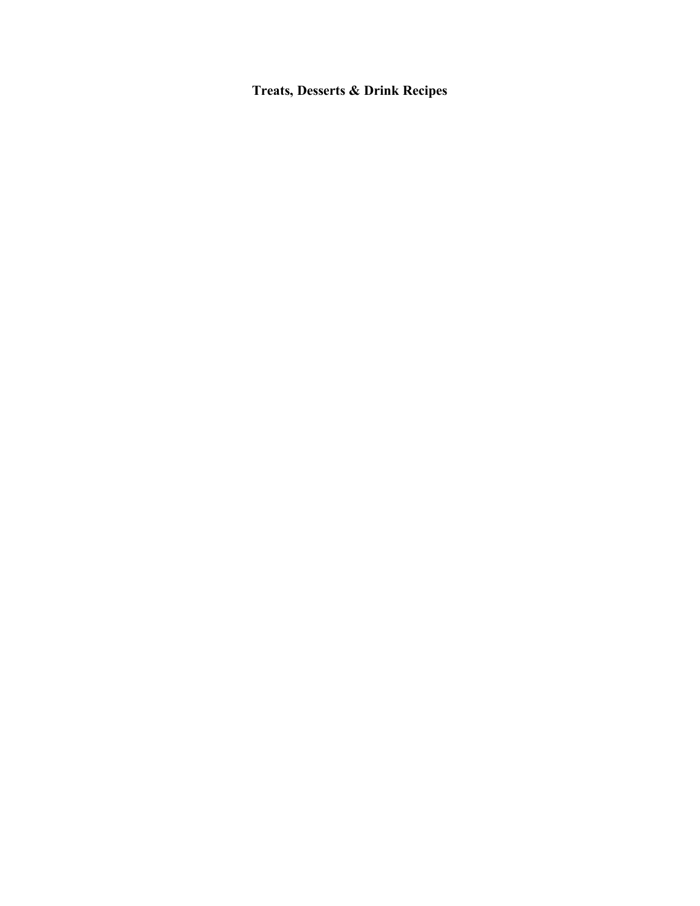# Treats, Desserts & Drink Recipes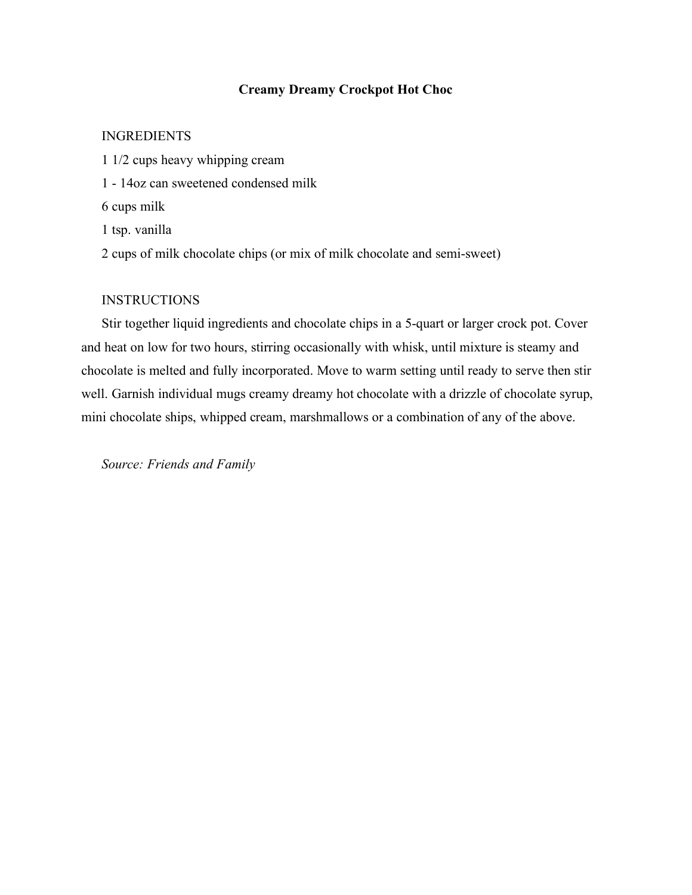# Creamy Dreamy Crockpot Hot Choc

INGREDIENTS

1 1/2 cups heavy whipping cream

1 - 14oz can sweetened condensed milk

6 cups milk

1 tsp. vanilla

2 cups of milk chocolate chips (or mix of milk chocolate and semi-sweet)

INSTRUCTIONS

Stir together liquid ingredients and chocolate chips in a 5-quart or larger crock pot. Cover and heat on low for two hours, stirring occasionally with whisk, until mixture is steamy and chocolate is melted and fully incorporated. Move to warm setting until ready to serve then stir well. Garnish individual mugs creamy dreamy hot chocolate with a drizzle of chocolate syrup, mini chocolate ships, whipped cream, marshmallows or a combination of any of the above.

*Source: Friends and Family*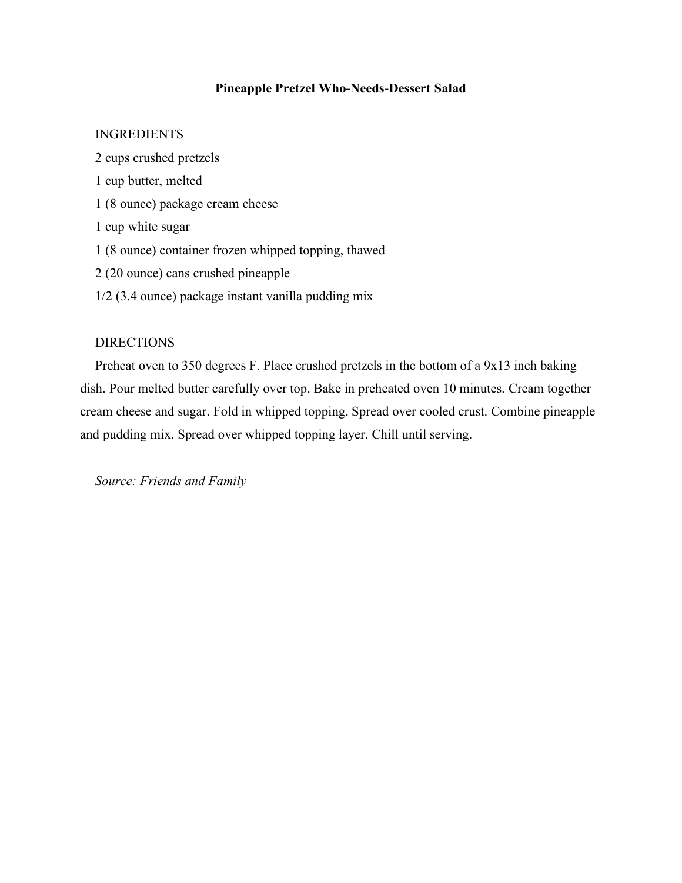# Pineapple Pretzel Who-Needs-Dessert Salad

INGREDIENTS

2 cups crushed pretzels

1 cup butter, melted

1 (8 ounce) package cream cheese

1 cup white sugar

1 (8 ounce) container frozen whipped topping, thawed

2 (20 ounce) cans crushed pineapple

1/2 (3.4 ounce) package instant vanilla pudding mix

DIRECTIONS

Preheat oven to 350 degrees F. Place crushed pretzels in the bottom of a 9x13 inch baking dish. Pour melted butter carefully over top. Bake in preheated oven 10 minutes. Cream together cream cheese and sugar. Fold in whipped topping. Spread over cooled crust. Combine pineapple and pudding mix. Spread over whipped topping layer. Chill until serving.

*Source: Friends and Family*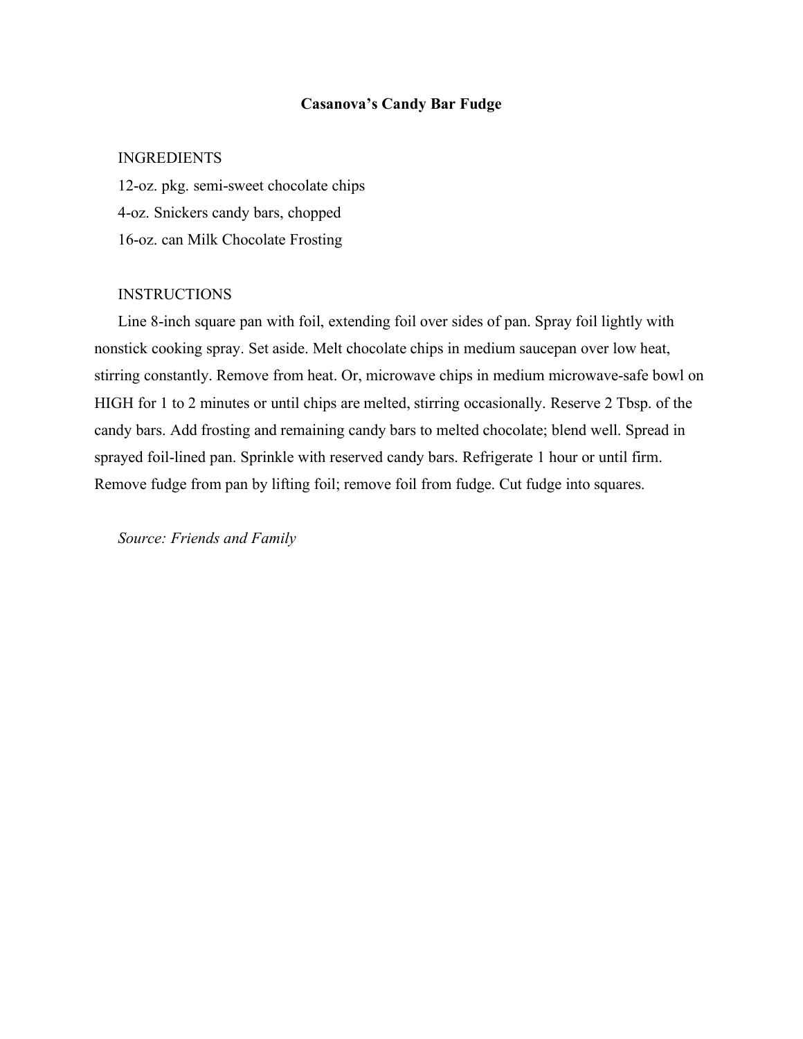# Casanova's Candy Bar Fudge

INGREDIENTS

12-oz. pkg. semi-sweet chocolate chips

4-oz. Snickers candy bars, chopped

16-oz. can Milk Chocolate Frosting

INSTRUCTIONS

Line 8-inch square pan with foil, extending foil over sides of pan. Spray foil lightly with nonstick cooking spray. Set aside. Melt chocolate chips in medium saucepan over low heat, stirring constantly. Remove from heat. Or, microwave chips in medium microwave-safe bowl on HIGH for 1 to 2 minutes or until chips are melted, stirring occasionally. Reserve 2 Tbsp. of the candy bars. Add frosting and remaining candy bars to melted chocolate; blend well. Spread in sprayed foil-lined pan. Sprinkle with reserved candy bars. Refrigerate 1 hour or until firm. Remove fudge from pan by lifting foil; remove foil from fudge. Cut fudge into squares.

*Source: Friends and Family*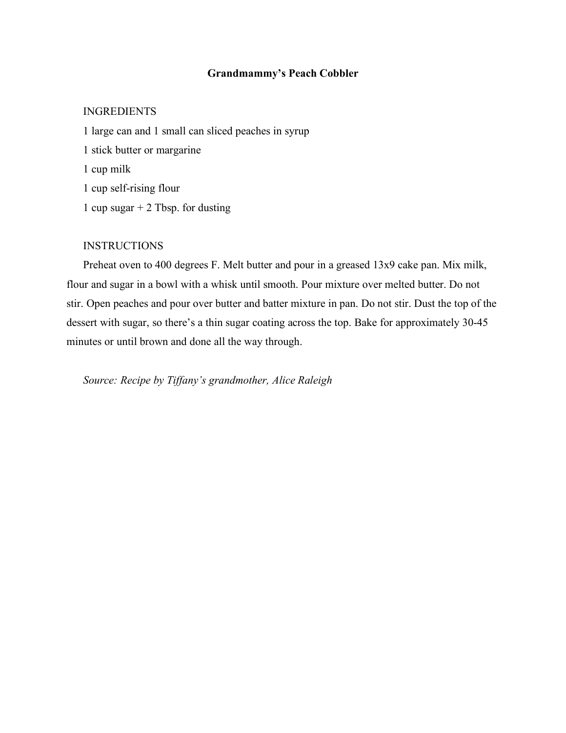## Grandmammy's Peach Cobbler

INGREDIENTS

1 large can and 1 small can sliced peaches in syrup

1 stick butter or margarine

1 cup milk

1 cup self-rising flour

1 cup sugar + 2 Tbsp. for dusting

INSTRUCTIONS

Preheat oven to 400 degrees F. Melt butter and pour in a greased 13x9 cake pan. Mix milk, flour and sugar in a bowl with a whisk until smooth. Pour mixture over melted butter. Do not stir. Open peaches and pour over butter and batter mixture in pan. Do not stir. Dust the top of the dessert with sugar, so there's a thin sugar coating across the top. Bake for approximately 30-45 minutes or until brown and done all the way through.

*Source: Recipe by Tiffany's grandmother, Alice Raleigh*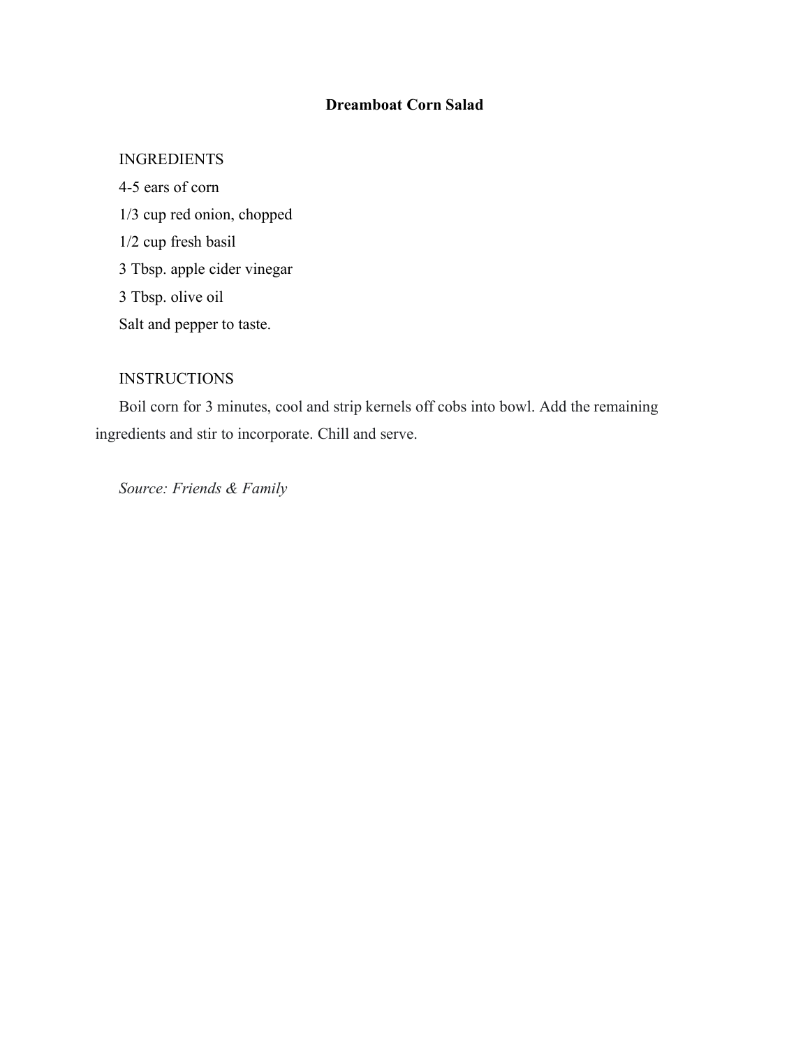# Dreamboat Corn Salad

INGREDIENTS

4-5 ears of corn
1/3 cup red onion, chopped
1/2 cup fresh basil
3 Tbsp. apple cider vinegar
3 Tbsp. olive oil
Salt and pepper to taste.

INSTRUCTIONS

Boil corn for 3 minutes, cool and strip kernels off cobs into bowl. Add the remaining ingredients and stir to incorporate. Chill and serve.

*Source: Friends & Family*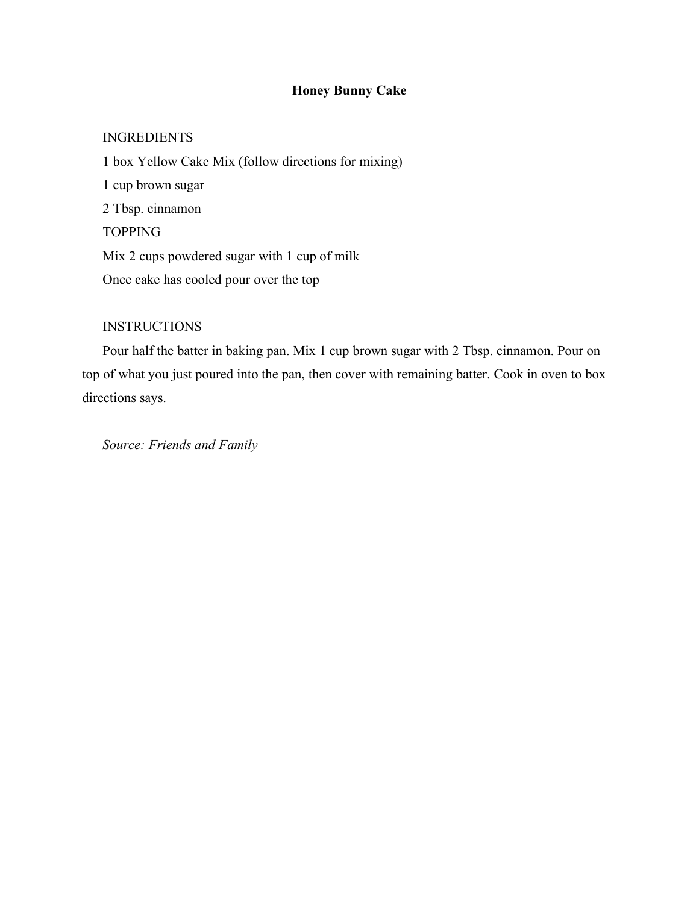# Honey Bunny Cake

INGREDIENTS

1 box Yellow Cake Mix (follow directions for mixing)

1 cup brown sugar

2 Tbsp. cinnamon

TOPPING

Mix 2 cups powdered sugar with 1 cup of milk

Once cake has cooled pour over the top

INSTRUCTIONS

Pour half the batter in baking pan. Mix 1 cup brown sugar with 2 Tbsp. cinnamon. Pour on top of what you just poured into the pan, then cover with remaining batter. Cook in oven to box directions says.

*Source: Friends and Family*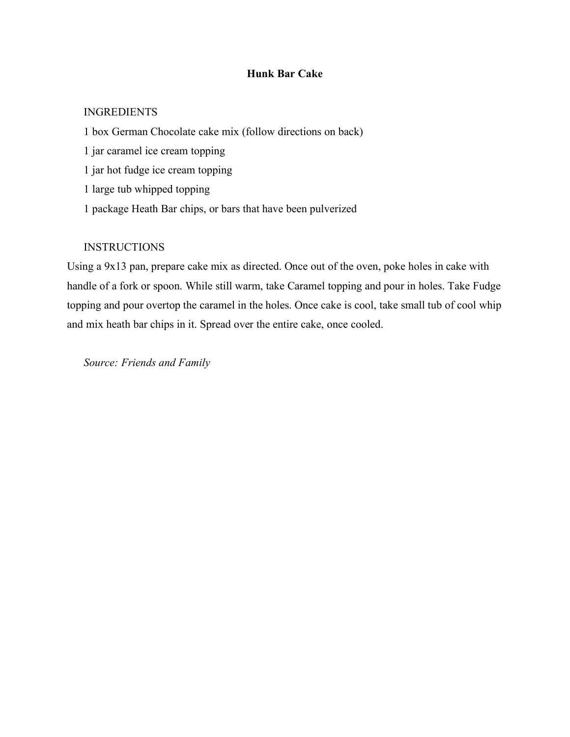# Hunk Bar Cake

INGREDIENTS

1 box German Chocolate cake mix (follow directions on back)

1 jar caramel ice cream topping

1 jar hot fudge ice cream topping

1 large tub whipped topping

1 package Heath Bar chips, or bars that have been pulverized

INSTRUCTIONS

Using a 9x13 pan, prepare cake mix as directed. Once out of the oven, poke holes in cake with handle of a fork or spoon. While still warm, take Caramel topping and pour in holes. Take Fudge topping and pour overtop the caramel in the holes. Once cake is cool, take small tub of cool whip and mix heath bar chips in it. Spread over the entire cake, once cooled.

*Source: Friends and Family*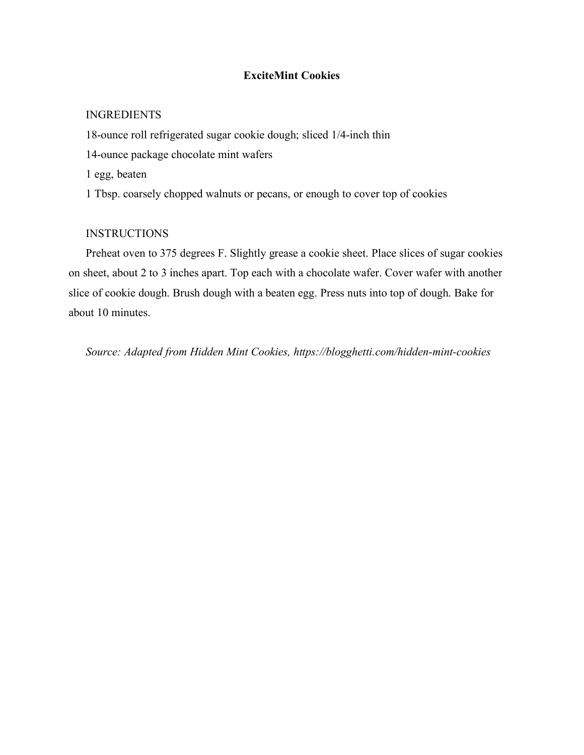## ExciteMint Cookies

INGREDIENTS

18-ounce roll refrigerated sugar cookie dough; sliced 1/4-inch thin

14-ounce package chocolate mint wafers

1 egg, beaten

1 Tbsp. coarsely chopped walnuts or pecans, or enough to cover top of cookies

INSTRUCTIONS

Preheat oven to 375 degrees F. Slightly grease a cookie sheet. Place slices of sugar cookies on sheet, about 2 to 3 inches apart. Top each with a chocolate wafer. Cover wafer with another slice of cookie dough. Brush dough with a beaten egg. Press nuts into top of dough. Bake for about 10 minutes.

*Source: Adapted from Hidden Mint Cookies, https://blogghetti.com/hidden-mint-cookies*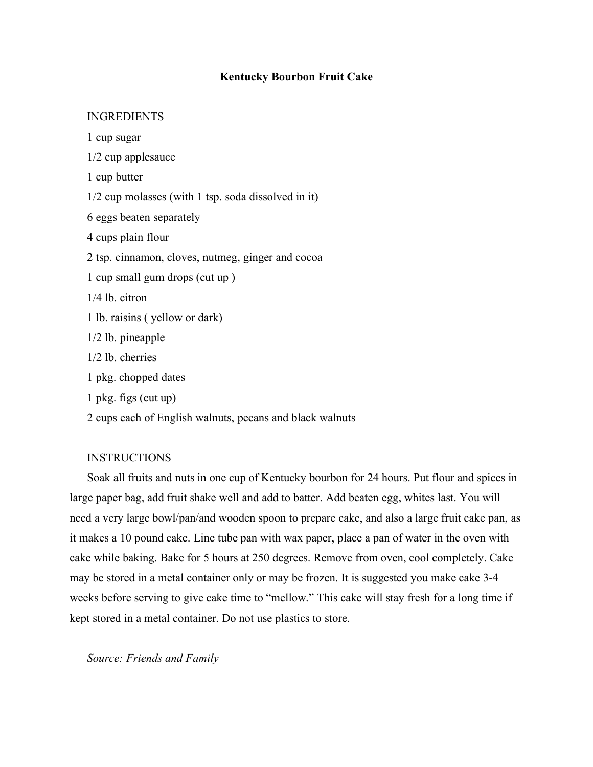# Kentucky Bourbon Fruit Cake

INGREDIENTS

1 cup sugar

1/2 cup applesauce

1 cup butter

1/2 cup molasses (with 1 tsp. soda dissolved in it)

6 eggs beaten separately

4 cups plain flour

2 tsp. cinnamon, cloves, nutmeg, ginger and cocoa

1 cup small gum drops (cut up )

1/4 lb. citron

1 lb. raisins ( yellow or dark)

1/2 lb. pineapple

1/2 lb. cherries

1 pkg. chopped dates

1 pkg. figs (cut up)

2 cups each of English walnuts, pecans and black walnuts

INSTRUCTIONS

Soak all fruits and nuts in one cup of Kentucky bourbon for 24 hours. Put flour and spices in large paper bag, add fruit shake well and add to batter. Add beaten egg, whites last. You will need a very large bowl/pan/and wooden spoon to prepare cake, and also a large fruit cake pan, as it makes a 10 pound cake. Line tube pan with wax paper, place a pan of water in the oven with cake while baking. Bake for 5 hours at 250 degrees. Remove from oven, cool completely. Cake may be stored in a metal container only or may be frozen. It is suggested you make cake 3-4 weeks before serving to give cake time to "mellow." This cake will stay fresh for a long time if kept stored in a metal container. Do not use plastics to store.

*Source: Friends and Family*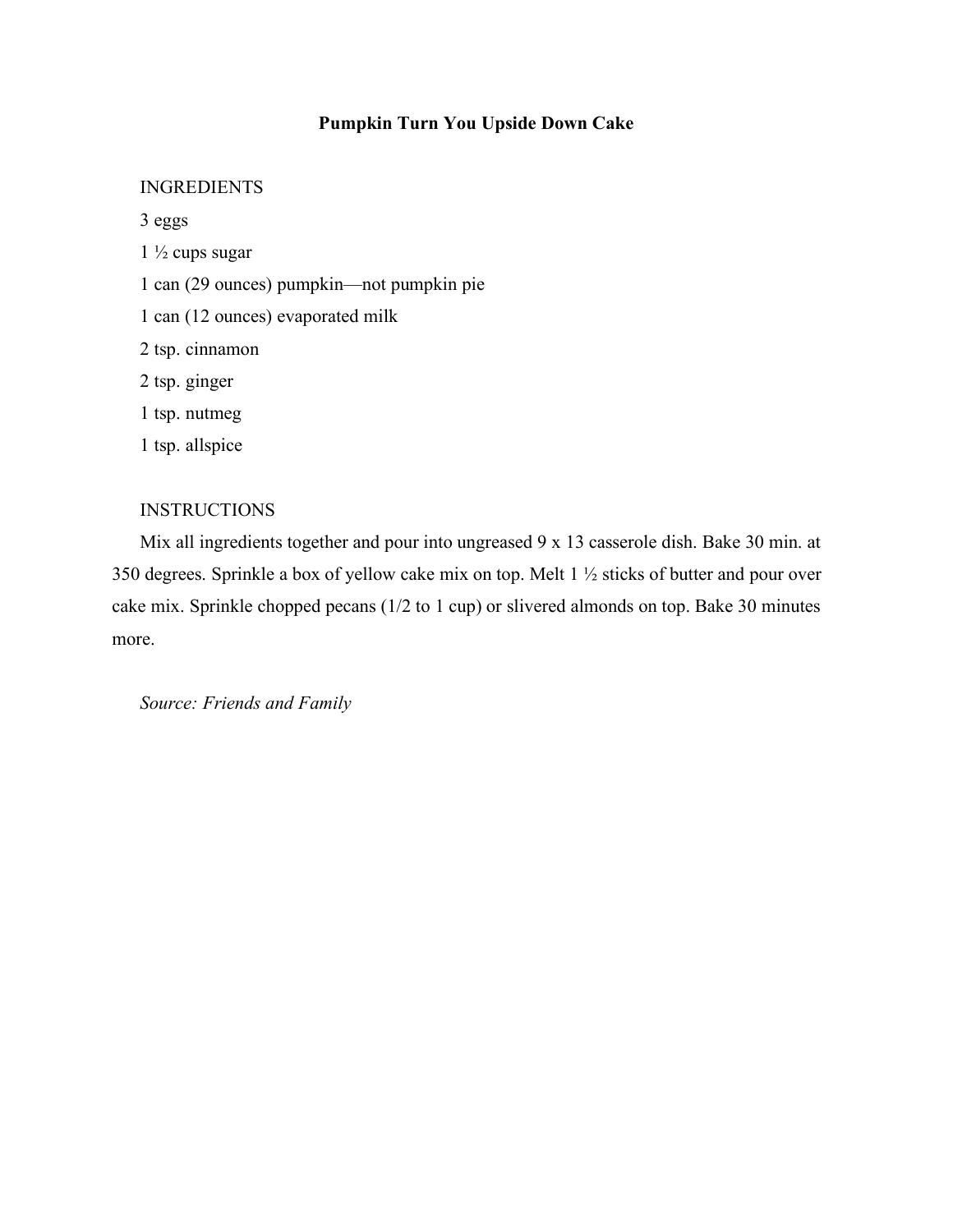# Pumpkin Turn You Upside Down Cake

INGREDIENTS

3 eggs

1 ½ cups sugar

1 can (29 ounces) pumpkin—not pumpkin pie

1 can (12 ounces) evaporated milk

2 tsp. cinnamon

2 tsp. ginger

1 tsp. nutmeg

1 tsp. allspice

INSTRUCTIONS

Mix all ingredients together and pour into ungreased 9 x 13 casserole dish. Bake 30 min. at 350 degrees. Sprinkle a box of yellow cake mix on top. Melt 1 ½ sticks of butter and pour over cake mix. Sprinkle chopped pecans (1/2 to 1 cup) or slivered almonds on top. Bake 30 minutes more.

*Source: Friends and Family*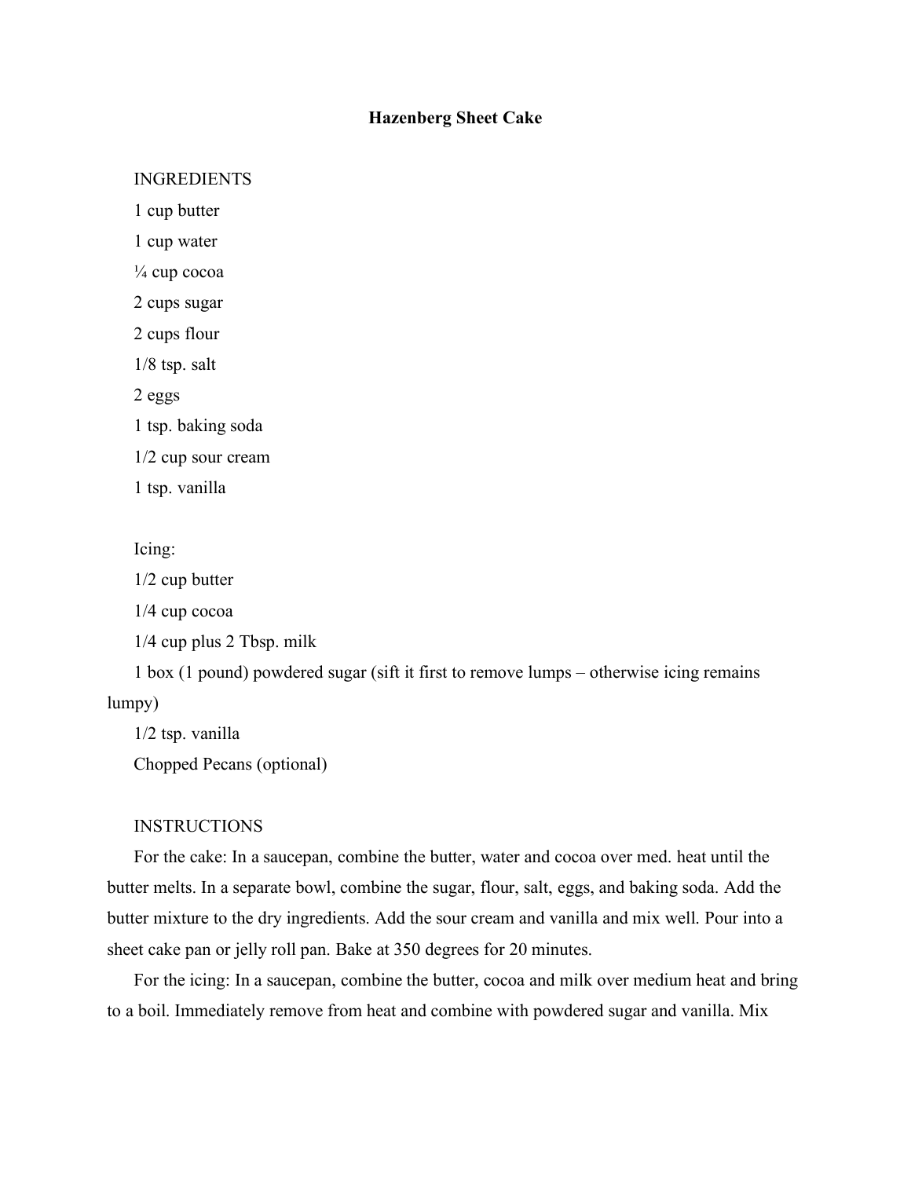# Hazenberg Sheet Cake

INGREDIENTS

1 cup butter

1 cup water

¼ cup cocoa

2 cups sugar

2 cups flour

1/8 tsp. salt

2 eggs

1 tsp. baking soda

1/2 cup sour cream

1 tsp. vanilla

Icing:

1/2 cup butter

1/4 cup cocoa

1/4 cup plus 2 Tbsp. milk

1 box (1 pound) powdered sugar (sift it first to remove lumps – otherwise icing remains lumpy)

1/2 tsp. vanilla

Chopped Pecans (optional)

INSTRUCTIONS

For the cake: In a saucepan, combine the butter, water and cocoa over med. heat until the butter melts. In a separate bowl, combine the sugar, flour, salt, eggs, and baking soda. Add the butter mixture to the dry ingredients. Add the sour cream and vanilla and mix well. Pour into a sheet cake pan or jelly roll pan. Bake at 350 degrees for 20 minutes.

For the icing: In a saucepan, combine the butter, cocoa and milk over medium heat and bring to a boil. Immediately remove from heat and combine with powdered sugar and vanilla. Mix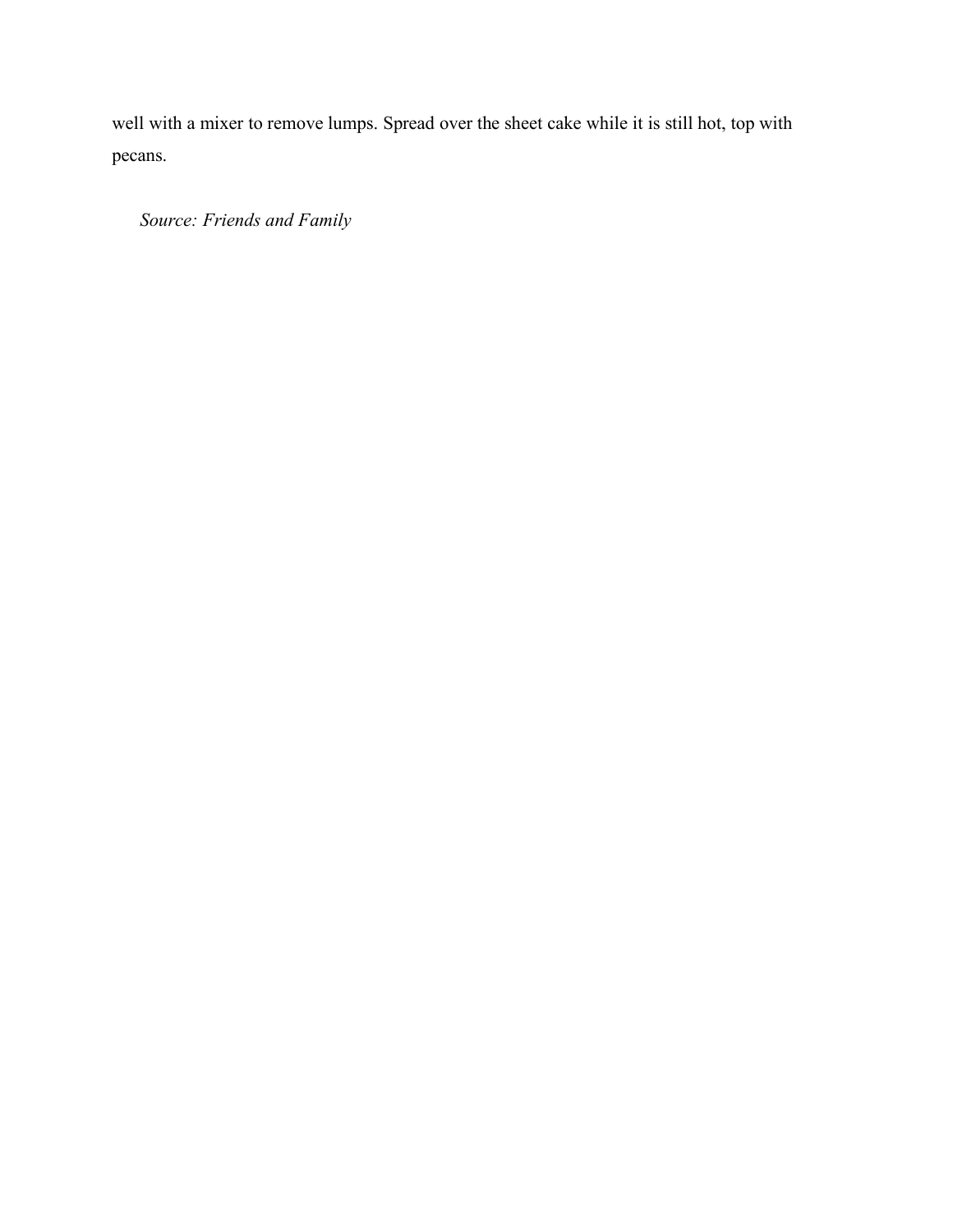well with a mixer to remove lumps. Spread over the sheet cake while it is still hot, top with pecans.

*Source: Friends and Family*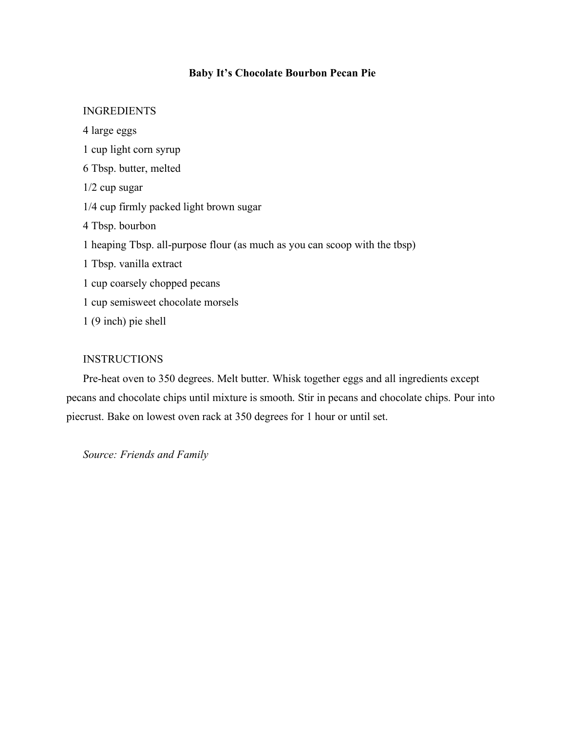# Baby It's Chocolate Bourbon Pecan Pie

INGREDIENTS

4 large eggs

1 cup light corn syrup

6 Tbsp. butter, melted

1/2 cup sugar

1/4 cup firmly packed light brown sugar

4 Tbsp. bourbon

1 heaping Tbsp. all-purpose flour (as much as you can scoop with the tbsp)

1 Tbsp. vanilla extract

1 cup coarsely chopped pecans

1 cup semisweet chocolate morsels

1 (9 inch) pie shell

INSTRUCTIONS

Pre-heat oven to 350 degrees. Melt butter. Whisk together eggs and all ingredients except pecans and chocolate chips until mixture is smooth. Stir in pecans and chocolate chips. Pour into piecrust. Bake on lowest oven rack at 350 degrees for 1 hour or until set.

*Source: Friends and Family*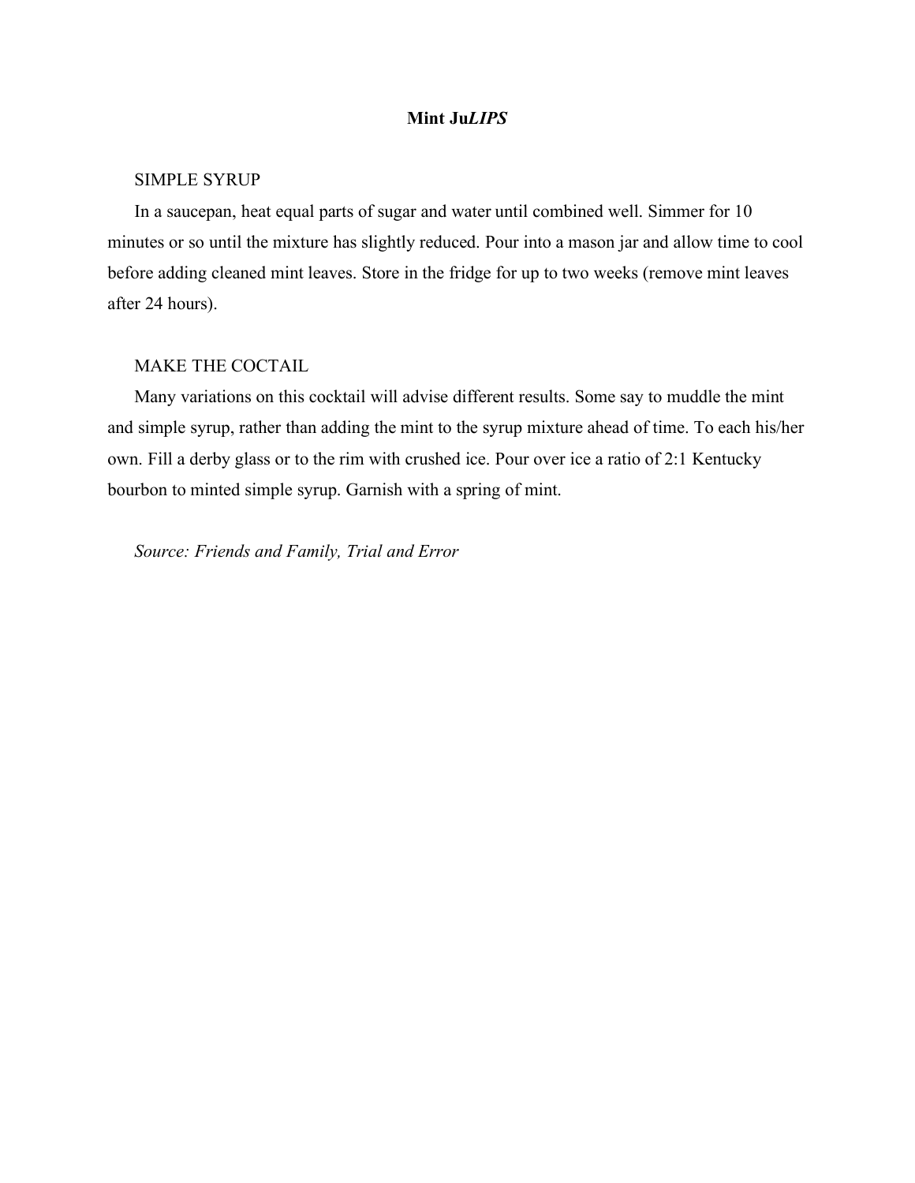**Mint Ju*LIPS***

SIMPLE SYRUP

In a saucepan, heat equal parts of sugar and water until combined well. Simmer for 10 minutes or so until the mixture has slightly reduced. Pour into a mason jar and allow time to cool before adding cleaned mint leaves. Store in the fridge for up to two weeks (remove mint leaves after 24 hours).

MAKE THE COCTAIL

Many variations on this cocktail will advise different results. Some say to muddle the mint and simple syrup, rather than adding the mint to the syrup mixture ahead of time. To each his/her own. Fill a derby glass or to the rim with crushed ice. Pour over ice a ratio of 2:1 Kentucky bourbon to minted simple syrup. Garnish with a spring of mint.

*Source: Friends and Family, Trial and Error*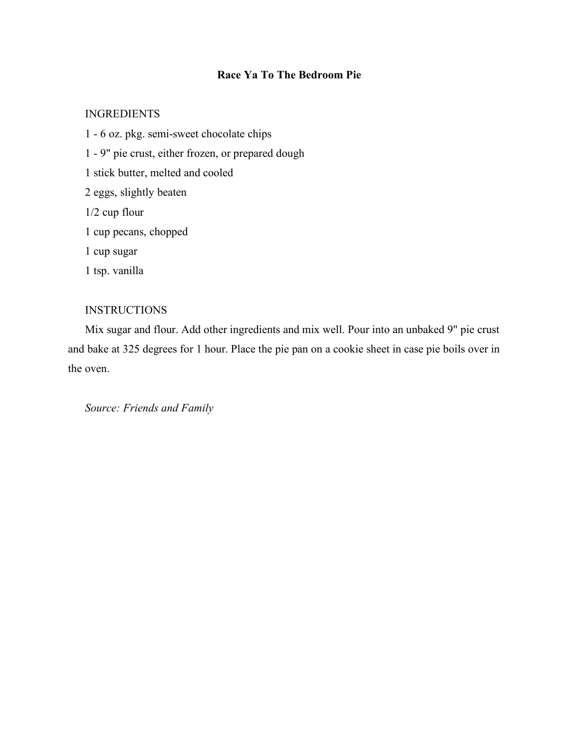# Race Ya To The Bedroom Pie

INGREDIENTS

1 - 6 oz. pkg. semi-sweet chocolate chips

1 - 9" pie crust, either frozen, or prepared dough

1 stick butter, melted and cooled

2 eggs, slightly beaten

1/2 cup flour

1 cup pecans, chopped

1 cup sugar

1 tsp. vanilla

INSTRUCTIONS

Mix sugar and flour. Add other ingredients and mix well. Pour into an unbaked 9" pie crust and bake at 325 degrees for 1 hour. Place the pie pan on a cookie sheet in case pie boils over in the oven.

*Source: Friends and Family*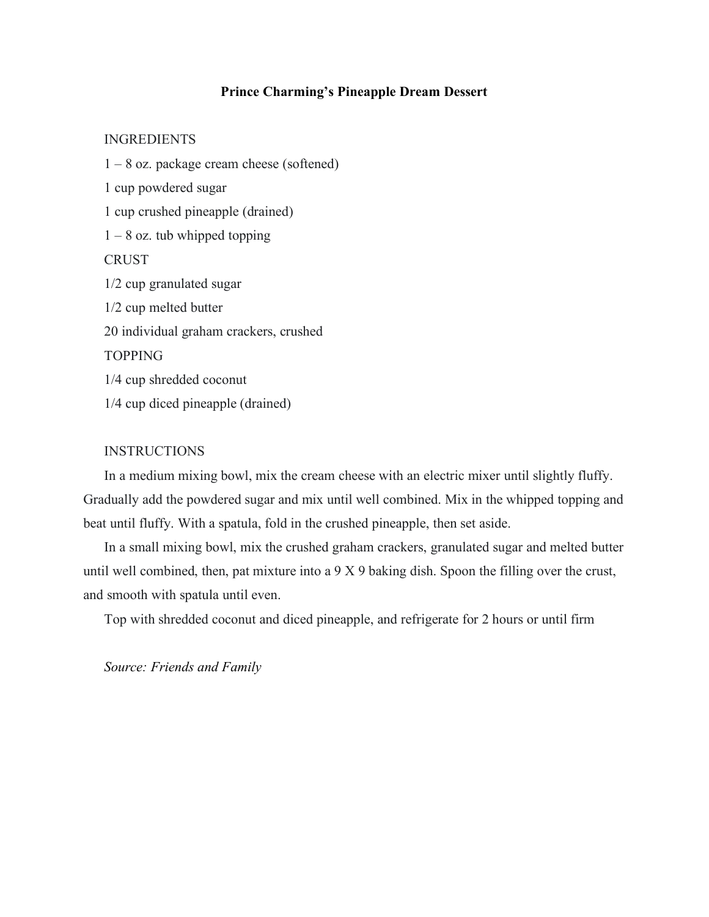# Prince Charming's Pineapple Dream Dessert

INGREDIENTS

1 – 8 oz. package cream cheese (softened)

1 cup powdered sugar

1 cup crushed pineapple (drained)

1 – 8 oz. tub whipped topping

CRUST

1/2 cup granulated sugar

1/2 cup melted butter

20 individual graham crackers, crushed

TOPPING

1/4 cup shredded coconut

1/4 cup diced pineapple (drained)

INSTRUCTIONS

In a medium mixing bowl, mix the cream cheese with an electric mixer until slightly fluffy. Gradually add the powdered sugar and mix until well combined. Mix in the whipped topping and beat until fluffy. With a spatula, fold in the crushed pineapple, then set aside.

In a small mixing bowl, mix the crushed graham crackers, granulated sugar and melted butter until well combined, then, pat mixture into a 9 X 9 baking dish. Spoon the filling over the crust, and smooth with spatula until even.

Top with shredded coconut and diced pineapple, and refrigerate for 2 hours or until firm

*Source: Friends and Family*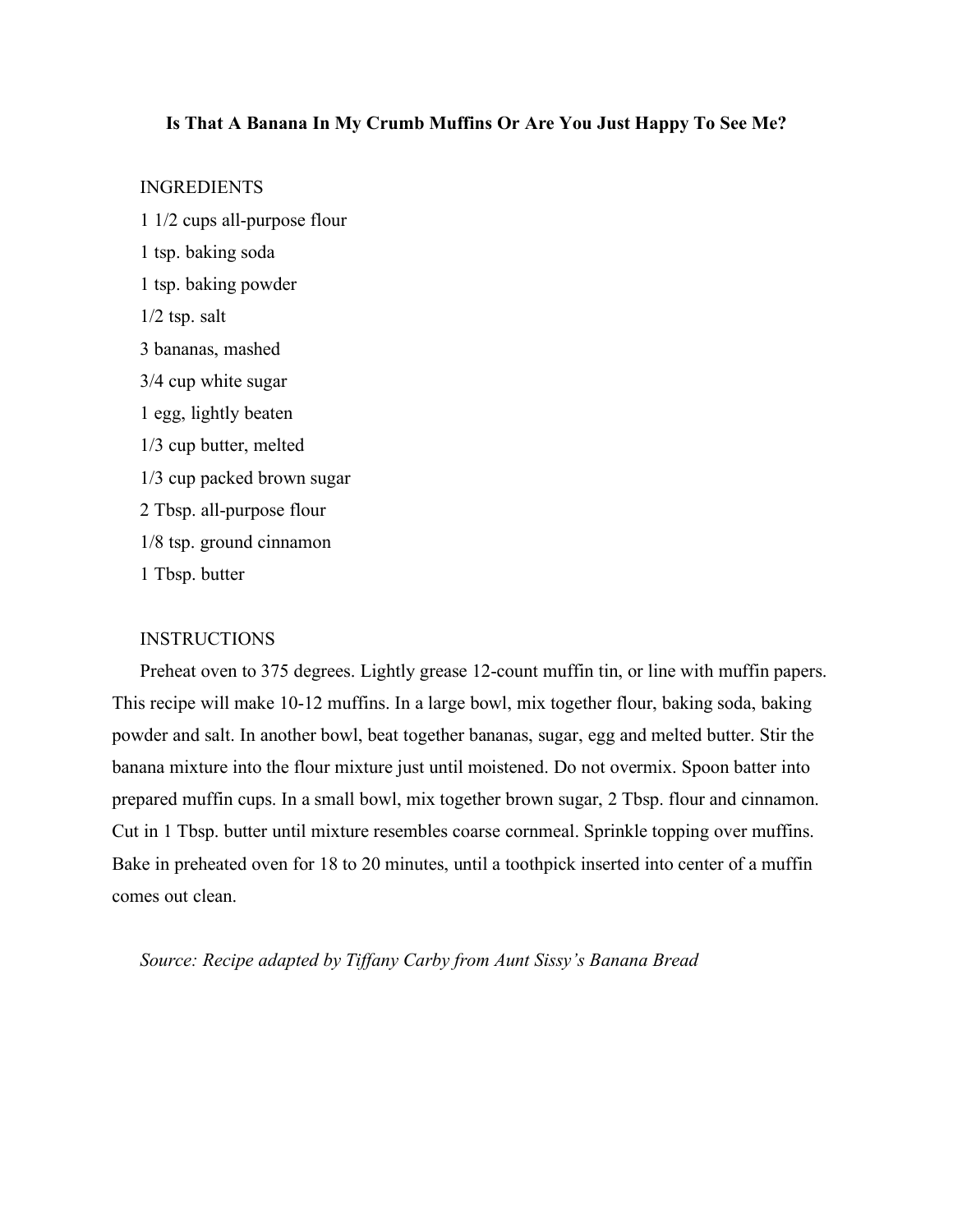## Is That A Banana In My Crumb Muffins Or Are You Just Happy To See Me?

INGREDIENTS

1 1/2 cups all-purpose flour

1 tsp. baking soda

1 tsp. baking powder

1/2 tsp. salt

3 bananas, mashed

3/4 cup white sugar

1 egg, lightly beaten

1/3 cup butter, melted

1/3 cup packed brown sugar

2 Tbsp. all-purpose flour

1/8 tsp. ground cinnamon

1 Tbsp. butter

INSTRUCTIONS

Preheat oven to 375 degrees. Lightly grease 12-count muffin tin, or line with muffin papers. This recipe will make 10-12 muffins. In a large bowl, mix together flour, baking soda, baking powder and salt. In another bowl, beat together bananas, sugar, egg and melted butter. Stir the banana mixture into the flour mixture just until moistened. Do not overmix. Spoon batter into prepared muffin cups. In a small bowl, mix together brown sugar, 2 Tbsp. flour and cinnamon. Cut in 1 Tbsp. butter until mixture resembles coarse cornmeal. Sprinkle topping over muffins. Bake in preheated oven for 18 to 20 minutes, until a toothpick inserted into center of a muffin comes out clean.

*Source: Recipe adapted by Tiffany Carby from Aunt Sissy's Banana Bread*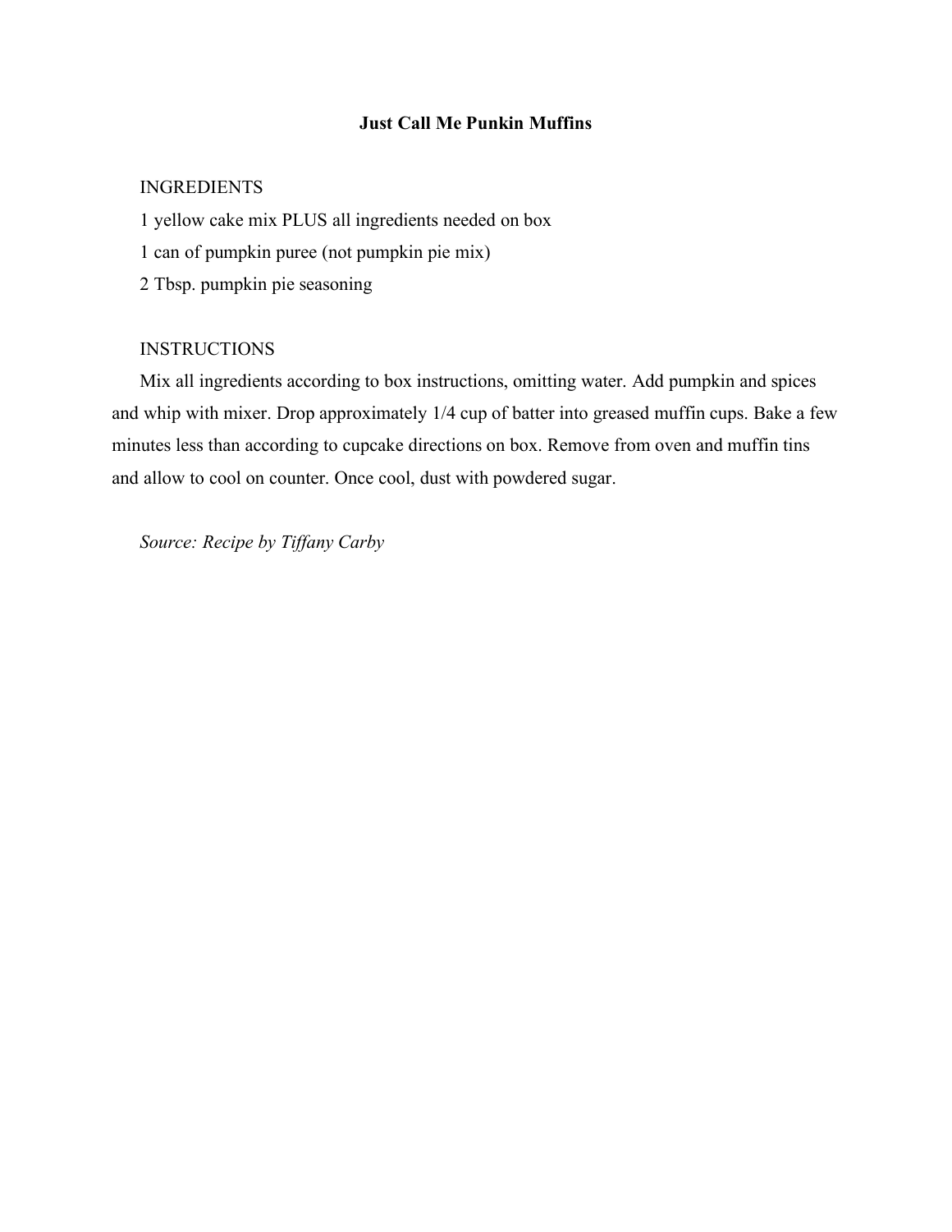# Just Call Me Punkin Muffins

INGREDIENTS

1 yellow cake mix PLUS all ingredients needed on box

1 can of pumpkin puree (not pumpkin pie mix)

2 Tbsp. pumpkin pie seasoning

INSTRUCTIONS

Mix all ingredients according to box instructions, omitting water. Add pumpkin and spices and whip with mixer. Drop approximately 1/4 cup of batter into greased muffin cups. Bake a few minutes less than according to cupcake directions on box. Remove from oven and muffin tins and allow to cool on counter. Once cool, dust with powdered sugar.

*Source: Recipe by Tiffany Carby*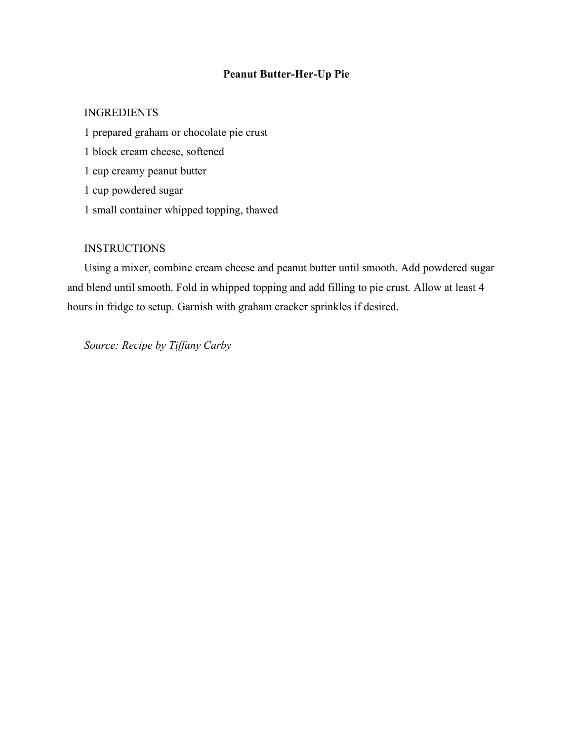# Peanut Butter-Her-Up Pie

INGREDIENTS

1 prepared graham or chocolate pie crust

1 block cream cheese, softened

1 cup creamy peanut butter

1 cup powdered sugar

1 small container whipped topping, thawed

INSTRUCTIONS

Using a mixer, combine cream cheese and peanut butter until smooth. Add powdered sugar and blend until smooth. Fold in whipped topping and add filling to pie crust. Allow at least 4 hours in fridge to setup. Garnish with graham cracker sprinkles if desired.

*Source: Recipe by Tiffany Carby*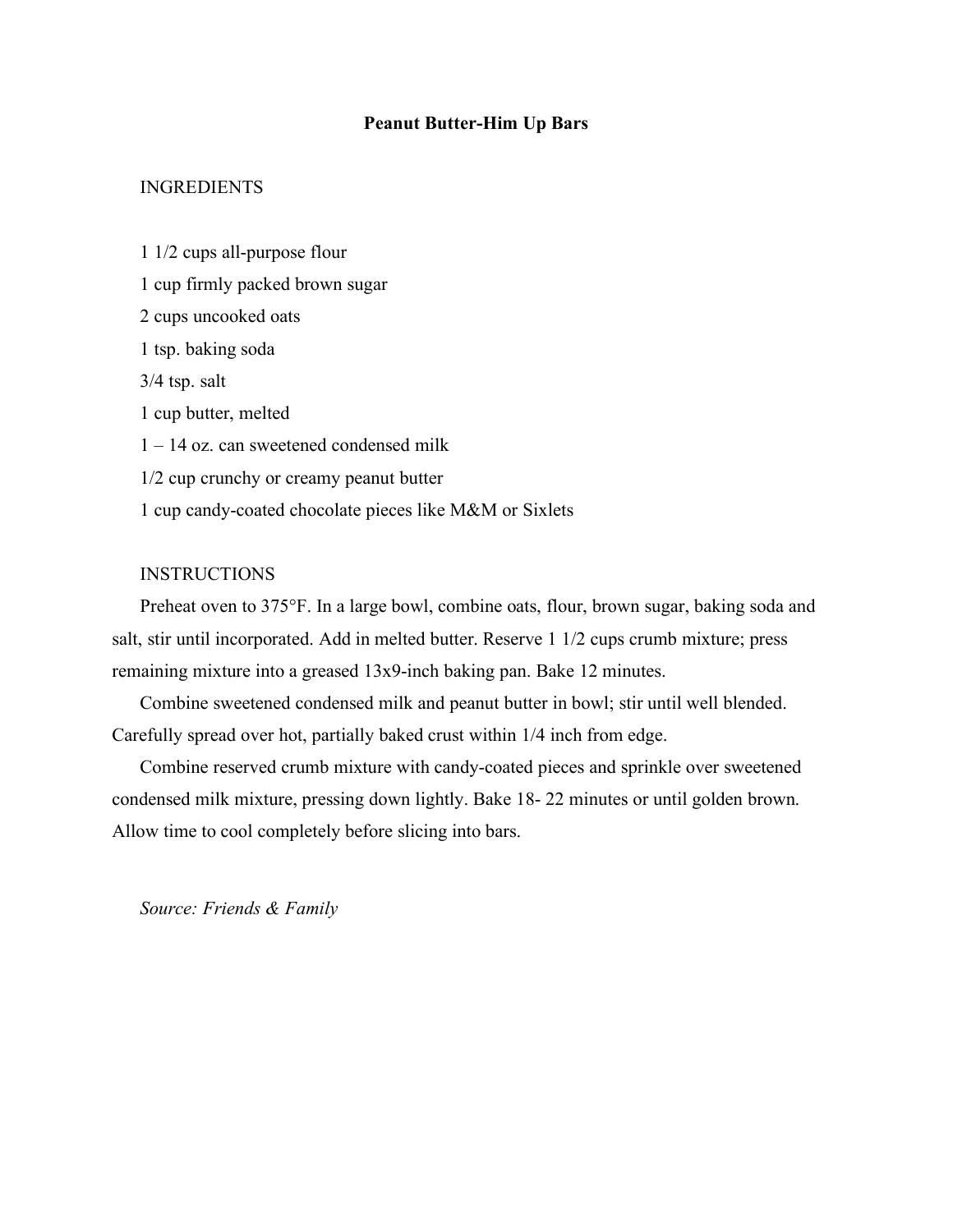# Peanut Butter-Him Up Bars

## INGREDIENTS

1 1/2 cups all-purpose flour
1 cup firmly packed brown sugar
2 cups uncooked oats
1 tsp. baking soda
3/4 tsp. salt
1 cup butter, melted
1 – 14 oz. can sweetened condensed milk
1/2 cup crunchy or creamy peanut butter
1 cup candy-coated chocolate pieces like M&M or Sixlets

## INSTRUCTIONS

Preheat oven to 375°F. In a large bowl, combine oats, flour, brown sugar, baking soda and salt, stir until incorporated. Add in melted butter. Reserve 1 1/2 cups crumb mixture; press remaining mixture into a greased 13x9-inch baking pan. Bake 12 minutes.

Combine sweetened condensed milk and peanut butter in bowl; stir until well blended. Carefully spread over hot, partially baked crust within 1/4 inch from edge.

Combine reserved crumb mixture with candy-coated pieces and sprinkle over sweetened condensed milk mixture, pressing down lightly. Bake 18- 22 minutes or until golden brown. Allow time to cool completely before slicing into bars.

*Source: Friends & Family*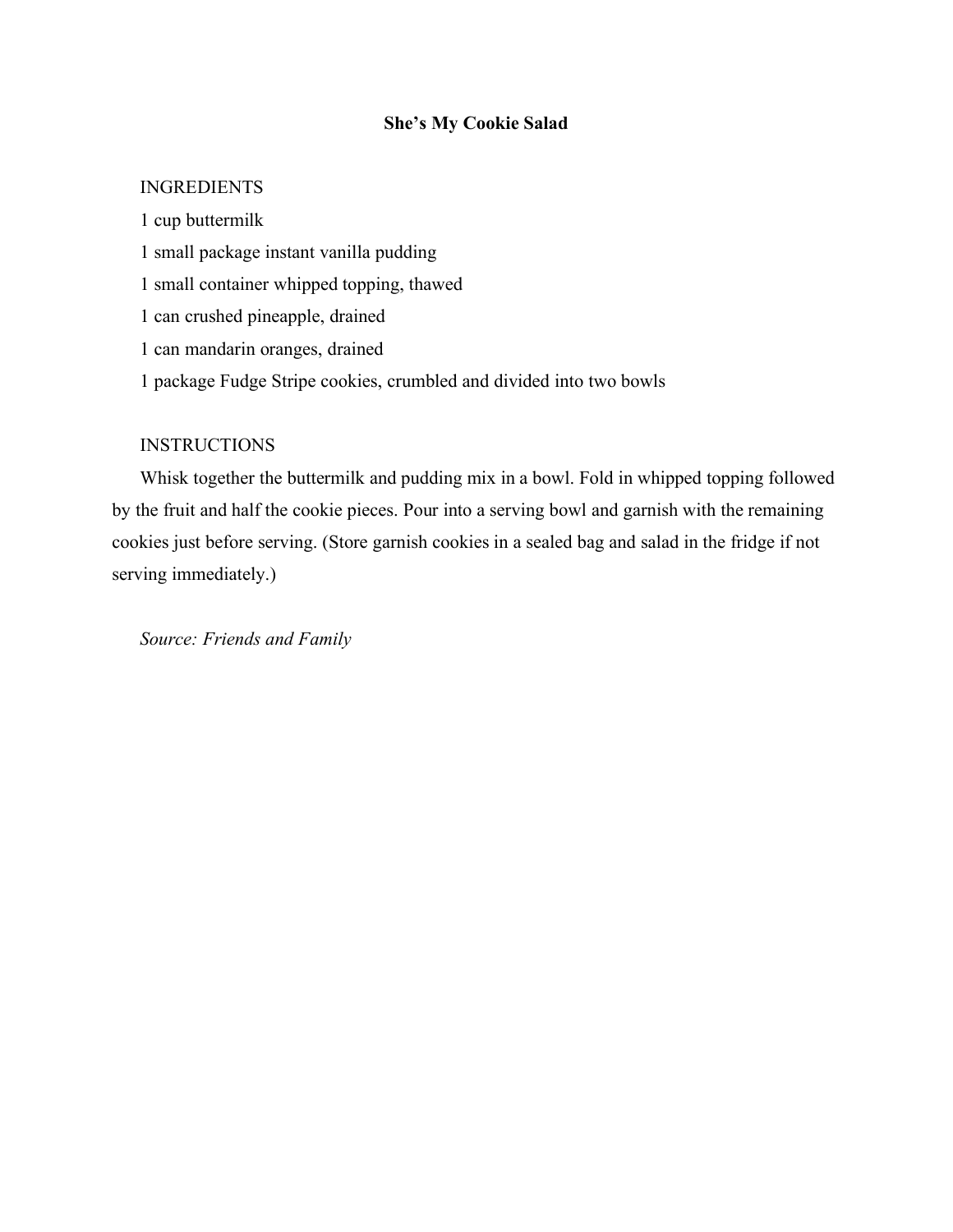# She's My Cookie Salad

INGREDIENTS

1 cup buttermilk

1 small package instant vanilla pudding

1 small container whipped topping, thawed

1 can crushed pineapple, drained

1 can mandarin oranges, drained

1 package Fudge Stripe cookies, crumbled and divided into two bowls

INSTRUCTIONS

Whisk together the buttermilk and pudding mix in a bowl. Fold in whipped topping followed by the fruit and half the cookie pieces. Pour into a serving bowl and garnish with the remaining cookies just before serving. (Store garnish cookies in a sealed bag and salad in the fridge if not serving immediately.)

*Source: Friends and Family*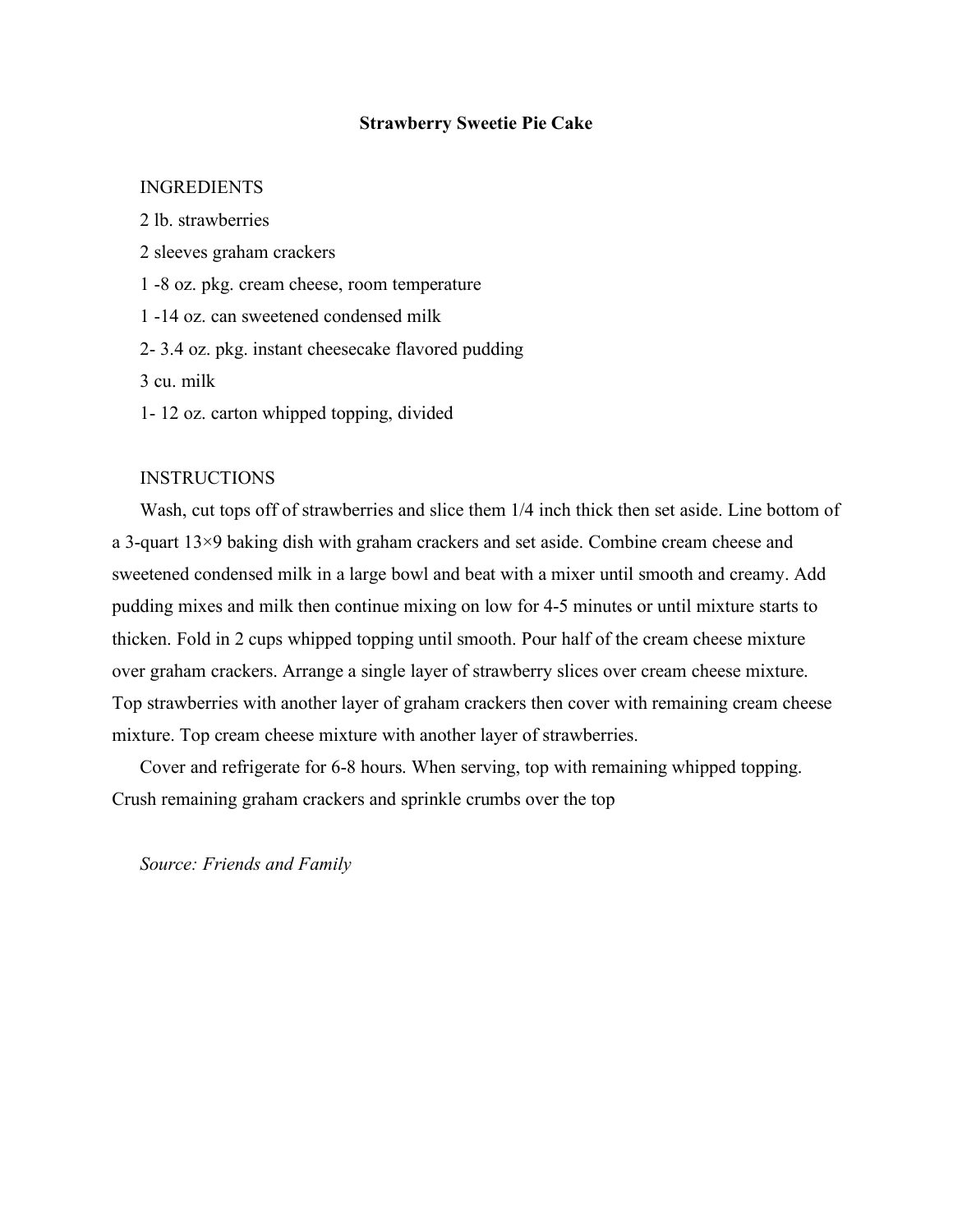# Strawberry Sweetie Pie Cake

## INGREDIENTS

2 lb. strawberries

2 sleeves graham crackers

1 -8 oz. pkg. cream cheese, room temperature

1 -14 oz. can sweetened condensed milk

2- 3.4 oz. pkg. instant cheesecake flavored pudding

3 cu. milk

1- 12 oz. carton whipped topping, divided

## INSTRUCTIONS

Wash, cut tops off of strawberries and slice them 1/4 inch thick then set aside. Line bottom of a 3-quart 13×9 baking dish with graham crackers and set aside. Combine cream cheese and sweetened condensed milk in a large bowl and beat with a mixer until smooth and creamy. Add pudding mixes and milk then continue mixing on low for 4-5 minutes or until mixture starts to thicken. Fold in 2 cups whipped topping until smooth. Pour half of the cream cheese mixture over graham crackers. Arrange a single layer of strawberry slices over cream cheese mixture. Top strawberries with another layer of graham crackers then cover with remaining cream cheese mixture. Top cream cheese mixture with another layer of strawberries.

Cover and refrigerate for 6-8 hours. When serving, top with remaining whipped topping. Crush remaining graham crackers and sprinkle crumbs over the top

*Source: Friends and Family*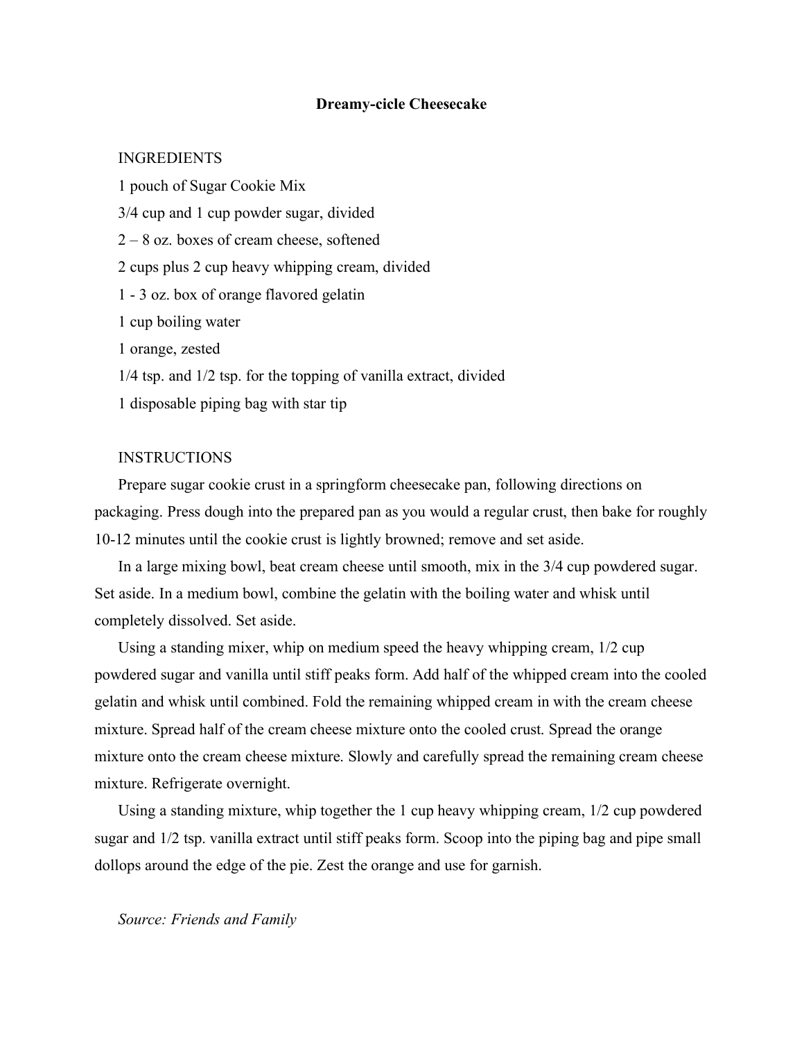# Dreamy-cicle Cheesecake

INGREDIENTS

1 pouch of Sugar Cookie Mix

3/4 cup and 1 cup powder sugar, divided

2 – 8 oz. boxes of cream cheese, softened

2 cups plus 2 cup heavy whipping cream, divided

1 - 3 oz. box of orange flavored gelatin

1 cup boiling water

1 orange, zested

1/4 tsp. and 1/2 tsp. for the topping of vanilla extract, divided

1 disposable piping bag with star tip

INSTRUCTIONS

Prepare sugar cookie crust in a springform cheesecake pan, following directions on packaging. Press dough into the prepared pan as you would a regular crust, then bake for roughly 10-12 minutes until the cookie crust is lightly browned; remove and set aside.

In a large mixing bowl, beat cream cheese until smooth, mix in the 3/4 cup powdered sugar. Set aside. In a medium bowl, combine the gelatin with the boiling water and whisk until completely dissolved. Set aside.

Using a standing mixer, whip on medium speed the heavy whipping cream, 1/2 cup powdered sugar and vanilla until stiff peaks form. Add half of the whipped cream into the cooled gelatin and whisk until combined. Fold the remaining whipped cream in with the cream cheese mixture. Spread half of the cream cheese mixture onto the cooled crust. Spread the orange mixture onto the cream cheese mixture. Slowly and carefully spread the remaining cream cheese mixture. Refrigerate overnight.

Using a standing mixture, whip together the 1 cup heavy whipping cream, 1/2 cup powdered sugar and 1/2 tsp. vanilla extract until stiff peaks form. Scoop into the piping bag and pipe small dollops around the edge of the pie. Zest the orange and use for garnish.

*Source: Friends and Family*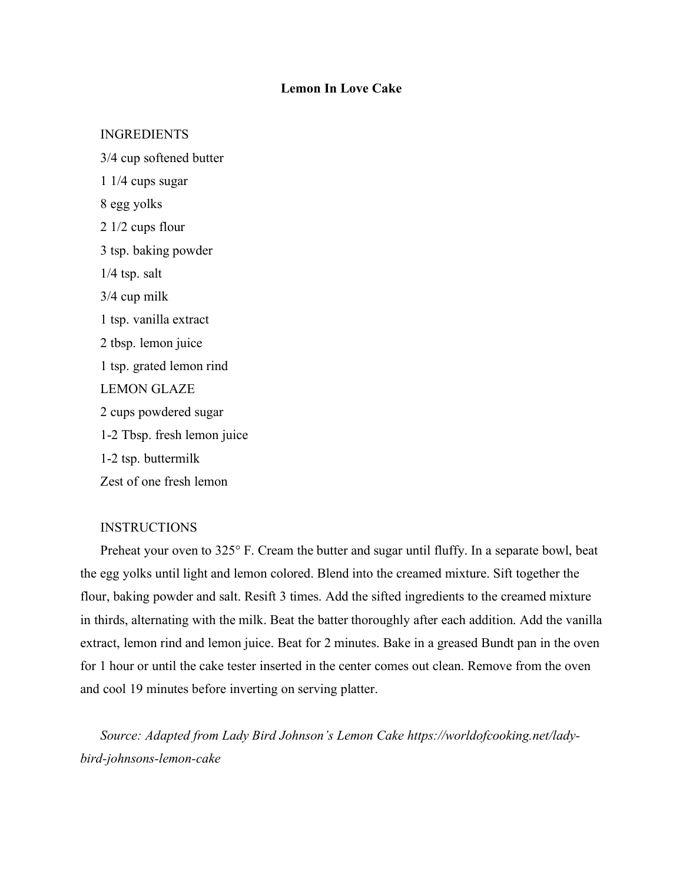# Lemon In Love Cake

INGREDIENTS

3/4 cup softened butter

1 1/4 cups sugar

8 egg yolks

2 1/2 cups flour

3 tsp. baking powder

1/4 tsp. salt

3/4 cup milk

1 tsp. vanilla extract

2 tbsp. lemon juice

1 tsp. grated lemon rind

LEMON GLAZE

2 cups powdered sugar

1-2 Tbsp. fresh lemon juice

1-2 tsp. buttermilk

Zest of one fresh lemon

INSTRUCTIONS

Preheat your oven to 325° F. Cream the butter and sugar until fluffy. In a separate bowl, beat the egg yolks until light and lemon colored. Blend into the creamed mixture. Sift together the flour, baking powder and salt. Resift 3 times. Add the sifted ingredients to the creamed mixture in thirds, alternating with the milk. Beat the batter thoroughly after each addition. Add the vanilla extract, lemon rind and lemon juice. Beat for 2 minutes. Bake in a greased Bundt pan in the oven for 1 hour or until the cake tester inserted in the center comes out clean. Remove from the oven and cool 19 minutes before inverting on serving platter.

*Source: Adapted from Lady Bird Johnson's Lemon Cake https://worldofcooking.net/lady-bird-johnsons-lemon-cake*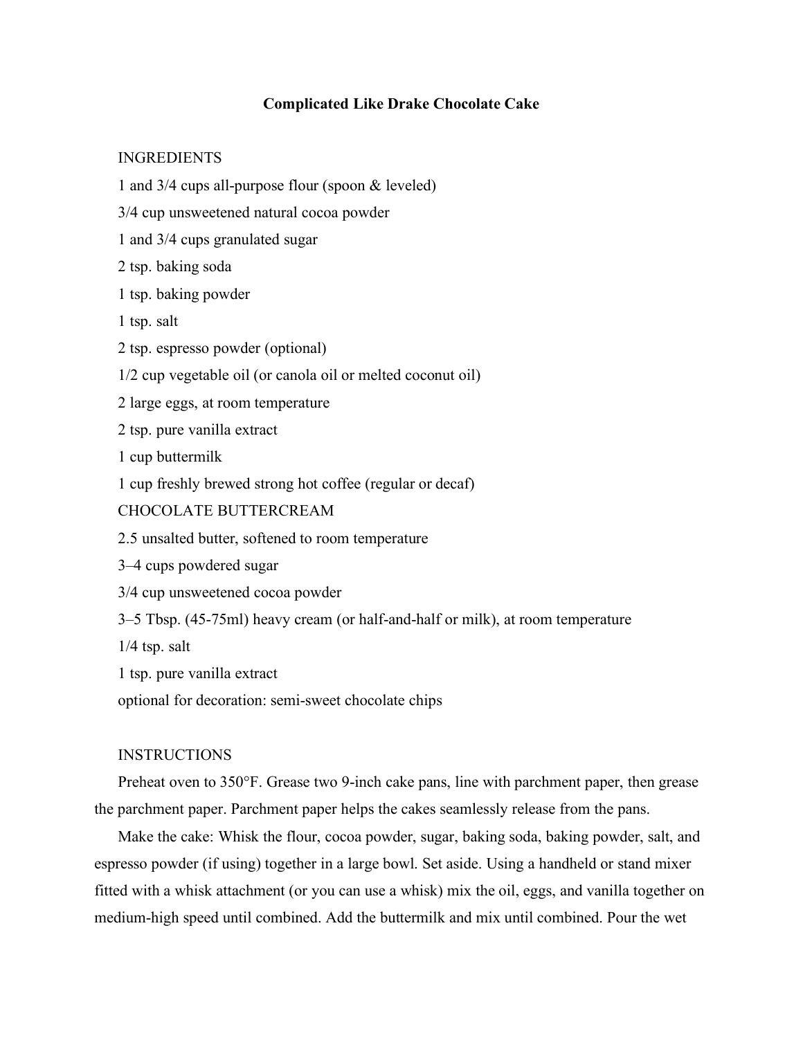# Complicated Like Drake Chocolate Cake

INGREDIENTS

1 and 3/4 cups all-purpose flour (spoon & leveled)

3/4 cup unsweetened natural cocoa powder

1 and 3/4 cups granulated sugar

2 tsp. baking soda

1 tsp. baking powder

1 tsp. salt

2 tsp. espresso powder (optional)

1/2 cup vegetable oil (or canola oil or melted coconut oil)

2 large eggs, at room temperature

2 tsp. pure vanilla extract

1 cup buttermilk

1 cup freshly brewed strong hot coffee (regular or decaf)

CHOCOLATE BUTTERCREAM

2.5 unsalted butter, softened to room temperature

3–4 cups powdered sugar

3/4 cup unsweetened cocoa powder

3–5 Tbsp. (45-75ml) heavy cream (or half-and-half or milk), at room temperature

1/4 tsp. salt

1 tsp. pure vanilla extract

optional for decoration: semi-sweet chocolate chips

INSTRUCTIONS

Preheat oven to 350°F. Grease two 9-inch cake pans, line with parchment paper, then grease the parchment paper. Parchment paper helps the cakes seamlessly release from the pans.

Make the cake: Whisk the flour, cocoa powder, sugar, baking soda, baking powder, salt, and espresso powder (if using) together in a large bowl. Set aside. Using a handheld or stand mixer fitted with a whisk attachment (or you can use a whisk) mix the oil, eggs, and vanilla together on medium-high speed until combined. Add the buttermilk and mix until combined. Pour the wet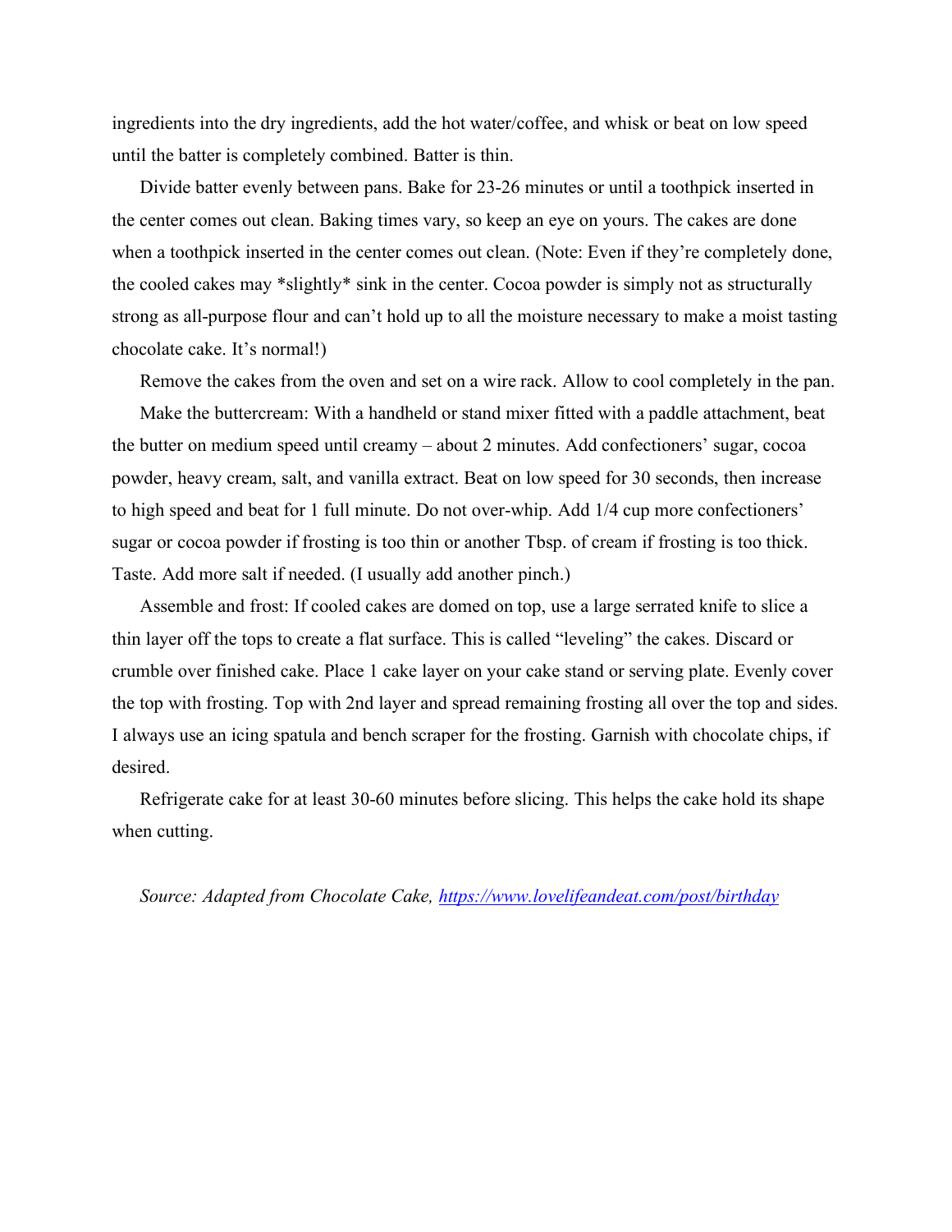ingredients into the dry ingredients, add the hot water/coffee, and whisk or beat on low speed until the batter is completely combined. Batter is thin.

Divide batter evenly between pans. Bake for 23-26 minutes or until a toothpick inserted in the center comes out clean. Baking times vary, so keep an eye on yours. The cakes are done when a toothpick inserted in the center comes out clean. (Note: Even if they're completely done, the cooled cakes may *slightly* sink in the center. Cocoa powder is simply not as structurally strong as all-purpose flour and can't hold up to all the moisture necessary to make a moist tasting chocolate cake. It's normal!)

Remove the cakes from the oven and set on a wire rack. Allow to cool completely in the pan.

Make the buttercream: With a handheld or stand mixer fitted with a paddle attachment, beat the butter on medium speed until creamy – about 2 minutes. Add confectioners' sugar, cocoa powder, heavy cream, salt, and vanilla extract. Beat on low speed for 30 seconds, then increase to high speed and beat for 1 full minute. Do not over-whip. Add 1/4 cup more confectioners' sugar or cocoa powder if frosting is too thin or another Tbsp. of cream if frosting is too thick. Taste. Add more salt if needed. (I usually add another pinch.)

Assemble and frost: If cooled cakes are domed on top, use a large serrated knife to slice a thin layer off the tops to create a flat surface. This is called "leveling" the cakes. Discard or crumble over finished cake. Place 1 cake layer on your cake stand or serving plate. Evenly cover the top with frosting. Top with 2nd layer and spread remaining frosting all over the top and sides. I always use an icing spatula and bench scraper for the frosting. Garnish with chocolate chips, if desired.

Refrigerate cake for at least 30-60 minutes before slicing. This helps the cake hold its shape when cutting.

*Source: Adapted from Chocolate Cake, [https://www.lovelifeandeat.com/post/birthday](https://www.lovelifeandeat.com/post/birthday)*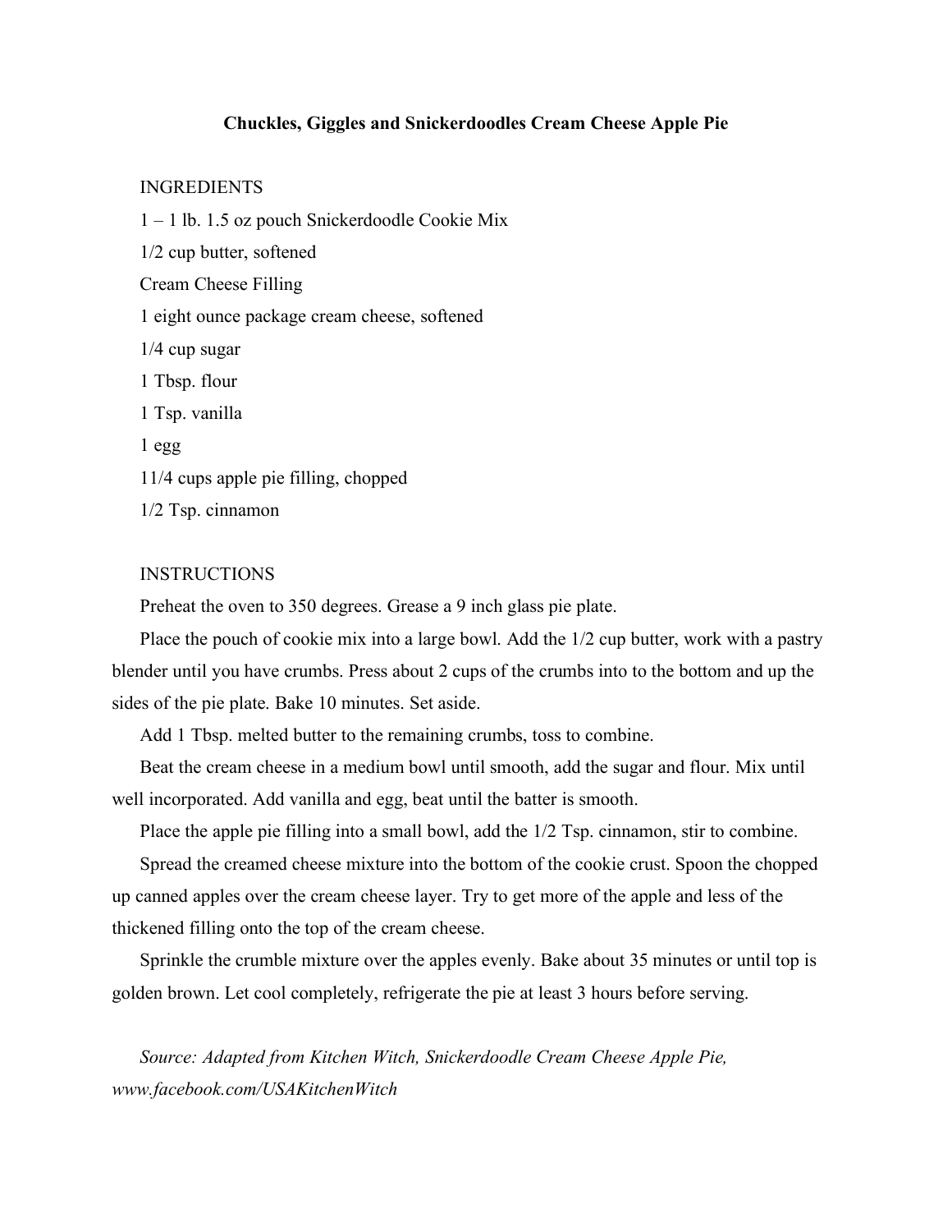# Chuckles, Giggles and Snickerdoodles Cream Cheese Apple Pie

INGREDIENTS

1 – 1 lb. 1.5 oz pouch Snickerdoodle Cookie Mix

1/2 cup butter, softened

Cream Cheese Filling

1 eight ounce package cream cheese, softened

1/4 cup sugar

1 Tbsp. flour

1 Tsp. vanilla

1 egg

11/4 cups apple pie filling, chopped

1/2 Tsp. cinnamon

INSTRUCTIONS

Preheat the oven to 350 degrees. Grease a 9 inch glass pie plate.

Place the pouch of cookie mix into a large bowl. Add the 1/2 cup butter, work with a pastry blender until you have crumbs. Press about 2 cups of the crumbs into to the bottom and up the sides of the pie plate. Bake 10 minutes. Set aside.

Add 1 Tbsp. melted butter to the remaining crumbs, toss to combine.

Beat the cream cheese in a medium bowl until smooth, add the sugar and flour. Mix until well incorporated. Add vanilla and egg, beat until the batter is smooth.

Place the apple pie filling into a small bowl, add the 1/2 Tsp. cinnamon, stir to combine.

Spread the creamed cheese mixture into the bottom of the cookie crust. Spoon the chopped up canned apples over the cream cheese layer. Try to get more of the apple and less of the thickened filling onto the top of the cream cheese.

Sprinkle the crumble mixture over the apples evenly. Bake about 35 minutes or until top is golden brown. Let cool completely, refrigerate the pie at least 3 hours before serving.

*Source: Adapted from Kitchen Witch, Snickerdoodle Cream Cheese Apple Pie, www.facebook.com/USAKitchenWitch*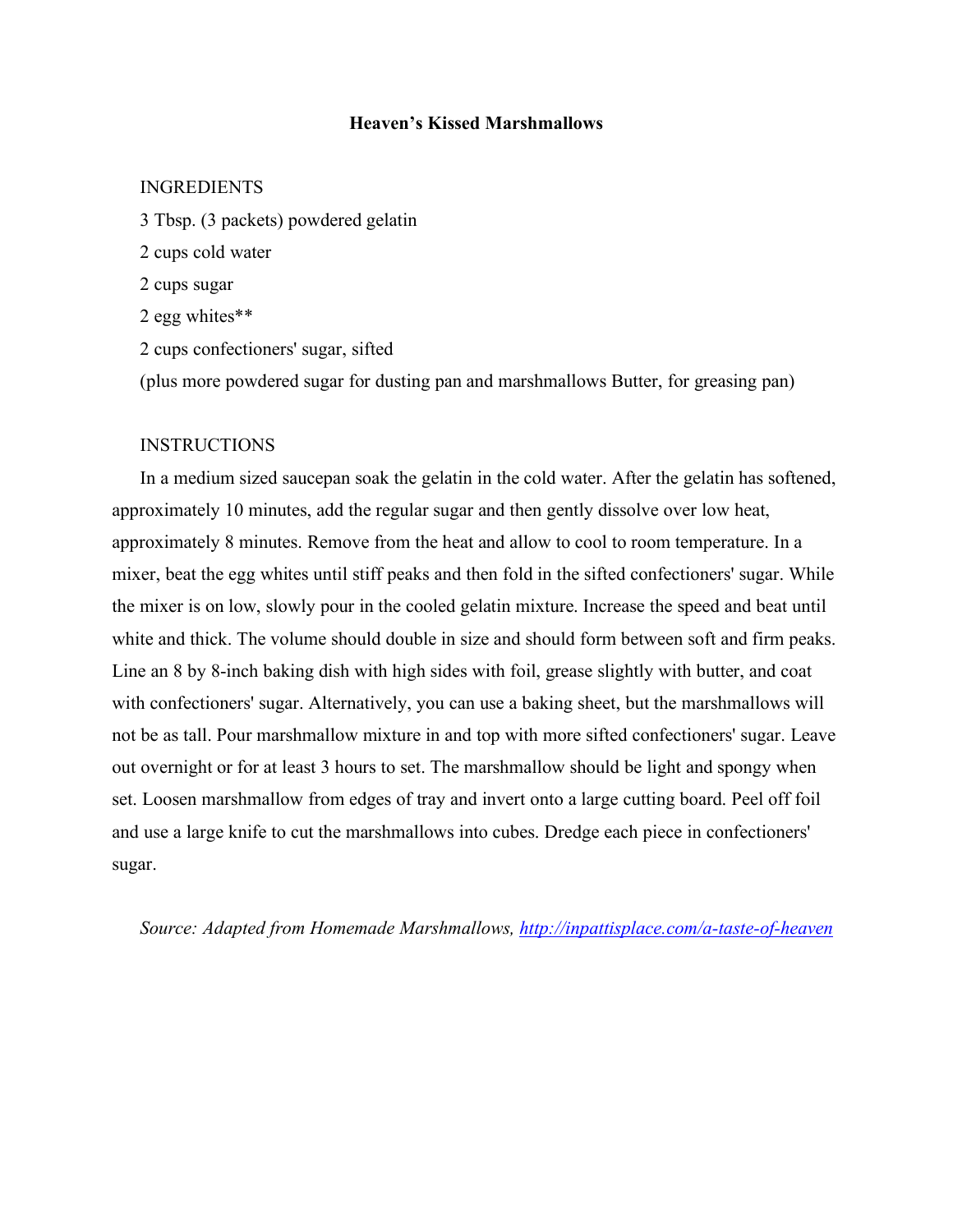# Heaven's Kissed Marshmallows

INGREDIENTS

3 Tbsp. (3 packets) powdered gelatin

2 cups cold water

2 cups sugar

2 egg whites**

2 cups confectioners' sugar, sifted

(plus more powdered sugar for dusting pan and marshmallows Butter, for greasing pan)

INSTRUCTIONS

In a medium sized saucepan soak the gelatin in the cold water. After the gelatin has softened, approximately 10 minutes, add the regular sugar and then gently dissolve over low heat, approximately 8 minutes. Remove from the heat and allow to cool to room temperature. In a mixer, beat the egg whites until stiff peaks and then fold in the sifted confectioners' sugar. While the mixer is on low, slowly pour in the cooled gelatin mixture. Increase the speed and beat until white and thick. The volume should double in size and should form between soft and firm peaks. Line an 8 by 8-inch baking dish with high sides with foil, grease slightly with butter, and coat with confectioners' sugar. Alternatively, you can use a baking sheet, but the marshmallows will not be as tall. Pour marshmallow mixture in and top with more sifted confectioners' sugar. Leave out overnight or for at least 3 hours to set. The marshmallow should be light and spongy when set. Loosen marshmallow from edges of tray and invert onto a large cutting board. Peel off foil and use a large knife to cut the marshmallows into cubes. Dredge each piece in confectioners' sugar.

*Source: Adapted from Homemade Marshmallows, [http://inpattisplace.com/a-taste-of-heaven](http://inpattisplace.com/a-taste-of-heaven)*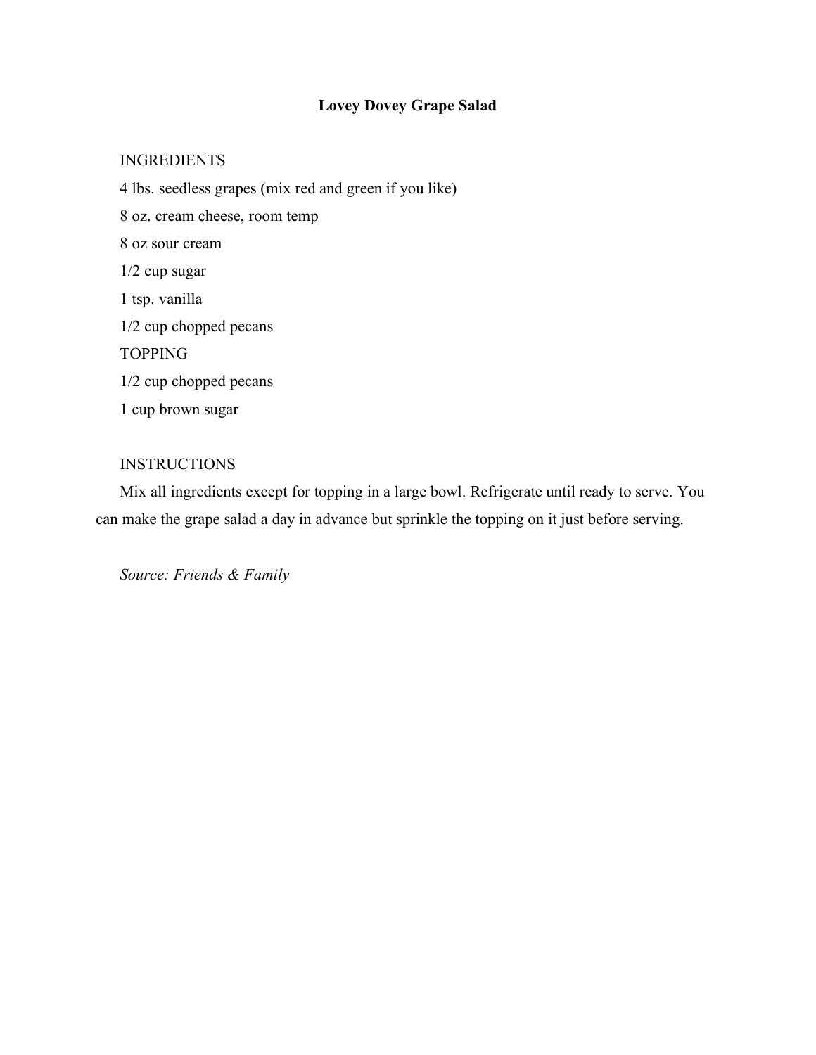# Lovey Dovey Grape Salad

INGREDIENTS

4 lbs. seedless grapes (mix red and green if you like)

8 oz. cream cheese, room temp

8 oz sour cream

1/2 cup sugar

1 tsp. vanilla

1/2 cup chopped pecans

TOPPING

1/2 cup chopped pecans

1 cup brown sugar

INSTRUCTIONS

Mix all ingredients except for topping in a large bowl. Refrigerate until ready to serve. You can make the grape salad a day in advance but sprinkle the topping on it just before serving.

*Source: Friends & Family*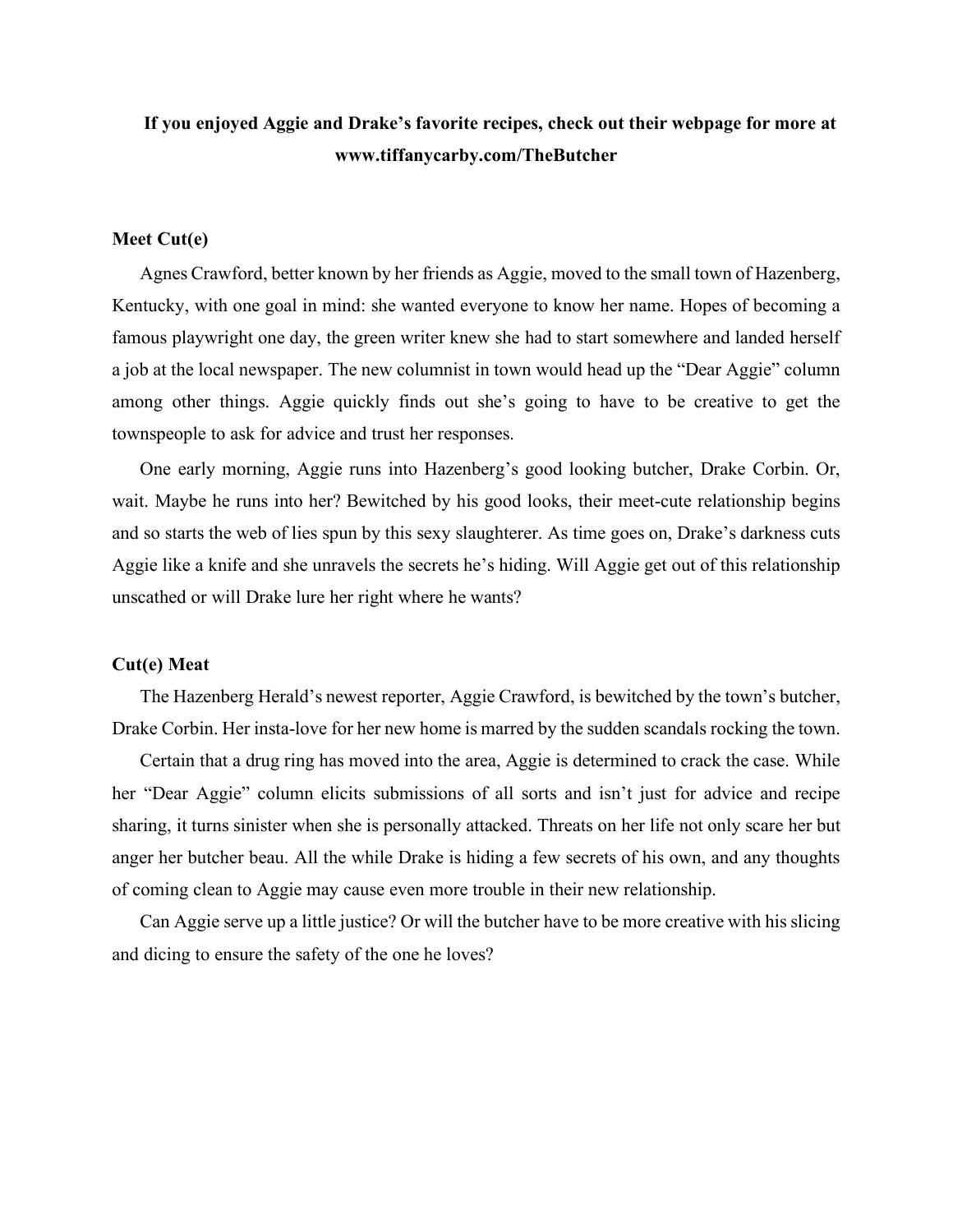**If you enjoyed Aggie and Drake's favorite recipes, check out their webpage for more at www.tiffanycarby.com/TheButcher**

### Meet Cut(e)

Agnes Crawford, better known by her friends as Aggie, moved to the small town of Hazenberg, Kentucky, with one goal in mind: she wanted everyone to know her name. Hopes of becoming a famous playwright one day, the green writer knew she had to start somewhere and landed herself a job at the local newspaper. The new columnist in town would head up the "Dear Aggie" column among other things. Aggie quickly finds out she's going to have to be creative to get the townspeople to ask for advice and trust her responses.

One early morning, Aggie runs into Hazenberg's good looking butcher, Drake Corbin. Or, wait. Maybe he runs into her? Bewitched by his good looks, their meet-cute relationship begins and so starts the web of lies spun by this sexy slaughterer. As time goes on, Drake's darkness cuts Aggie like a knife and she unravels the secrets he's hiding. Will Aggie get out of this relationship unscathed or will Drake lure her right where he wants?

### Cut(e) Meat

The Hazenberg Herald's newest reporter, Aggie Crawford, is bewitched by the town's butcher, Drake Corbin. Her insta-love for her new home is marred by the sudden scandals rocking the town.

Certain that a drug ring has moved into the area, Aggie is determined to crack the case. While her "Dear Aggie" column elicits submissions of all sorts and isn't just for advice and recipe sharing, it turns sinister when she is personally attacked. Threats on her life not only scare her but anger her butcher beau. All the while Drake is hiding a few secrets of his own, and any thoughts of coming clean to Aggie may cause even more trouble in their new relationship.

Can Aggie serve up a little justice? Or will the butcher have to be more creative with his slicing and dicing to ensure the safety of the one he loves?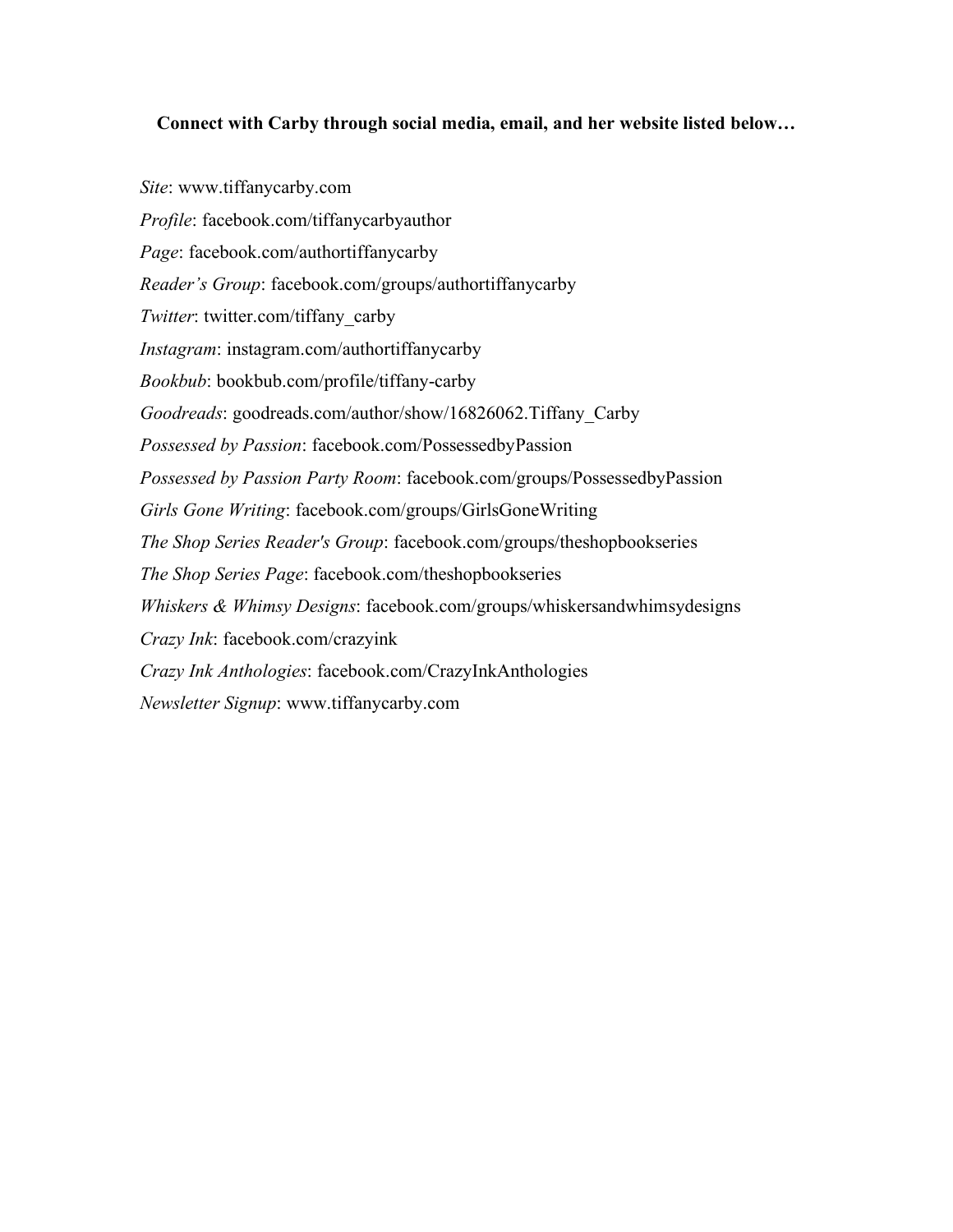**Connect with Carby through social media, email, and her website listed below…**

*Site*: www.tiffanycarby.com

*Profile*: facebook.com/tiffanycarbyauthor

*Page*: facebook.com/authortiffanycarby

*Reader's Group*: facebook.com/groups/authortiffanycarby

*Twitter*: twitter.com/tiffany_carby

*Instagram*: instagram.com/authortiffanycarby

*Bookbub*: bookbub.com/profile/tiffany-carby

*Goodreads*: goodreads.com/author/show/16826062.Tiffany_Carby

*Possessed by Passion*: facebook.com/PossessedbyPassion

*Possessed by Passion Party Room*: facebook.com/groups/PossessedbyPassion

*Girls Gone Writing*: facebook.com/groups/GirlsGoneWriting

*The Shop Series Reader's Group*: facebook.com/groups/theshopbookseries

*The Shop Series Page*: facebook.com/theshopbookseries

*Whiskers & Whimsy Designs*: facebook.com/groups/whiskersandwhimsydesigns

*Crazy Ink*: facebook.com/crazyink

*Crazy Ink Anthologies*: facebook.com/CrazyInkAnthologies

*Newsletter Signup*: www.tiffanycarby.com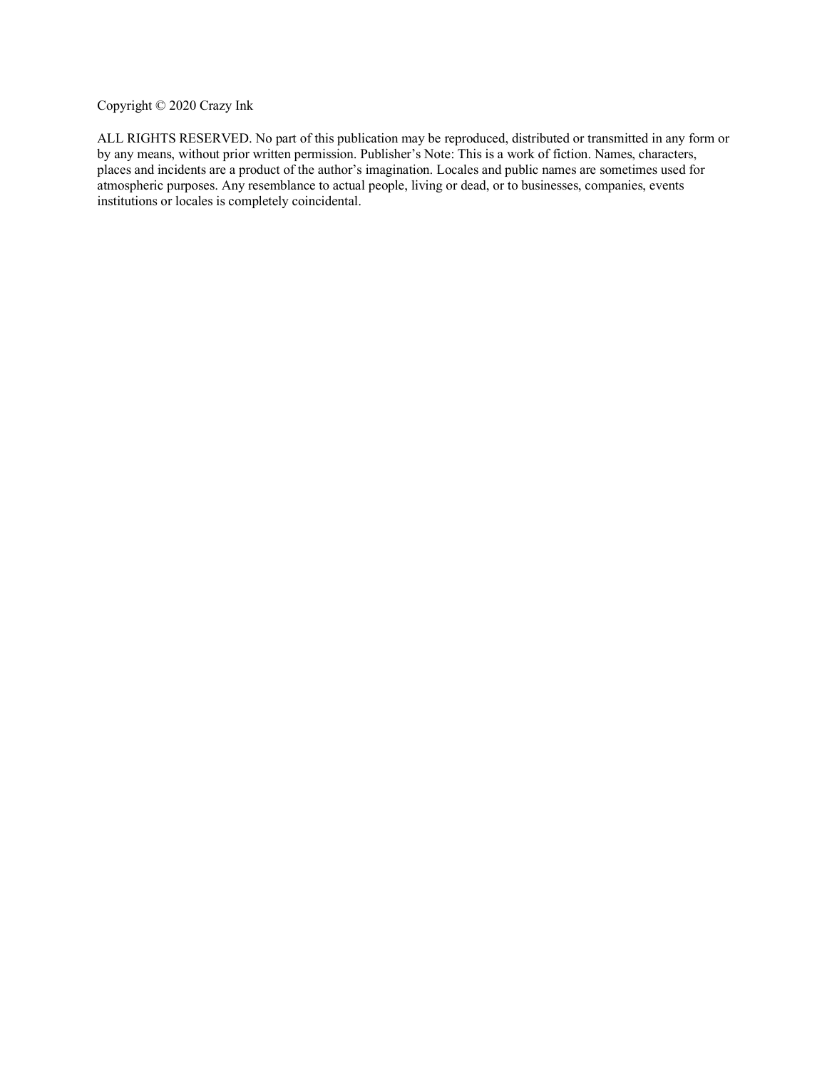Copyright © 2020 Crazy Ink

ALL RIGHTS RESERVED. No part of this publication may be reproduced, distributed or transmitted in any form or by any means, without prior written permission. Publisher's Note: This is a work of fiction. Names, characters, places and incidents are a product of the author's imagination. Locales and public names are sometimes used for atmospheric purposes. Any resemblance to actual people, living or dead, or to businesses, companies, events institutions or locales is completely coincidental.